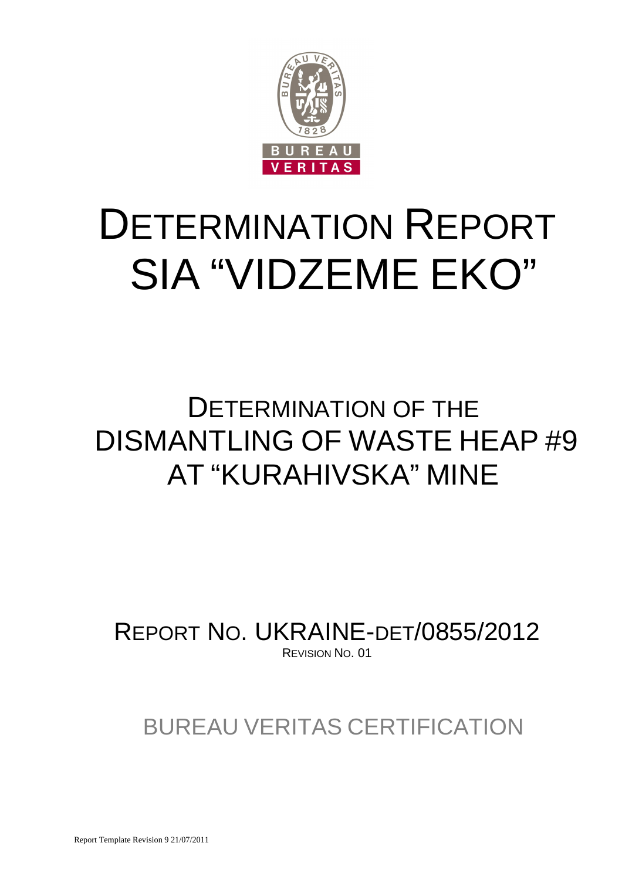# DETERMINATION REPORT SIA "VIDZEME EKO"

## DETERMINATION OF THE DISMANTLING OF WASTE HEAP #9 AT "KURAHIVSKA" MINE

REPORT NO. UKRAINE-DET/0855/2012

REVISION NO. 01

BUREAU VERITAS CERTIFICATION

Report Template Revision 9 21/07/2011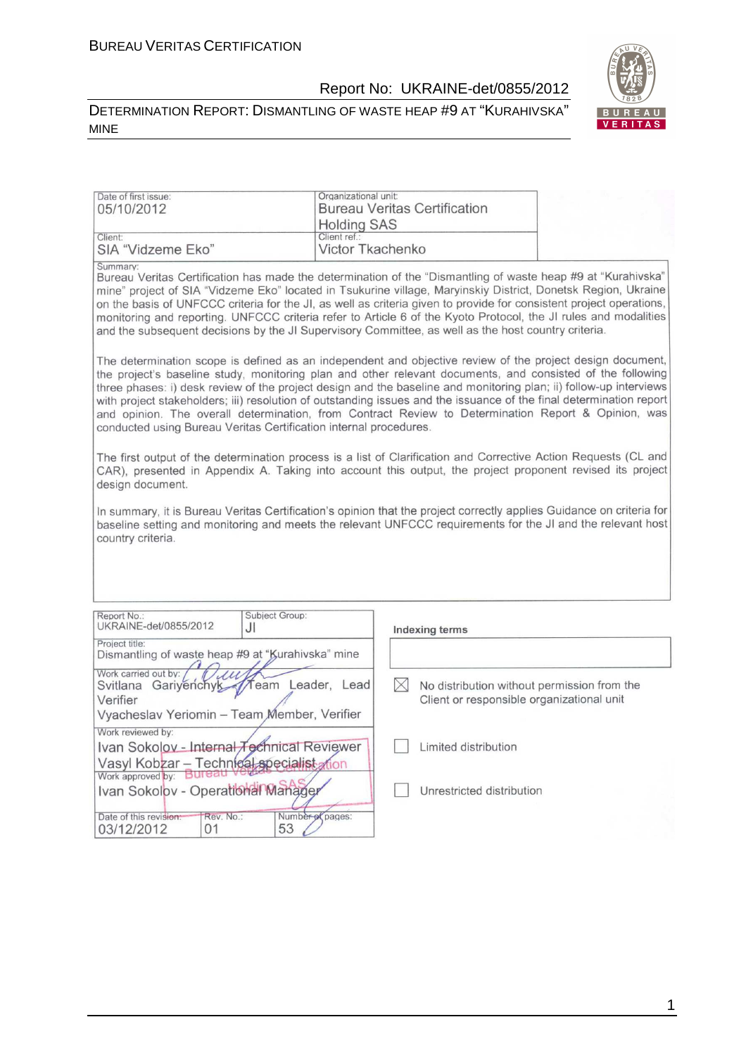| Date of first issue: 05/10/2012 | Organizational unit: Bureau Veritas Certification Holding SAS |
|---|---|
| Client: SIA "Vidzeme Eko" | Client ref.: Victor Tkachenko |

Summary:

Bureau Veritas Certification has made the determination of the "Dismantling of waste heap #9 at "Kurahivska" mine" project of SIA "Vidzeme Eko" located in Tsukurine village, Maryinskiy District, Donetsk Region, Ukraine on the basis of UNFCCC criteria for the JI, as well as criteria given to provide for consistent project operations, monitoring and reporting. UNFCCC criteria refer to Article 6 of the Kyoto Protocol, the JI rules and modalities and the subsequent decisions by the JI Supervisory Committee, as well as the host country criteria.

The determination scope is defined as an independent and objective review of the project design document, the project's baseline study, monitoring plan and other relevant documents, and consisted of the following three phases: i) desk review of the project design and the baseline and monitoring plan; ii) follow-up interviews with project stakeholders; iii) resolution of outstanding issues and the issuance of the final determination report and opinion. The overall determination, from Contract Review to Determination Report & Opinion, was conducted using Bureau Veritas Certification internal procedures.

The first output of the determination process is a list of Clarification and Corrective Action Requests (CL and CAR), presented in Appendix A. Taking into account this output, the project proponent revised its project design document.

In summary, it is Bureau Veritas Certification's opinion that the project correctly applies Guidance on criteria for baseline setting and monitoring and meets the relevant UNFCCC requirements for the JI and the relevant host country criteria.

| Report No.: UKRAINE-det/0855/2012 | Subject Group: JI | |
|---|---|---|
| Project title: Dismantling of waste heap #9 at "Kurahivska" mine | | |
| Work carried out by: Svitlana Gariyenchyk – Team Leader, Lead Verifier; Vyacheslav Yeriomin – Team Member, Verifier | | |
| Work reviewed by: Ivan Sokolov - Internal Technical Reviewer; Vasyl Kobzar – Technical specialist | | |
| Work approved by: Ivan Sokolov - Operational Manager | | |
| Date of this revision: 03/12/2012 | Rev. No.: 01 | Number of pages: 53 |

**Indexing terms**

- [x] No distribution without permission from the Client or responsible organizational unit
- [ ] Limited distribution
- [ ] Unrestricted distribution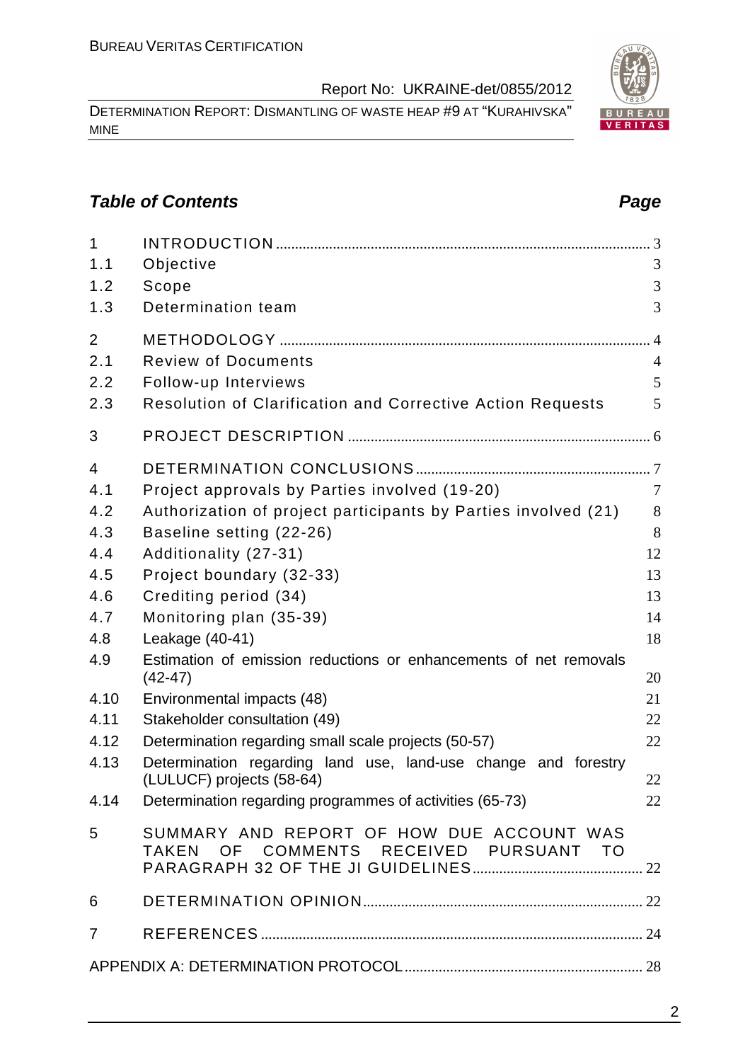## Table of Contents

| | | Page |
|---|---|---|
| 1 | INTRODUCTION | 3 |
| 1.1 | Objective | 3 |
| 1.2 | Scope | 3 |
| 1.3 | Determination team | 3 |
| 2 | METHODOLOGY | 4 |
| 2.1 | Review of Documents | 4 |
| 2.2 | Follow-up Interviews | 5 |
| 2.3 | Resolution of Clarification and Corrective Action Requests | 5 |
| 3 | PROJECT DESCRIPTION | 6 |
| 4 | DETERMINATION CONCLUSIONS | 7 |
| 4.1 | Project approvals by Parties involved (19-20) | 7 |
| 4.2 | Authorization of project participants by Parties involved (21) | 8 |
| 4.3 | Baseline setting (22-26) | 8 |
| 4.4 | Additionality (27-31) | 12 |
| 4.5 | Project boundary (32-33) | 13 |
| 4.6 | Crediting period (34) | 13 |
| 4.7 | Monitoring plan (35-39) | 14 |
| 4.8 | Leakage (40-41) | 18 |
| 4.9 | Estimation of emission reductions or enhancements of net removals (42-47) | 20 |
| 4.10 | Environmental impacts (48) | 21 |
| 4.11 | Stakeholder consultation (49) | 22 |
| 4.12 | Determination regarding small scale projects (50-57) | 22 |
| 4.13 | Determination regarding land use, land-use change and forestry (LULUCF) projects (58-64) | 22 |
| 4.14 | Determination regarding programmes of activities (65-73) | 22 |
| 5 | SUMMARY AND REPORT OF HOW DUE ACCOUNT WAS TAKEN OF COMMENTS RECEIVED PURSUANT TO PARAGRAPH 32 OF THE JI GUIDELINES | 22 |
| 6 | DETERMINATION OPINION | 22 |
| 7 | REFERENCES | 24 |
| | APPENDIX A: DETERMINATION PROTOCOL | 28 |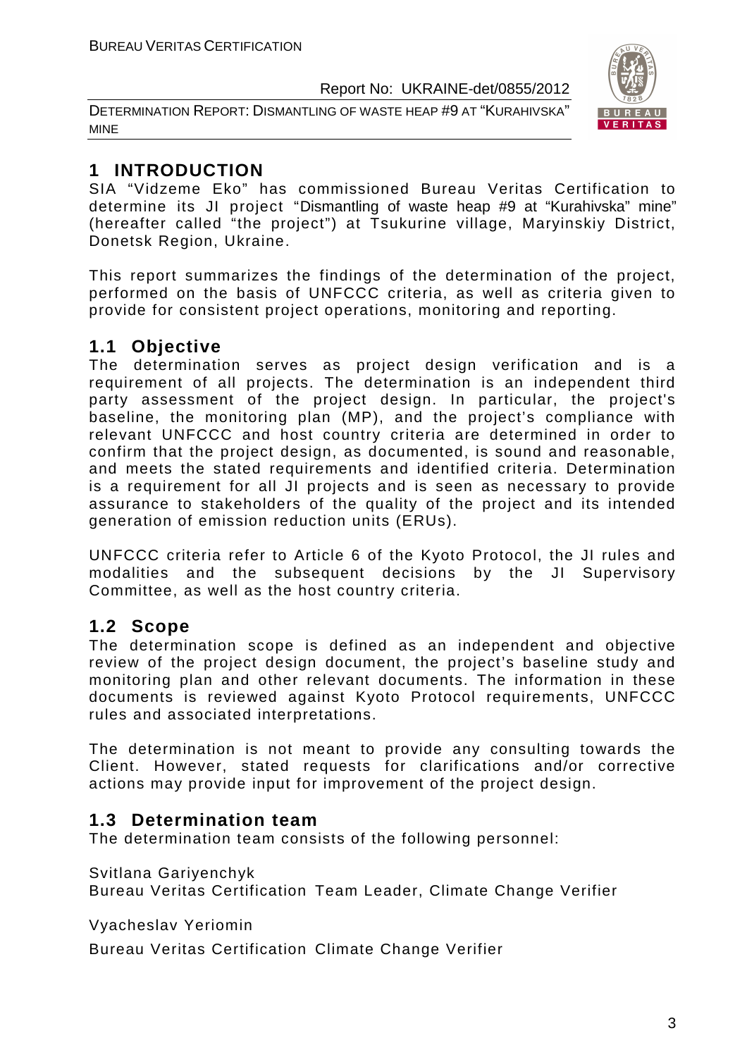# 1 INTRODUCTION

SIA "Vidzeme Eko" has commissioned Bureau Veritas Certification to determine its JI project "Dismantling of waste heap #9 at "Kurahivska" mine" (hereafter called "the project") at Tsukurine village, Maryinskiy District, Donetsk Region, Ukraine.

This report summarizes the findings of the determination of the project, performed on the basis of UNFCCC criteria, as well as criteria given to provide for consistent project operations, monitoring and reporting.

## 1.1 Objective

The determination serves as project design verification and is a requirement of all projects. The determination is an independent third party assessment of the project design. In particular, the project's baseline, the monitoring plan (MP), and the project's compliance with relevant UNFCCC and host country criteria are determined in order to confirm that the project design, as documented, is sound and reasonable, and meets the stated requirements and identified criteria. Determination is a requirement for all JI projects and is seen as necessary to provide assurance to stakeholders of the quality of the project and its intended generation of emission reduction units (ERUs).

UNFCCC criteria refer to Article 6 of the Kyoto Protocol, the JI rules and modalities and the subsequent decisions by the JI Supervisory Committee, as well as the host country criteria.

## 1.2 Scope

The determination scope is defined as an independent and objective review of the project design document, the project's baseline study and monitoring plan and other relevant documents. The information in these documents is reviewed against Kyoto Protocol requirements, UNFCCC rules and associated interpretations.

The determination is not meant to provide any consulting towards the Client. However, stated requests for clarifications and/or corrective actions may provide input for improvement of the project design.

## 1.3 Determination team

The determination team consists of the following personnel:

Svitlana Gariyenchyk
Bureau Veritas Certification Team Leader, Climate Change Verifier

Vyacheslav Yeriomin
Bureau Veritas Certification Climate Change Verifier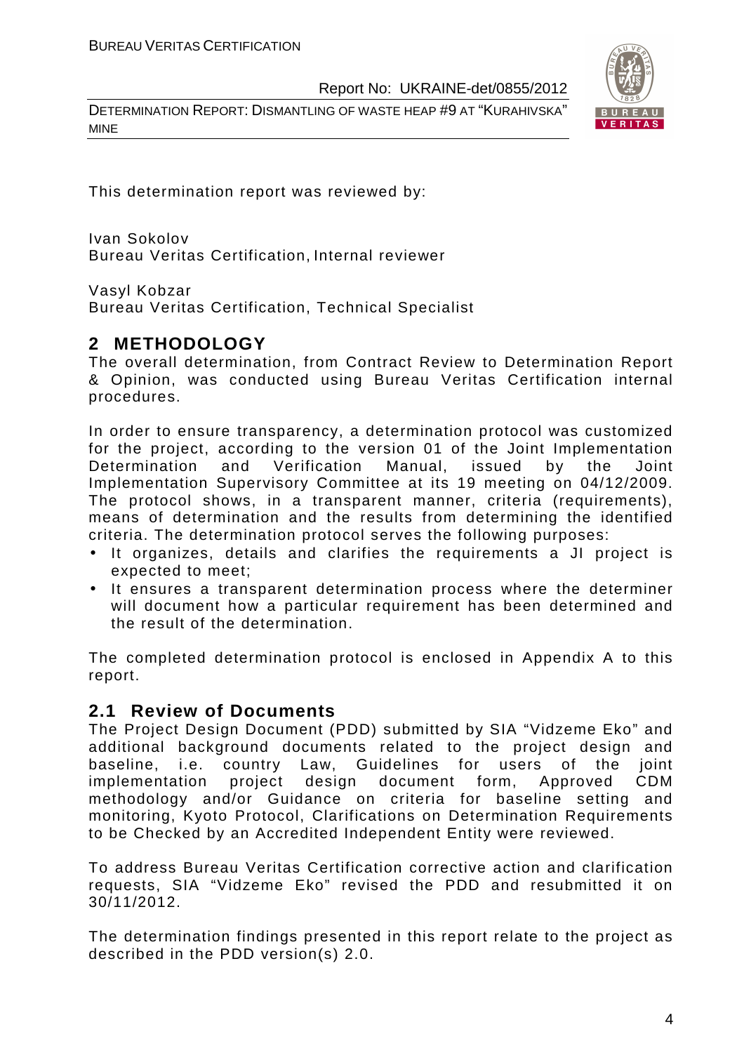This determination report was reviewed by:

Ivan Sokolov
Bureau Veritas Certification, Internal reviewer

Vasyl Kobzar
Bureau Veritas Certification, Technical Specialist

## 2 METHODOLOGY

The overall determination, from Contract Review to Determination Report & Opinion, was conducted using Bureau Veritas Certification internal procedures.

In order to ensure transparency, a determination protocol was customized for the project, according to the version 01 of the Joint Implementation Determination and Verification Manual, issued by the Joint Implementation Supervisory Committee at its 19 meeting on 04/12/2009. The protocol shows, in a transparent manner, criteria (requirements), means of determination and the results from determining the identified criteria. The determination protocol serves the following purposes:

- It organizes, details and clarifies the requirements a JI project is expected to meet;
- It ensures a transparent determination process where the determiner will document how a particular requirement has been determined and the result of the determination.

The completed determination protocol is enclosed in Appendix A to this report.

### 2.1 Review of Documents

The Project Design Document (PDD) submitted by SIA "Vidzeme Eko" and additional background documents related to the project design and baseline, i.e. country Law, Guidelines for users of the joint implementation project design document form, Approved CDM methodology and/or Guidance on criteria for baseline setting and monitoring, Kyoto Protocol, Clarifications on Determination Requirements to be Checked by an Accredited Independent Entity were reviewed.

To address Bureau Veritas Certification corrective action and clarification requests, SIA "Vidzeme Eko" revised the PDD and resubmitted it on 30/11/2012.

The determination findings presented in this report relate to the project as described in the PDD version(s) 2.0.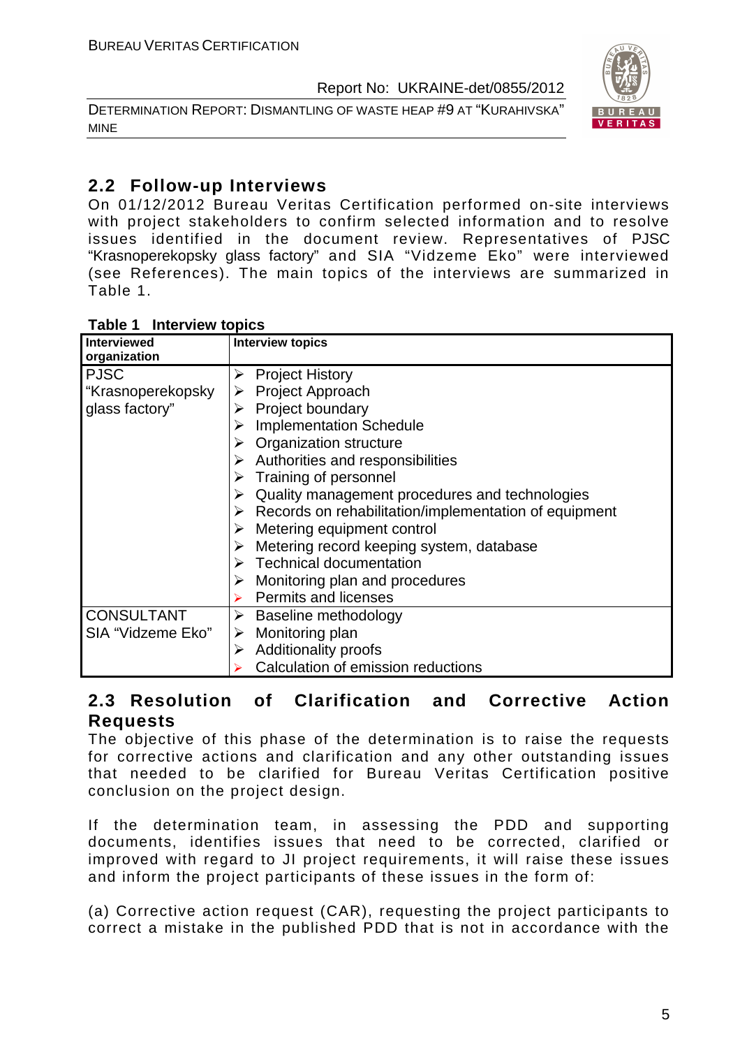## 2.2 Follow-up Interviews

On 01/12/2012 Bureau Veritas Certification performed on-site interviews with project stakeholders to confirm selected information and to resolve issues identified in the document review. Representatives of PJSC "Krasnoperekopsky glass factory" and SIA "Vidzeme Eko" were interviewed (see References). The main topics of the interviews are summarized in Table 1.

**Table 1 Interview topics**

| Interviewed organization | Interview topics |
|---|---|
| PJSC "Krasnoperekopsky glass factory" | ➢ Project History<br>➢ Project Approach<br>➢ Project boundary<br>➢ Implementation Schedule<br>➢ Organization structure<br>➢ Authorities and responsibilities<br>➢ Training of personnel<br>➢ Quality management procedures and technologies<br>➢ Records on rehabilitation/implementation of equipment<br>➢ Metering equipment control<br>➢ Metering record keeping system, database<br>➢ Technical documentation<br>➢ Monitoring plan and procedures<br>➢ Permits and licenses |
| CONSULTANT SIA "Vidzeme Eko" | ➢ Baseline methodology<br>➢ Monitoring plan<br>➢ Additionality proofs<br>➢ Calculation of emission reductions |

## 2.3 Resolution of Clarification and Corrective Action Requests

The objective of this phase of the determination is to raise the requests for corrective actions and clarification and any other outstanding issues that needed to be clarified for Bureau Veritas Certification positive conclusion on the project design.

If the determination team, in assessing the PDD and supporting documents, identifies issues that need to be corrected, clarified or improved with regard to JI project requirements, it will raise these issues and inform the project participants of these issues in the form of:

(a) Corrective action request (CAR), requesting the project participants to correct a mistake in the published PDD that is not in accordance with the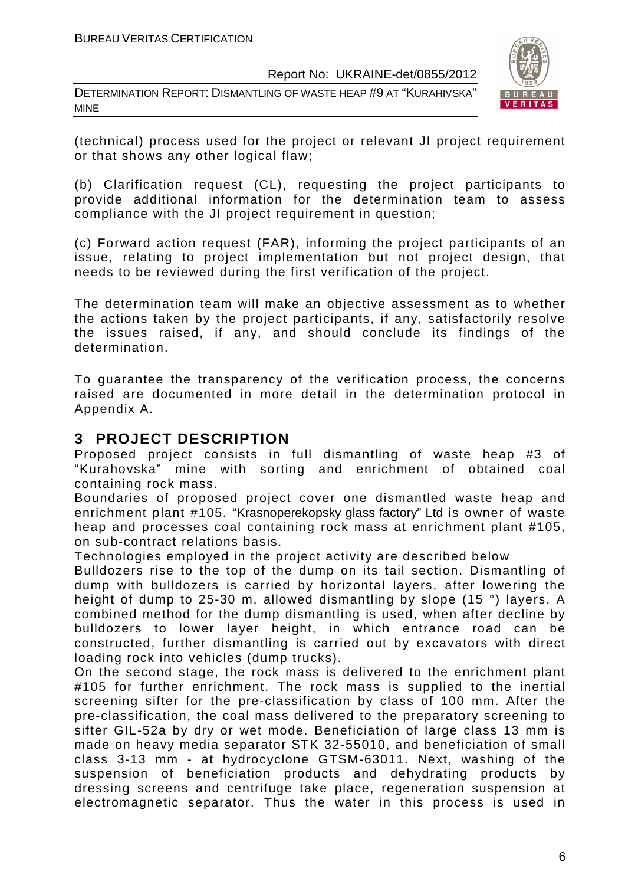(technical) process used for the project or relevant JI project requirement or that shows any other logical flaw;

(b) Clarification request (CL), requesting the project participants to provide additional information for the determination team to assess compliance with the JI project requirement in question;

(c) Forward action request (FAR), informing the project participants of an issue, relating to project implementation but not project design, that needs to be reviewed during the first verification of the project.

The determination team will make an objective assessment as to whether the actions taken by the project participants, if any, satisfactorily resolve the issues raised, if any, and should conclude its findings of the determination.

To guarantee the transparency of the verification process, the concerns raised are documented in more detail in the determination protocol in Appendix A.

# 3 PROJECT DESCRIPTION

Proposed project consists in full dismantling of waste heap #3 of "Kurahovska" mine with sorting and enrichment of obtained coal containing rock mass.

Boundaries of proposed project cover one dismantled waste heap and enrichment plant #105. "Krasnoperekopsky glass factory" Ltd is owner of waste heap and processes coal containing rock mass at enrichment plant #105, on sub-contract relations basis.

Technologies employed in the project activity are described below

Bulldozers rise to the top of the dump on its tail section. Dismantling of dump with bulldozers is carried by horizontal layers, after lowering the height of dump to 25-30 m, allowed dismantling by slope (15 °) layers. A combined method for the dump dismantling is used, when after decline by bulldozers to lower layer height, in which entrance road can be constructed, further dismantling is carried out by excavators with direct loading rock into vehicles (dump trucks).

On the second stage, the rock mass is delivered to the enrichment plant #105 for further enrichment. The rock mass is supplied to the inertial screening sifter for the pre-classification by class of 100 mm. After the pre-classification, the coal mass delivered to the preparatory screening to sifter GIL-52a by dry or wet mode. Beneficiation of large class 13 mm is made on heavy media separator STK 32-55010, and beneficiation of small class 3-13 mm - at hydrocyclone GTSM-63011. Next, washing of the suspension of beneficiation products and dehydrating products by dressing screens and centrifuge take place, regeneration suspension at electromagnetic separator. Thus the water in this process is used in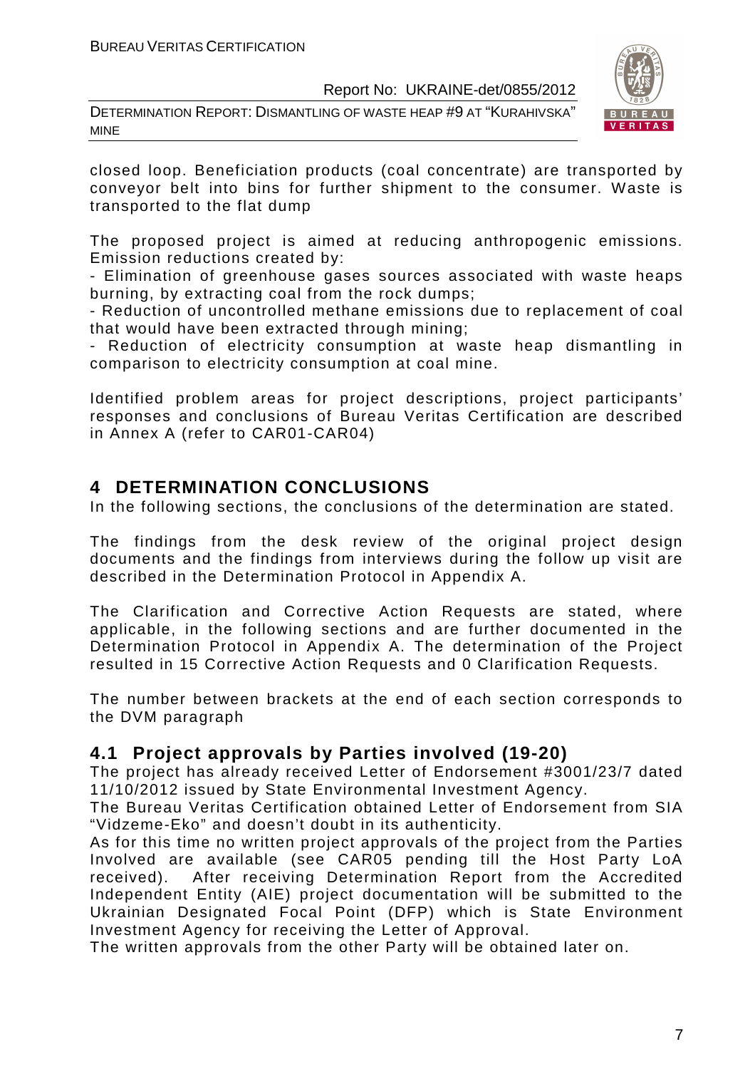closed loop. Beneficiation products (coal concentrate) are transported by conveyor belt into bins for further shipment to the consumer. Waste is transported to the flat dump

The proposed project is aimed at reducing anthropogenic emissions. Emission reductions created by:

- Elimination of greenhouse gases sources associated with waste heaps burning, by extracting coal from the rock dumps;
- Reduction of uncontrolled methane emissions due to replacement of coal that would have been extracted through mining;
- Reduction of electricity consumption at waste heap dismantling in comparison to electricity consumption at coal mine.

Identified problem areas for project descriptions, project participants' responses and conclusions of Bureau Veritas Certification are described in Annex A (refer to CAR01-CAR04)

# 4 DETERMINATION CONCLUSIONS

In the following sections, the conclusions of the determination are stated.

The findings from the desk review of the original project design documents and the findings from interviews during the follow up visit are described in the Determination Protocol in Appendix A.

The Clarification and Corrective Action Requests are stated, where applicable, in the following sections and are further documented in the Determination Protocol in Appendix A. The determination of the Project resulted in 15 Corrective Action Requests and 0 Clarification Requests.

The number between brackets at the end of each section corresponds to the DVM paragraph

## 4.1 Project approvals by Parties involved (19-20)

The project has already received Letter of Endorsement #3001/23/7 dated 11/10/2012 issued by State Environmental Investment Agency.

The Bureau Veritas Certification obtained Letter of Endorsement from SIA "Vidzeme-Eko" and doesn't doubt in its authenticity.

As for this time no written project approvals of the project from the Parties Involved are available (see CAR05 pending till the Host Party LoA received). After receiving Determination Report from the Accredited Independent Entity (AIE) project documentation will be submitted to the Ukrainian Designated Focal Point (DFP) which is State Environment Investment Agency for receiving the Letter of Approval.

The written approvals from the other Party will be obtained later on.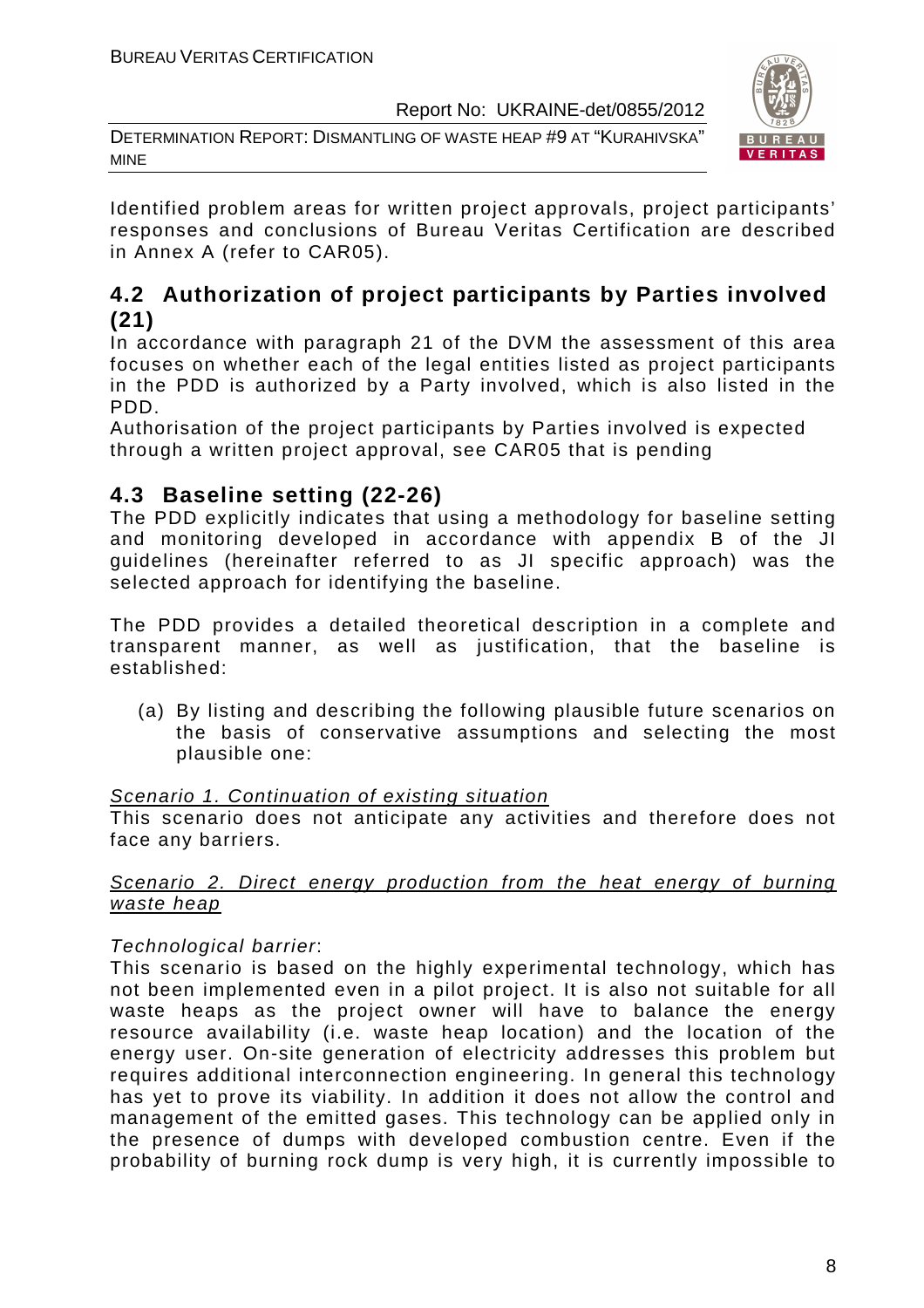Identified problem areas for written project approvals, project participants' responses and conclusions of Bureau Veritas Certification are described in Annex A (refer to CAR05).

## 4.2 Authorization of project participants by Parties involved (21)

In accordance with paragraph 21 of the DVM the assessment of this area focuses on whether each of the legal entities listed as project participants in the PDD is authorized by a Party involved, which is also listed in the PDD.

Authorisation of the project participants by Parties involved is expected through a written project approval, see CAR05 that is pending

## 4.3 Baseline setting (22-26)

The PDD explicitly indicates that using a methodology for baseline setting and monitoring developed in accordance with appendix B of the JI guidelines (hereinafter referred to as JI specific approach) was the selected approach for identifying the baseline.

The PDD provides a detailed theoretical description in a complete and transparent manner, as well as justification, that the baseline is established:

(a) By listing and describing the following plausible future scenarios on the basis of conservative assumptions and selecting the most plausible one:

<u>Scenario 1. Continuation of existing situation</u>

This scenario does not anticipate any activities and therefore does not face any barriers.

<u>Scenario 2. Direct energy production from the heat energy of burning waste heap</u>

*Technological barrier*:

This scenario is based on the highly experimental technology, which has not been implemented even in a pilot project. It is also not suitable for all waste heaps as the project owner will have to balance the energy resource availability (i.e. waste heap location) and the location of the energy user. On-site generation of electricity addresses this problem but requires additional interconnection engineering. In general this technology has yet to prove its viability. In addition it does not allow the control and management of the emitted gases. This technology can be applied only in the presence of dumps with developed combustion centre. Even if the probability of burning rock dump is very high, it is currently impossible to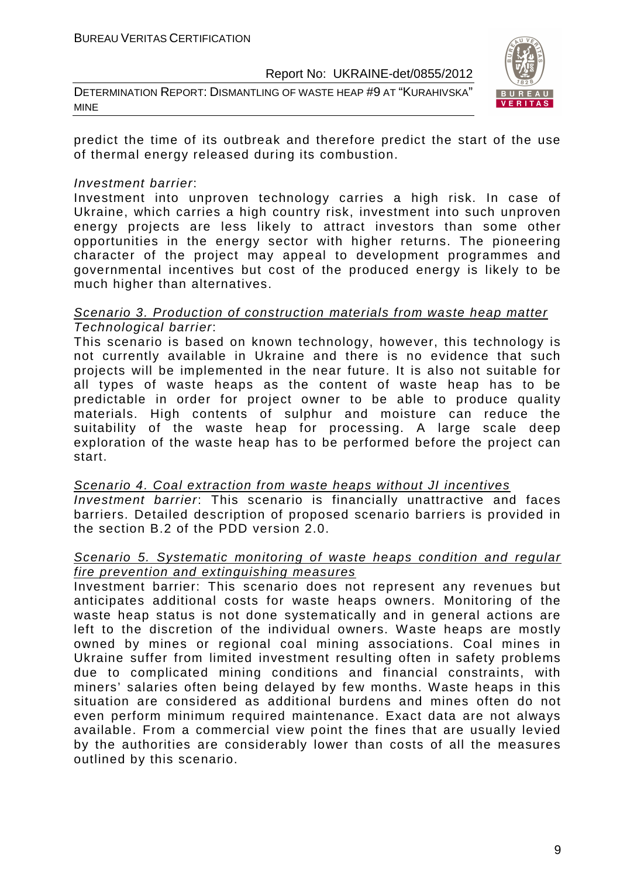predict the time of its outbreak and therefore predict the start of the use of thermal energy released during its combustion.

*Investment barrier*:
Investment into unproven technology carries a high risk. In case of Ukraine, which carries a high country risk, investment into such unproven energy projects are less likely to attract investors than some other opportunities in the energy sector with higher returns. The pioneering character of the project may appeal to development programmes and governmental incentives but cost of the produced energy is likely to be much higher than alternatives.

<u>Scenario 3. Production of construction materials from waste heap matter</u>
*Technological barrier*:
This scenario is based on known technology, however, this technology is not currently available in Ukraine and there is no evidence that such projects will be implemented in the near future. It is also not suitable for all types of waste heaps as the content of waste heap has to be predictable in order for project owner to be able to produce quality materials. High contents of sulphur and moisture can reduce the suitability of the waste heap for processing. A large scale deep exploration of the waste heap has to be performed before the project can start.

<u>Scenario 4. Coal extraction from waste heaps without JI incentives</u>
*Investment barrier*: This scenario is financially unattractive and faces barriers. Detailed description of proposed scenario barriers is provided in the section B.2 of the PDD version 2.0.

<u>Scenario 5. Systematic monitoring of waste heaps condition and regular fire prevention and extinguishing measures</u>
Investment barrier: This scenario does not represent any revenues but anticipates additional costs for waste heaps owners. Monitoring of the waste heap status is not done systematically and in general actions are left to the discretion of the individual owners. Waste heaps are mostly owned by mines or regional coal mining associations. Coal mines in Ukraine suffer from limited investment resulting often in safety problems due to complicated mining conditions and financial constraints, with miners' salaries often being delayed by few months. Waste heaps in this situation are considered as additional burdens and mines often do not even perform minimum required maintenance. Exact data are not always available. From a commercial view point the fines that are usually levied by the authorities are considerably lower than costs of all the measures outlined by this scenario.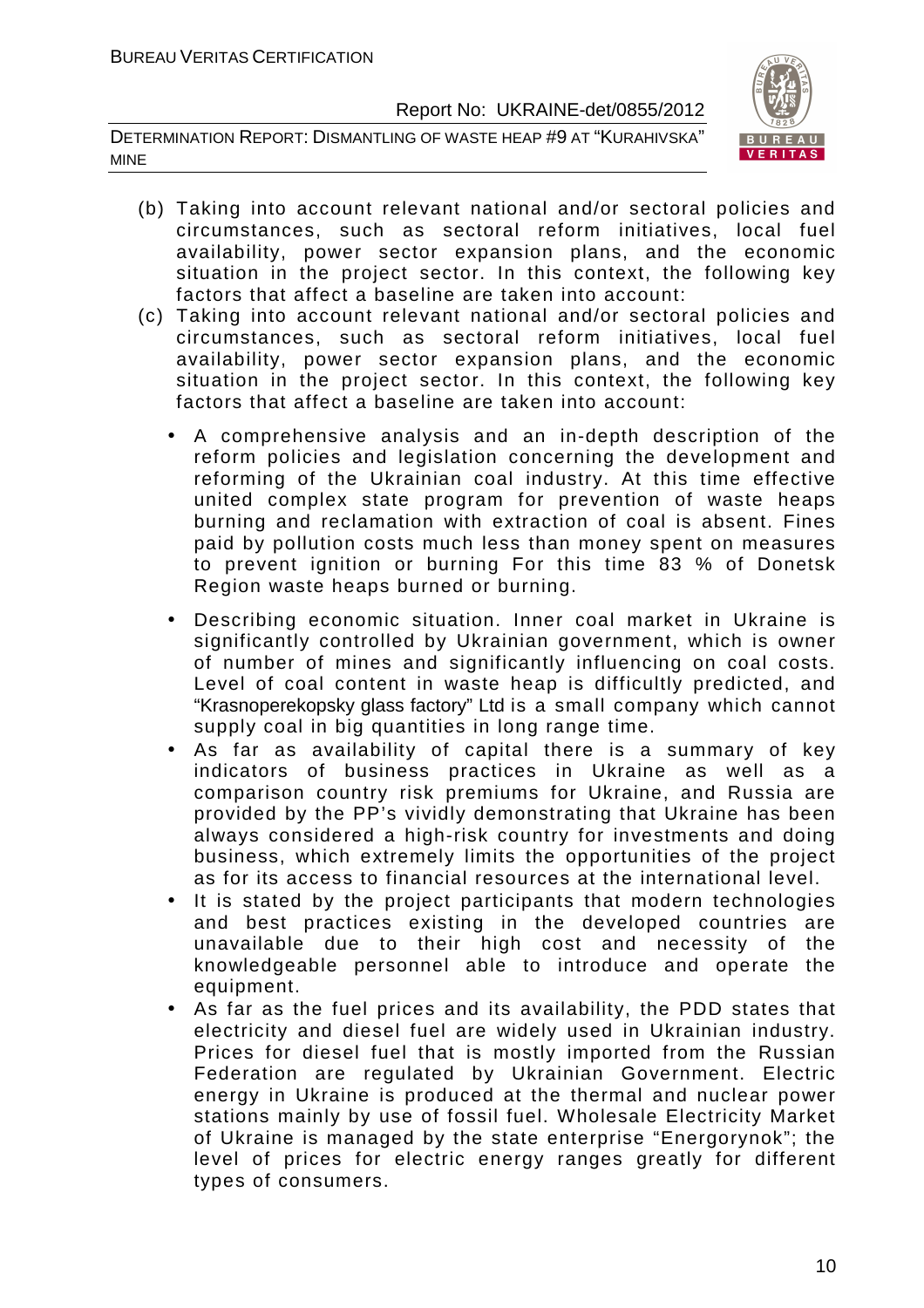(b) Taking into account relevant national and/or sectoral policies and circumstances, such as sectoral reform initiatives, local fuel availability, power sector expansion plans, and the economic situation in the project sector. In this context, the following key factors that affect a baseline are taken into account:

(c) Taking into account relevant national and/or sectoral policies and circumstances, such as sectoral reform initiatives, local fuel availability, power sector expansion plans, and the economic situation in the project sector. In this context, the following key factors that affect a baseline are taken into account:

- A comprehensive analysis and an in-depth description of the reform policies and legislation concerning the development and reforming of the Ukrainian coal industry. At this time effective united complex state program for prevention of waste heaps burning and reclamation with extraction of coal is absent. Fines paid by pollution costs much less than money spent on measures to prevent ignition or burning For this time 83 % of Donetsk Region waste heaps burned or burning.
- Describing economic situation. Inner coal market in Ukraine is significantly controlled by Ukrainian government, which is owner of number of mines and significantly influencing on coal costs. Level of coal content in waste heap is difficultly predicted, and "Krasnoperekopsky glass factory" Ltd is a small company which cannot supply coal in big quantities in long range time.
- As far as availability of capital there is a summary of key indicators of business practices in Ukraine as well as a comparison country risk premiums for Ukraine, and Russia are provided by the PP's vividly demonstrating that Ukraine has been always considered a high-risk country for investments and doing business, which extremely limits the opportunities of the project as for its access to financial resources at the international level.
- It is stated by the project participants that modern technologies and best practices existing in the developed countries are unavailable due to their high cost and necessity of the knowledgeable personnel able to introduce and operate the equipment.
- As far as the fuel prices and its availability, the PDD states that electricity and diesel fuel are widely used in Ukrainian industry. Prices for diesel fuel that is mostly imported from the Russian Federation are regulated by Ukrainian Government. Electric energy in Ukraine is produced at the thermal and nuclear power stations mainly by use of fossil fuel. Wholesale Electricity Market of Ukraine is managed by the state enterprise "Energorynok"; the level of prices for electric energy ranges greatly for different types of consumers.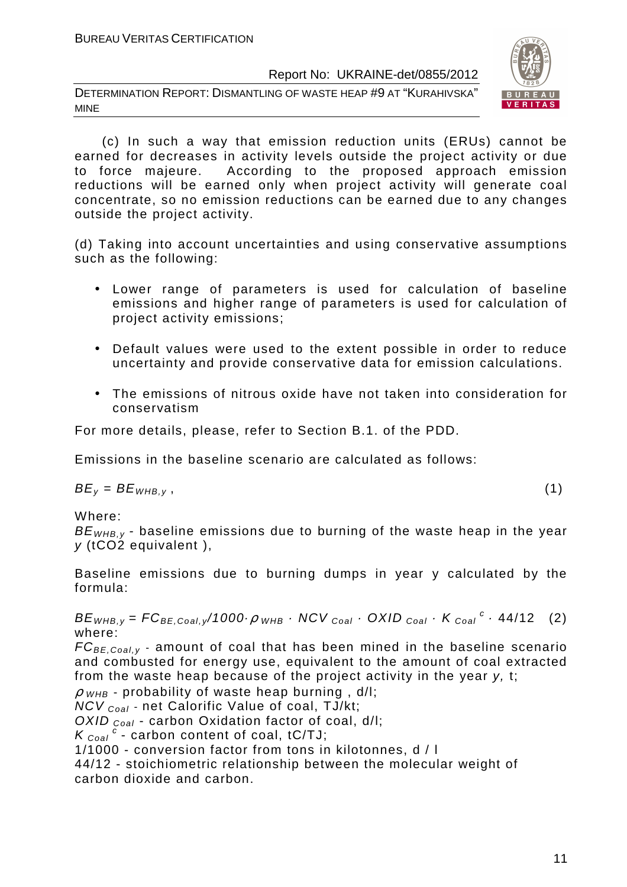(c) In such a way that emission reduction units (ERUs) cannot be earned for decreases in activity levels outside the project activity or due to force majeure. According to the proposed approach emission reductions will be earned only when project activity will generate coal concentrate, so no emission reductions can be earned due to any changes outside the project activity.

(d) Taking into account uncertainties and using conservative assumptions such as the following:

- Lower range of parameters is used for calculation of baseline emissions and higher range of parameters is used for calculation of project activity emissions;
- Default values were used to the extent possible in order to reduce uncertainty and provide conservative data for emission calculations.
- The emissions of nitrous oxide have not taken into consideration for conservatism

For more details, please, refer to Section B.1. of the PDD.

Emissions in the baseline scenario are calculated as follows:

$$BE_y = BE_{WHB,y}\ , \qquad (1)$$

Where:

$BE_{WHB,y}$ - baseline emissions due to burning of the waste heap in the year $y$ (tCO2 equivalent ),

Baseline emissions due to burning dumps in year y calculated by the formula:

$$BE_{WHB,y} = FC_{BE,Coal,y}/1000 \cdot \rho_{WHB} \cdot NCV_{Coal} \cdot OXID_{Coal} \cdot K_{Coal}^{\ c} \cdot 44/12 \qquad (2)$$

where:

$FC_{BE,Coal,y}$ - amount of coal that has been mined in the baseline scenario and combusted for energy use, equivalent to the amount of coal extracted from the waste heap because of the project activity in the year $y$, t;

$\rho_{WHB}$ - probability of waste heap burning , d/l;

$NCV_{Coal}$ - net Calorific Value of coal, TJ/kt;

$OXID_{Coal}$ - carbon Oxidation factor of coal, d/l;

$K_{Coal}^{\ c}$ - carbon content of coal, tC/TJ;

1/1000 - conversion factor from tons in kilotonnes, d / l

44/12 - stoichiometric relationship between the molecular weight of carbon dioxide and carbon.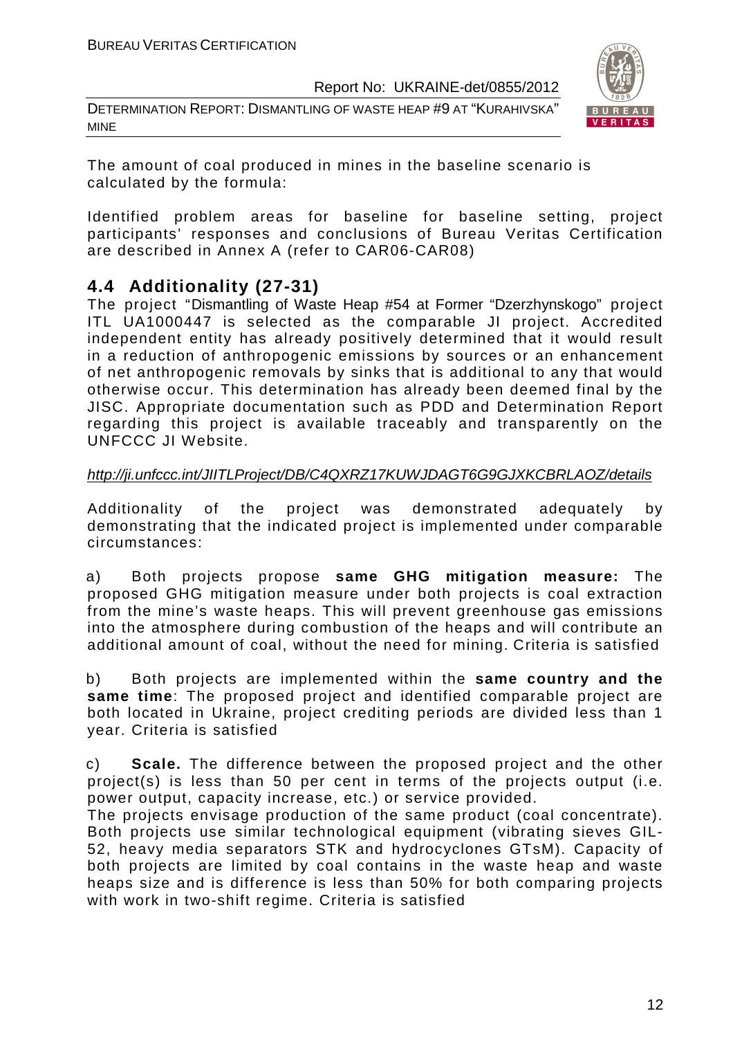The amount of coal produced in mines in the baseline scenario is calculated by the formula:

Identified problem areas for baseline for baseline setting, project participants' responses and conclusions of Bureau Veritas Certification are described in Annex A (refer to CAR06-CAR08)

## 4.4 Additionality (27-31)

The project "Dismantling of Waste Heap #54 at Former "Dzerzhynskogo" project ITL UA1000447 is selected as the comparable JI project. Accredited independent entity has already positively determined that it would result in a reduction of anthropogenic emissions by sources or an enhancement of net anthropogenic removals by sinks that is additional to any that would otherwise occur. This determination has already been deemed final by the JISC. Appropriate documentation such as PDD and Determination Report regarding this project is available traceably and transparently on the UNFCCC JI Website.

*http://ji.unfccc.int/JIITLProject/DB/C4QXRZ17KUWJDAGT6G9GJXKCBRLAOZ/details*

Additionality of the project was demonstrated adequately by demonstrating that the indicated project is implemented under comparable circumstances:

a) Both projects propose **same GHG mitigation measure:** The proposed GHG mitigation measure under both projects is coal extraction from the mine's waste heaps. This will prevent greenhouse gas emissions into the atmosphere during combustion of the heaps and will contribute an additional amount of coal, without the need for mining. Criteria is satisfied

b) Both projects are implemented within the **same country and the same time**: The proposed project and identified comparable project are both located in Ukraine, project crediting periods are divided less than 1 year. Criteria is satisfied

c) **Scale.** The difference between the proposed project and the other project(s) is less than 50 per cent in terms of the projects output (i.e. power output, capacity increase, etc.) or service provided.
The projects envisage production of the same product (coal concentrate). Both projects use similar technological equipment (vibrating sieves GIL-52, heavy media separators STK and hydrocyclones GTsM). Capacity of both projects are limited by coal contains in the waste heap and waste heaps size and is difference is less than 50% for both comparing projects with work in two-shift regime. Criteria is satisfied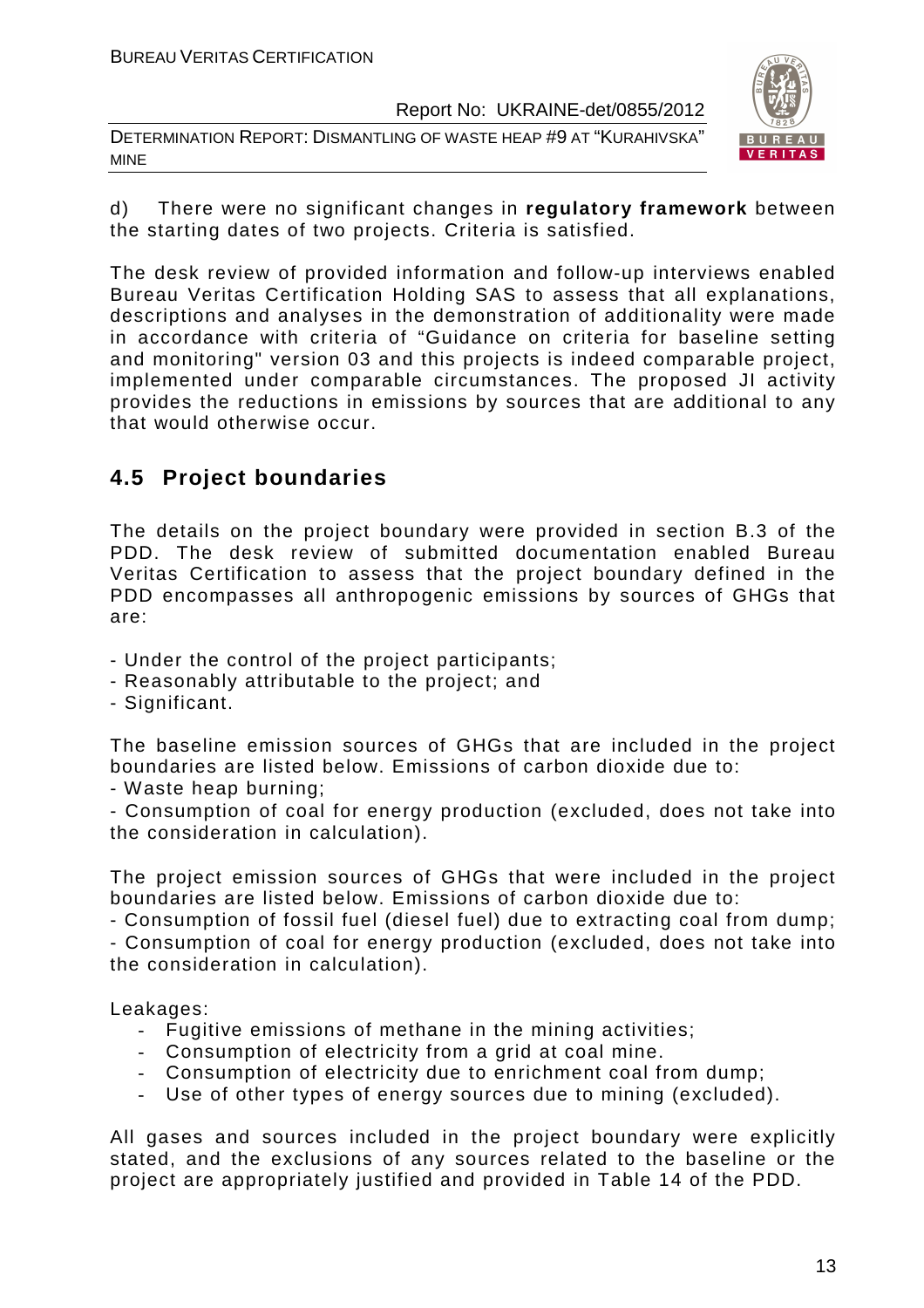d) There were no significant changes in **regulatory framework** between the starting dates of two projects. Criteria is satisfied.

The desk review of provided information and follow-up interviews enabled Bureau Veritas Certification Holding SAS to assess that all explanations, descriptions and analyses in the demonstration of additionality were made in accordance with criteria of "Guidance on criteria for baseline setting and monitoring" version 03 and this projects is indeed comparable project, implemented under comparable circumstances. The proposed JI activity provides the reductions in emissions by sources that are additional to any that would otherwise occur.

## 4.5 Project boundaries

The details on the project boundary were provided in section B.3 of the PDD. The desk review of submitted documentation enabled Bureau Veritas Certification to assess that the project boundary defined in the PDD encompasses all anthropogenic emissions by sources of GHGs that are:

- Under the control of the project participants;
- Reasonably attributable to the project; and
- Significant.

The baseline emission sources of GHGs that are included in the project boundaries are listed below. Emissions of carbon dioxide due to:
- Waste heap burning;
- Consumption of coal for energy production (excluded, does not take into the consideration in calculation).

The project emission sources of GHGs that were included in the project boundaries are listed below. Emissions of carbon dioxide due to:
- Consumption of fossil fuel (diesel fuel) due to extracting coal from dump;
- Consumption of coal for energy production (excluded, does not take into the consideration in calculation).

Leakages:
- Fugitive emissions of methane in the mining activities;
- Consumption of electricity from a grid at coal mine.
- Consumption of electricity due to enrichment coal from dump;
- Use of other types of energy sources due to mining (excluded).

All gases and sources included in the project boundary were explicitly stated, and the exclusions of any sources related to the baseline or the project are appropriately justified and provided in Table 14 of the PDD.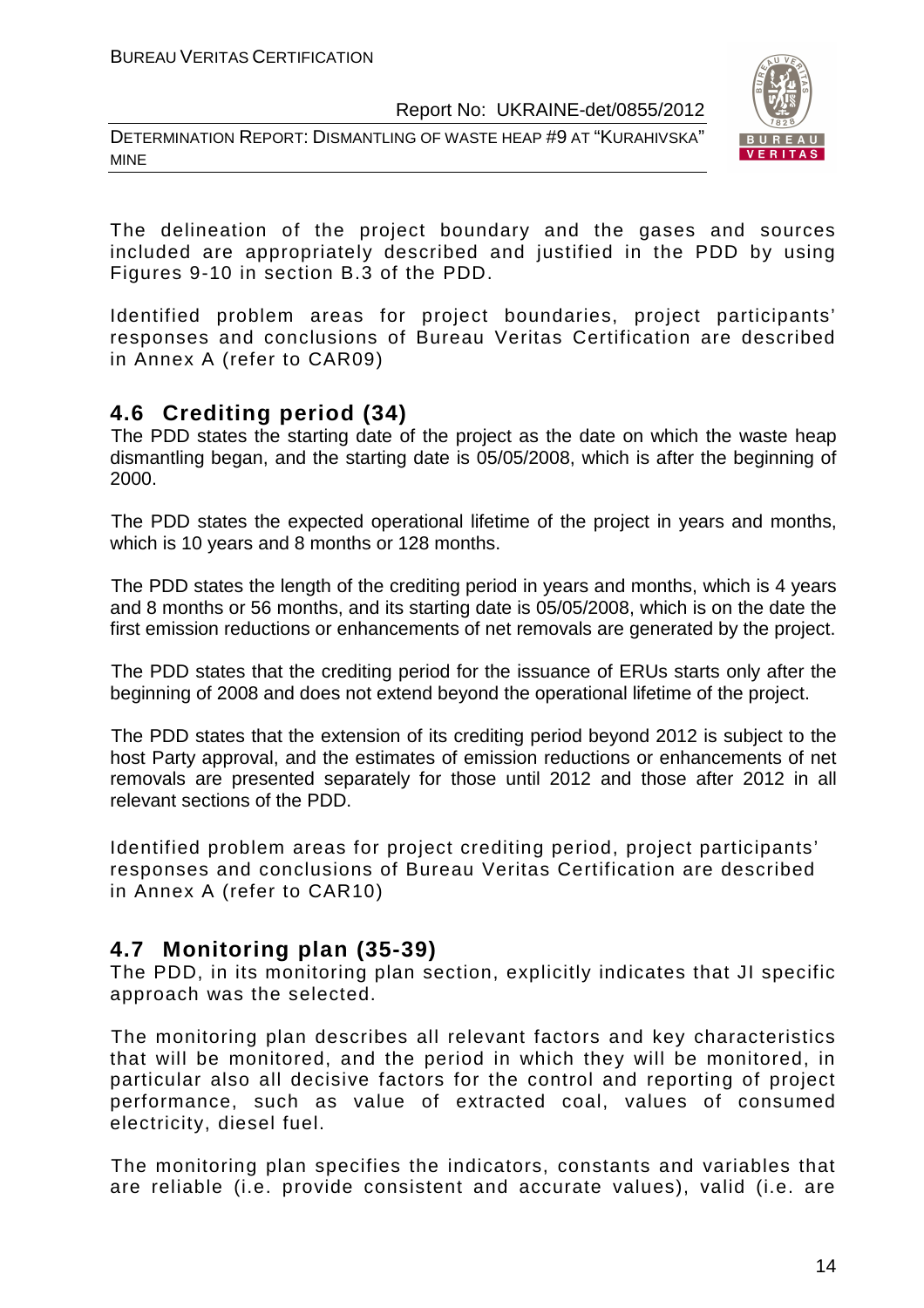The delineation of the project boundary and the gases and sources included are appropriately described and justified in the PDD by using Figures 9-10 in section B.3 of the PDD.

Identified problem areas for project boundaries, project participants' responses and conclusions of Bureau Veritas Certification are described in Annex A (refer to CAR09)

## 4.6 Crediting period (34)

The PDD states the starting date of the project as the date on which the waste heap dismantling began, and the starting date is 05/05/2008, which is after the beginning of 2000.

The PDD states the expected operational lifetime of the project in years and months, which is 10 years and 8 months or 128 months.

The PDD states the length of the crediting period in years and months, which is 4 years and 8 months or 56 months, and its starting date is 05/05/2008, which is on the date the first emission reductions or enhancements of net removals are generated by the project.

The PDD states that the crediting period for the issuance of ERUs starts only after the beginning of 2008 and does not extend beyond the operational lifetime of the project.

The PDD states that the extension of its crediting period beyond 2012 is subject to the host Party approval, and the estimates of emission reductions or enhancements of net removals are presented separately for those until 2012 and those after 2012 in all relevant sections of the PDD.

Identified problem areas for project crediting period, project participants' responses and conclusions of Bureau Veritas Certification are described in Annex A (refer to CAR10)

## 4.7 Monitoring plan (35-39)

The PDD, in its monitoring plan section, explicitly indicates that JI specific approach was the selected.

The monitoring plan describes all relevant factors and key characteristics that will be monitored, and the period in which they will be monitored, in particular also all decisive factors for the control and reporting of project performance, such as value of extracted coal, values of consumed electricity, diesel fuel.

The monitoring plan specifies the indicators, constants and variables that are reliable (i.e. provide consistent and accurate values), valid (i.e. are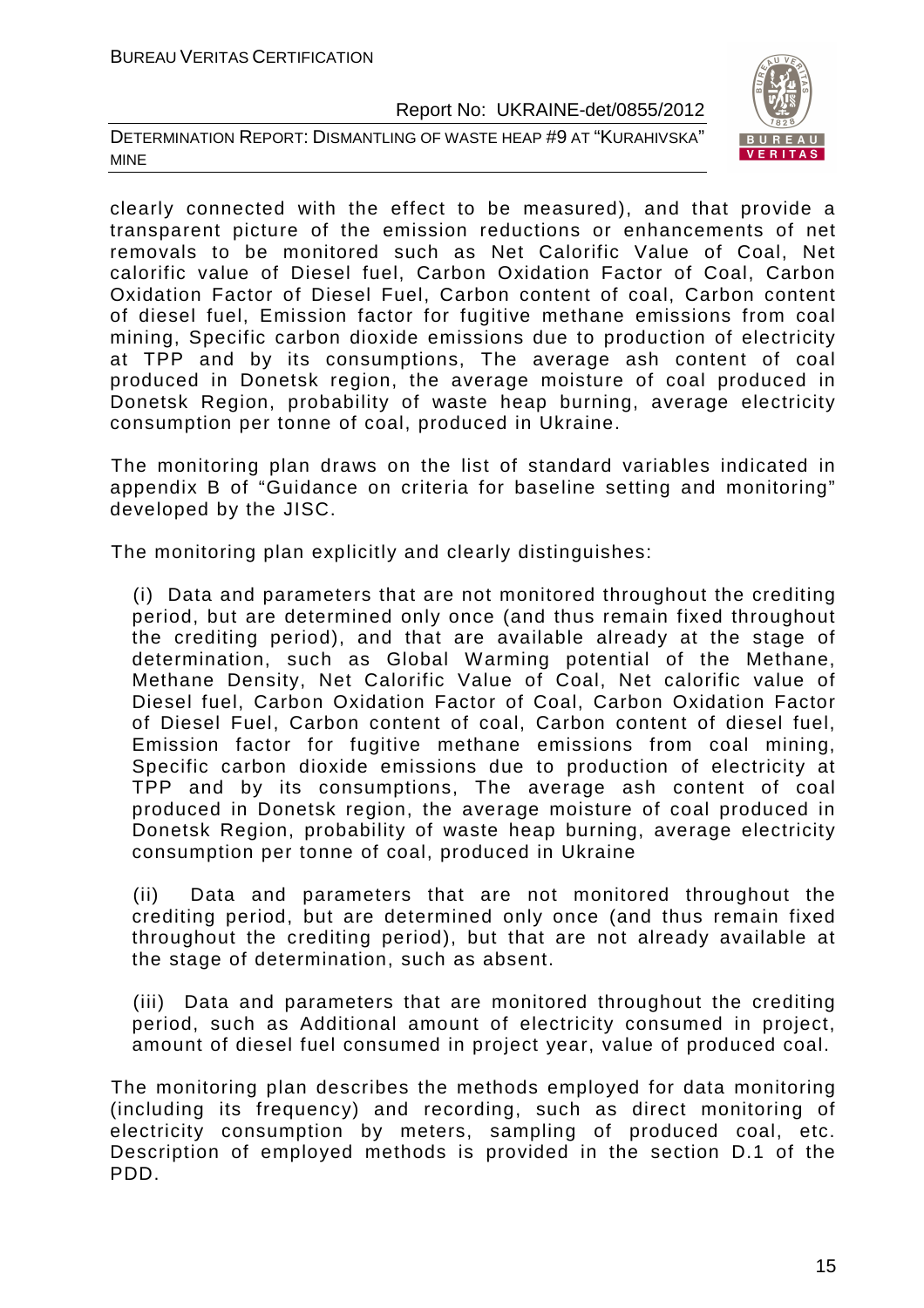clearly connected with the effect to be measured), and that provide a transparent picture of the emission reductions or enhancements of net removals to be monitored such as Net Calorific Value of Coal, Net calorific value of Diesel fuel, Carbon Oxidation Factor of Coal, Carbon Oxidation Factor of Diesel Fuel, Carbon content of coal, Carbon content of diesel fuel, Emission factor for fugitive methane emissions from coal mining, Specific carbon dioxide emissions due to production of electricity at TPP and by its consumptions, The average ash content of coal produced in Donetsk region, the average moisture of coal produced in Donetsk Region, probability of waste heap burning, average electricity consumption per tonne of coal, produced in Ukraine.

The monitoring plan draws on the list of standard variables indicated in appendix B of "Guidance on criteria for baseline setting and monitoring" developed by the JISC.

The monitoring plan explicitly and clearly distinguishes:

(i) Data and parameters that are not monitored throughout the crediting period, but are determined only once (and thus remain fixed throughout the crediting period), and that are available already at the stage of determination, such as Global Warming potential of the Methane, Methane Density, Net Calorific Value of Coal, Net calorific value of Diesel fuel, Carbon Oxidation Factor of Coal, Carbon Oxidation Factor of Diesel Fuel, Carbon content of coal, Carbon content of diesel fuel, Emission factor for fugitive methane emissions from coal mining, Specific carbon dioxide emissions due to production of electricity at TPP and by its consumptions, The average ash content of coal produced in Donetsk region, the average moisture of coal produced in Donetsk Region, probability of waste heap burning, average electricity consumption per tonne of coal, produced in Ukraine

(ii) Data and parameters that are not monitored throughout the crediting period, but are determined only once (and thus remain fixed throughout the crediting period), but that are not already available at the stage of determination, such as absent.

(iii) Data and parameters that are monitored throughout the crediting period, such as Additional amount of electricity consumed in project, amount of diesel fuel consumed in project year, value of produced coal.

The monitoring plan describes the methods employed for data monitoring (including its frequency) and recording, such as direct monitoring of electricity consumption by meters, sampling of produced coal, etc. Description of employed methods is provided in the section D.1 of the PDD.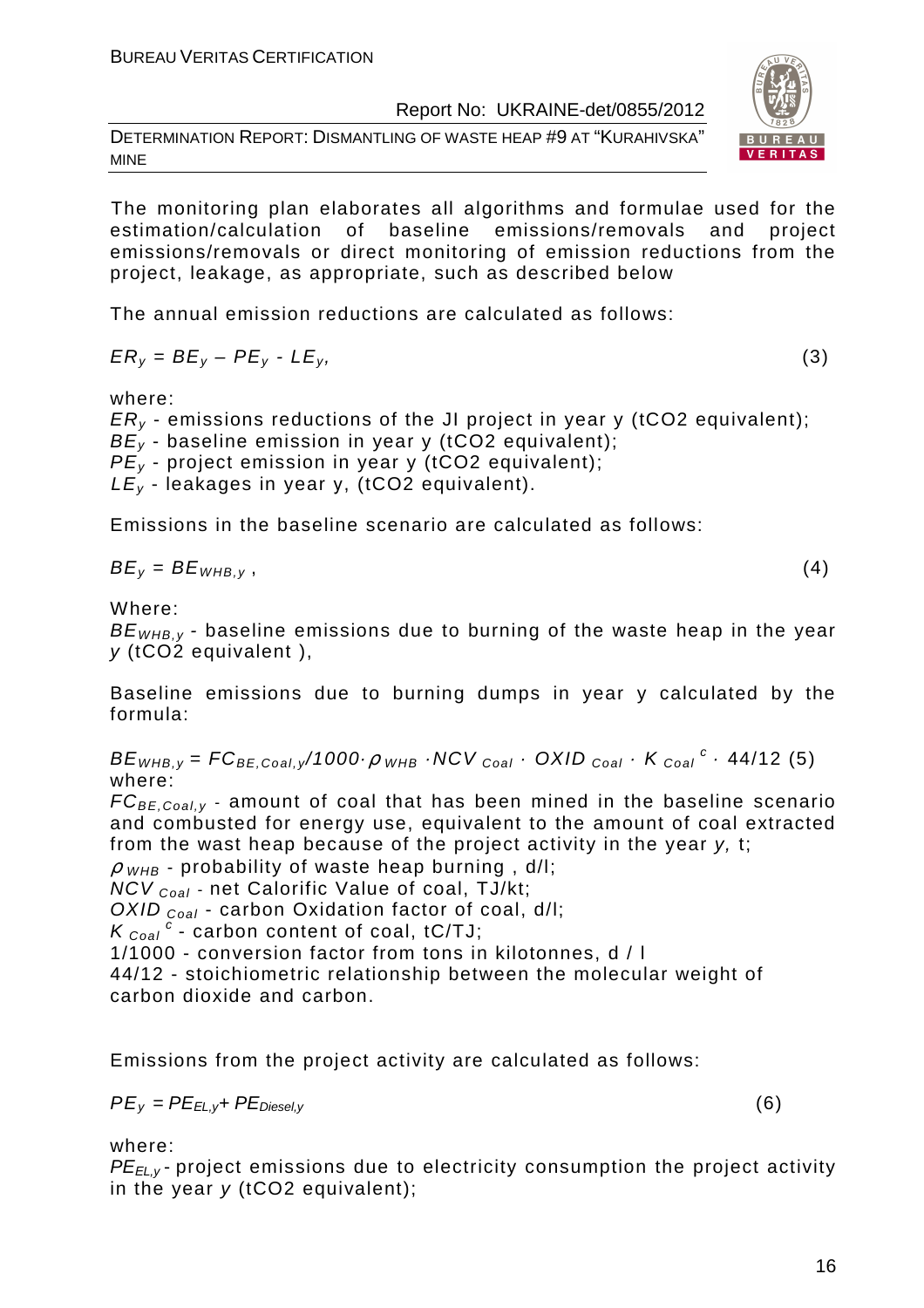The monitoring plan elaborates all algorithms and formulae used for the estimation/calculation of baseline emissions/removals and project emissions/removals or direct monitoring of emission reductions from the project, leakage, as appropriate, such as described below

The annual emission reductions are calculated as follows:

$$ER_y = BE_y – PE_y - LE_y, \quad (3)$$

where:
$ER_y$ - emissions reductions of the JI project in year y (tCO2 equivalent);
$BE_y$ - baseline emission in year y (tCO2 equivalent);
$PE_y$ - project emission in year y (tCO2 equivalent);
$LE_y$ - leakages in year y, (tCO2 equivalent).

Emissions in the baseline scenario are calculated as follows:

$$BE_y = BE_{WHB,y}, \quad (4)$$

Where:
$BE_{WHB,y}$ - baseline emissions due to burning of the waste heap in the year *y* (tCO2 equivalent ),

Baseline emissions due to burning dumps in year y calculated by the formula:

$$BE_{WHB,y} = FC_{BE,Coal,y}/1000 \cdot \rho_{WHB} \cdot NCV_{Coal} \cdot OXID_{Coal} \cdot K_{Coal}^{c} \cdot 44/12 \quad (5)$$

where:
$FC_{BE,Coal,y}$ - amount of coal that has been mined in the baseline scenario and combusted for energy use, equivalent to the amount of coal extracted from the wast heap because of the project activity in the year *y,* t;
$\rho_{WHB}$ - probability of waste heap burning , d/l;
$NCV_{Coal}$ - net Calorific Value of coal, TJ/kt;
$OXID_{Coal}$ - carbon Oxidation factor of coal, d/l;
$K_{Coal}^{c}$ - carbon content of coal, tC/TJ;
1/1000 - conversion factor from tons in kilotonnes, d / l
44/12 - stoichiometric relationship between the molecular weight of carbon dioxide and carbon.

Emissions from the project activity are calculated as follows:

$$PE_y = PE_{EL,y} + PE_{Diesel,y} \quad (6)$$

where:
$PE_{EL,y}$ - project emissions due to electricity consumption the project activity in the year *y* (tCO2 equivalent);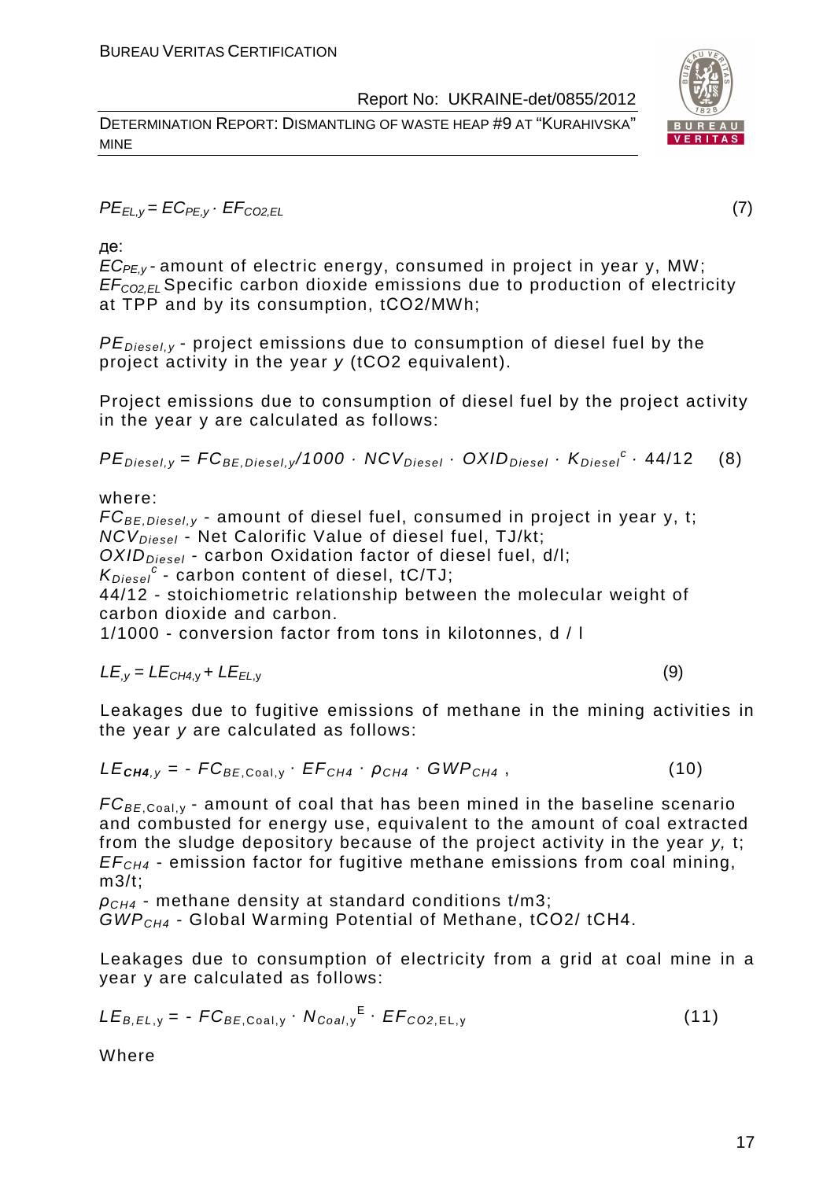$$PE_{EL,y} = EC_{PE,y} \cdot EF_{CO2,EL} \tag{7}$$

де:

$EC_{PE,y}$ - amount of electric energy, consumed in project in year y, MW;
$EF_{CO2,EL}$ Specific carbon dioxide emissions due to production of electricity at TPP and by its consumption, tCO2/MWh;

$PE_{Diesel,y}$ - project emissions due to consumption of diesel fuel by the project activity in the year *y* (tCO2 equivalent).

Project emissions due to consumption of diesel fuel by the project activity in the year y are calculated as follows:

$$PE_{Diesel,y} = FC_{BE,Diesel,y}/1000 \cdot NCV_{Diesel} \cdot OXID_{Diesel} \cdot K_{Diesel}^{c} \cdot 44/12 \tag{8}$$

where:

$FC_{BE,Diesel,y}$ - amount of diesel fuel, consumed in project in year y, t;
$NCV_{Diesel}$ - Net Calorific Value of diesel fuel, TJ/kt;
$OXID_{Diesel}$ - carbon Oxidation factor of diesel fuel, d/l;
$K_{Diesel}^{c}$ - carbon content of diesel, tC/TJ;
44/12 - stoichiometric relationship between the molecular weight of carbon dioxide and carbon.
1/1000 - conversion factor from tons in kilotonnes, d / l

$$LE_{,y} = LE_{CH4,y} + LE_{EL,y} \tag{9}$$

Leakages due to fugitive emissions of methane in the mining activities in the year *y* are calculated as follows:

$$LE_{CH4,y} = - FC_{BE,Coal,y} \cdot EF_{CH4} \cdot \rho_{CH4} \cdot GWP_{CH4} , \tag{10}$$

$FC_{BE,Coal,y}$ - amount of coal that has been mined in the baseline scenario and combusted for energy use, equivalent to the amount of coal extracted from the sludge depository because of the project activity in the year *y*, t;
$EF_{CH4}$ - emission factor for fugitive methane emissions from coal mining, m3/t;
$\rho_{CH4}$ - methane density at standard conditions t/m3;
$GWP_{CH4}$ - Global Warming Potential of Methane, tCO2/ tCH4.

Leakages due to consumption of electricity from a grid at coal mine in a year y are calculated as follows:

$$LE_{B,EL,y} = - FC_{BE,Coal,y} \cdot N_{Coal,y}^{E} \cdot EF_{CO2,EL,y} \tag{11}$$

Where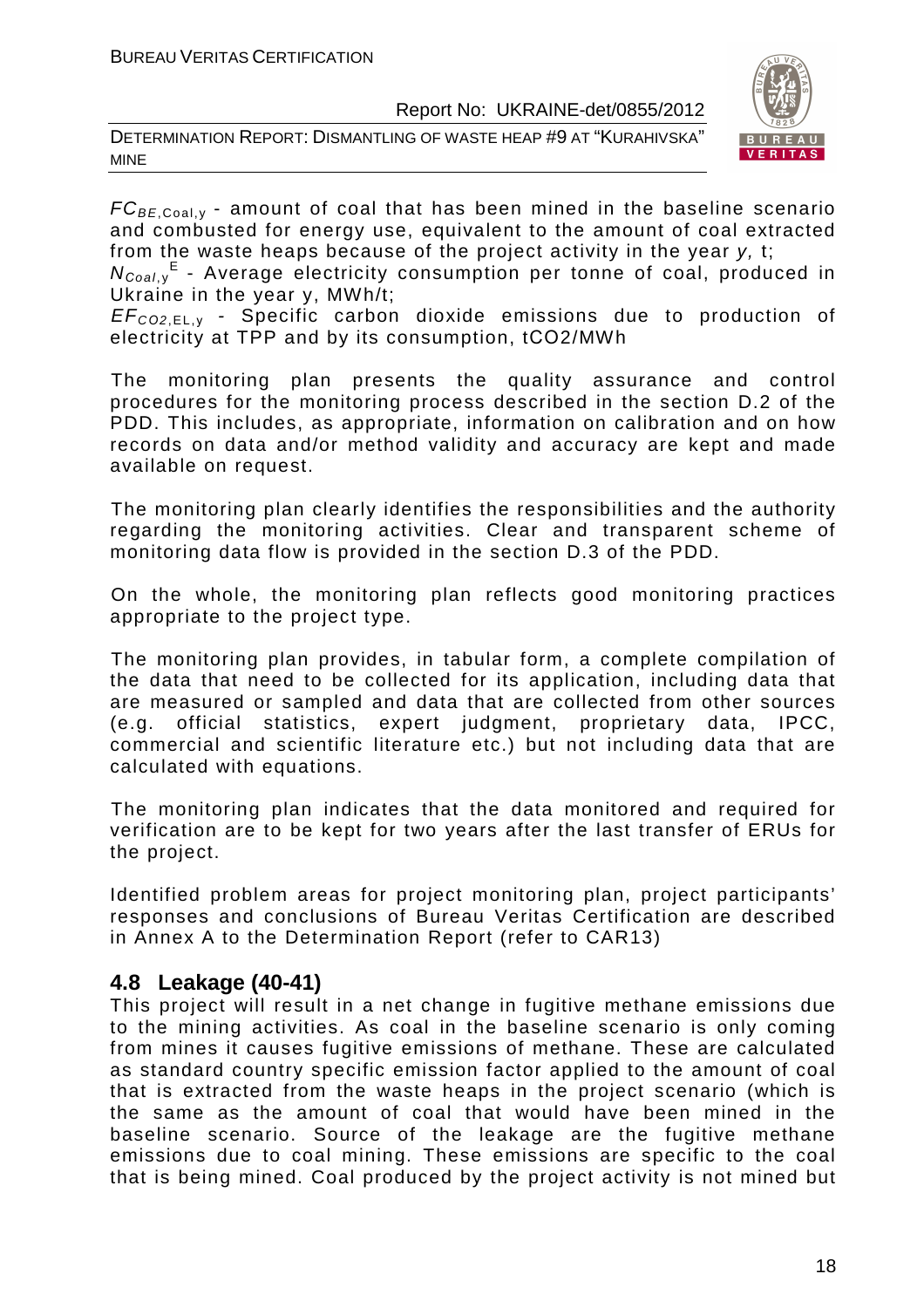$FC_{BE,Coal,y}$ - amount of coal that has been mined in the baseline scenario and combusted for energy use, equivalent to the amount of coal extracted from the waste heaps because of the project activity in the year *y,* t;

$N_{Coal,y}^{E}$ - Average electricity consumption per tonne of coal, produced in Ukraine in the year y, MWh/t;

$EF_{CO2,EL,y}$ - Specific carbon dioxide emissions due to production of electricity at TPP and by its consumption, tCO2/MWh

The monitoring plan presents the quality assurance and control procedures for the monitoring process described in the section D.2 of the PDD. This includes, as appropriate, information on calibration and on how records on data and/or method validity and accuracy are kept and made available on request.

The monitoring plan clearly identifies the responsibilities and the authority regarding the monitoring activities. Clear and transparent scheme of monitoring data flow is provided in the section D.3 of the PDD.

On the whole, the monitoring plan reflects good monitoring practices appropriate to the project type.

The monitoring plan provides, in tabular form, a complete compilation of the data that need to be collected for its application, including data that are measured or sampled and data that are collected from other sources (e.g. official statistics, expert judgment, proprietary data, IPCC, commercial and scientific literature etc.) but not including data that are calculated with equations.

The monitoring plan indicates that the data monitored and required for verification are to be kept for two years after the last transfer of ERUs for the project.

Identified problem areas for project monitoring plan, project participants' responses and conclusions of Bureau Veritas Certification are described in Annex A to the Determination Report (refer to CAR13)

## 4.8 Leakage (40-41)

This project will result in a net change in fugitive methane emissions due to the mining activities. As coal in the baseline scenario is only coming from mines it causes fugitive emissions of methane. These are calculated as standard country specific emission factor applied to the amount of coal that is extracted from the waste heaps in the project scenario (which is the same as the amount of coal that would have been mined in the baseline scenario. Source of the leakage are the fugitive methane emissions due to coal mining. These emissions are specific to the coal that is being mined. Coal produced by the project activity is not mined but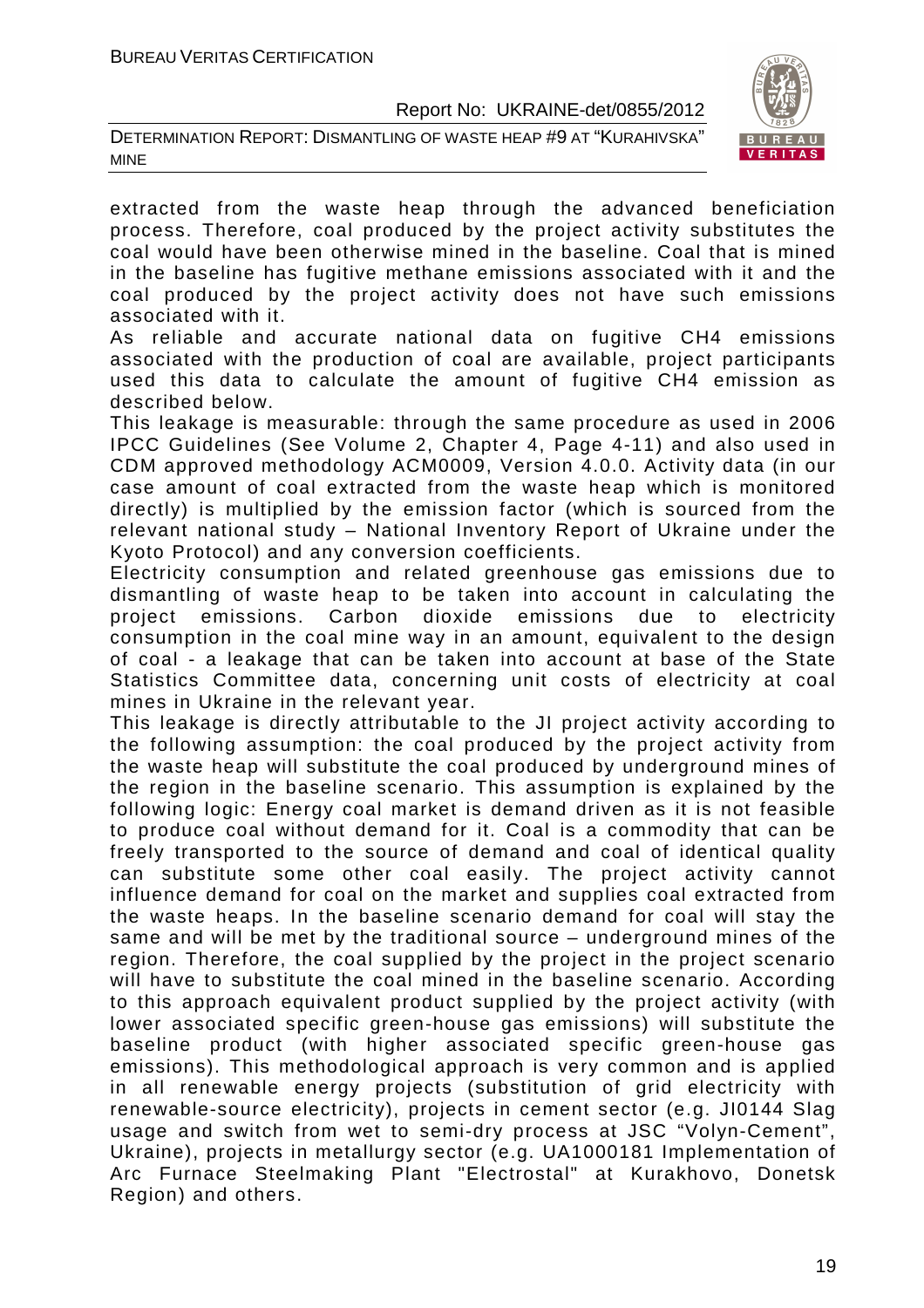extracted from the waste heap through the advanced beneficiation process. Therefore, coal produced by the project activity substitutes the coal would have been otherwise mined in the baseline. Coal that is mined in the baseline has fugitive methane emissions associated with it and the coal produced by the project activity does not have such emissions associated with it.

As reliable and accurate national data on fugitive $CH_4$ emissions associated with the production of coal are available, project participants used this data to calculate the amount of fugitive $CH_4$ emission as described below.

This leakage is measurable: through the same procedure as used in 2006 IPCC Guidelines (See Volume 2, Chapter 4, Page 4-11) and also used in CDM approved methodology ACM0009, Version 4.0.0. Activity data (in our case amount of coal extracted from the waste heap which is monitored directly) is multiplied by the emission factor (which is sourced from the relevant national study – National Inventory Report of Ukraine under the Kyoto Protocol) and any conversion coefficients.

Electricity consumption and related greenhouse gas emissions due to dismantling of waste heap to be taken into account in calculating the project emissions. Carbon dioxide emissions due to electricity consumption in the coal mine way in an amount, equivalent to the design of coal - a leakage that can be taken into account at base of the State Statistics Committee data, concerning unit costs of electricity at coal mines in Ukraine in the relevant year.

This leakage is directly attributable to the JI project activity according to the following assumption: the coal produced by the project activity from the waste heap will substitute the coal produced by underground mines of the region in the baseline scenario. This assumption is explained by the following logic: Energy coal market is demand driven as it is not feasible to produce coal without demand for it. Coal is a commodity that can be freely transported to the source of demand and coal of identical quality can substitute some other coal easily. The project activity cannot influence demand for coal on the market and supplies coal extracted from the waste heaps. In the baseline scenario demand for coal will stay the same and will be met by the traditional source – underground mines of the region. Therefore, the coal supplied by the project in the project scenario will have to substitute the coal mined in the baseline scenario. According to this approach equivalent product supplied by the project activity (with lower associated specific green-house gas emissions) will substitute the baseline product (with higher associated specific green-house gas emissions). This methodological approach is very common and is applied in all renewable energy projects (substitution of grid electricity with renewable-source electricity), projects in cement sector (e.g. JI0144 Slag usage and switch from wet to semi-dry process at JSC "Volyn-Cement", Ukraine), projects in metallurgy sector (e.g. UA1000181 Implementation of Arc Furnace Steelmaking Plant "Electrostal" at Kurakhovo, Donetsk Region) and others.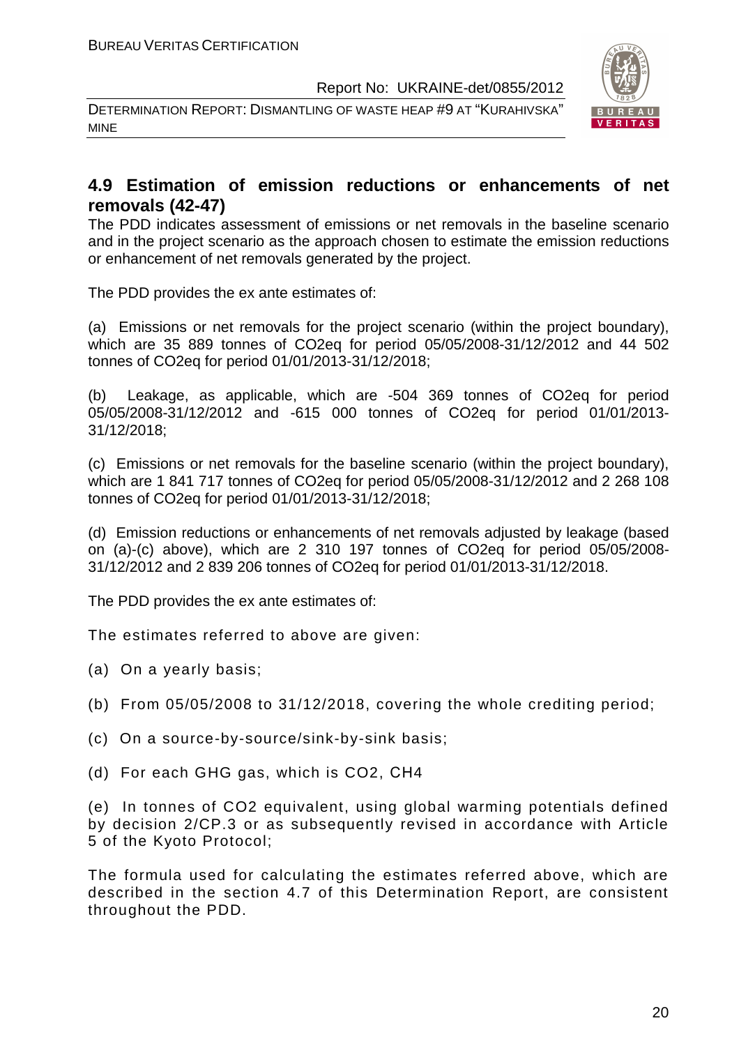## 4.9 Estimation of emission reductions or enhancements of net removals (42-47)

The PDD indicates assessment of emissions or net removals in the baseline scenario and in the project scenario as the approach chosen to estimate the emission reductions or enhancement of net removals generated by the project.

The PDD provides the ex ante estimates of:

(a) Emissions or net removals for the project scenario (within the project boundary), which are 35 889 tonnes of CO2eq for period 05/05/2008-31/12/2012 and 44 502 tonnes of CO2eq for period 01/01/2013-31/12/2018;

(b) Leakage, as applicable, which are -504 369 tonnes of CO2eq for period 05/05/2008-31/12/2012 and -615 000 tonnes of CO2eq for period 01/01/2013-31/12/2018;

(c) Emissions or net removals for the baseline scenario (within the project boundary), which are 1 841 717 tonnes of CO2eq for period 05/05/2008-31/12/2012 and 2 268 108 tonnes of CO2eq for period 01/01/2013-31/12/2018;

(d) Emission reductions or enhancements of net removals adjusted by leakage (based on (a)-(c) above), which are 2 310 197 tonnes of CO2eq for period 05/05/2008-31/12/2012 and 2 839 206 tonnes of CO2eq for period 01/01/2013-31/12/2018.

The PDD provides the ex ante estimates of:

The estimates referred to above are given:

(a) On a yearly basis;

(b) From 05/05/2008 to 31/12/2018, covering the whole crediting period;

(c) On a source-by-source/sink-by-sink basis;

(d) For each GHG gas, which is CO2, CH4

(e) In tonnes of CO2 equivalent, using global warming potentials defined by decision 2/CP.3 or as subsequently revised in accordance with Article 5 of the Kyoto Protocol;

The formula used for calculating the estimates referred above, which are described in the section 4.7 of this Determination Report, are consistent throughout the PDD.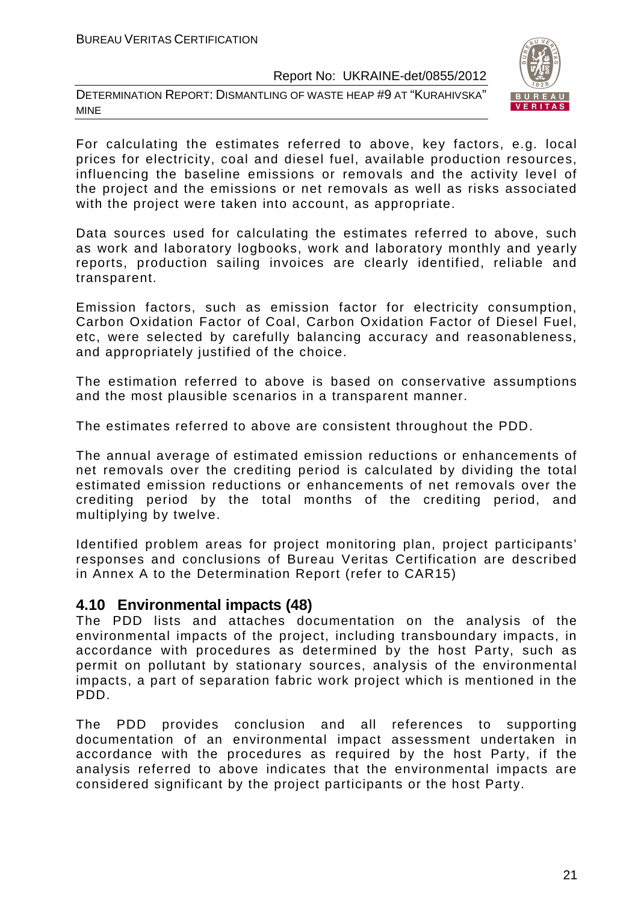For calculating the estimates referred to above, key factors, e.g. local prices for electricity, coal and diesel fuel, available production resources, influencing the baseline emissions or removals and the activity level of the project and the emissions or net removals as well as risks associated with the project were taken into account, as appropriate.

Data sources used for calculating the estimates referred to above, such as work and laboratory logbooks, work and laboratory monthly and yearly reports, production sailing invoices are clearly identified, reliable and transparent.

Emission factors, such as emission factor for electricity consumption, Carbon Oxidation Factor of Coal, Carbon Oxidation Factor of Diesel Fuel, etc, were selected by carefully balancing accuracy and reasonableness, and appropriately justified of the choice.

The estimation referred to above is based on conservative assumptions and the most plausible scenarios in a transparent manner.

The estimates referred to above are consistent throughout the PDD.

The annual average of estimated emission reductions or enhancements of net removals over the crediting period is calculated by dividing the total estimated emission reductions or enhancements of net removals over the crediting period by the total months of the crediting period, and multiplying by twelve.

Identified problem areas for project monitoring plan, project participants' responses and conclusions of Bureau Veritas Certification are described in Annex A to the Determination Report (refer to CAR15)

## 4.10 Environmental impacts (48)

The PDD lists and attaches documentation on the analysis of the environmental impacts of the project, including transboundary impacts, in accordance with procedures as determined by the host Party, such as permit on pollutant by stationary sources, analysis of the environmental impacts, a part of separation fabric work project which is mentioned in the PDD.

The PDD provides conclusion and all references to supporting documentation of an environmental impact assessment undertaken in accordance with the procedures as required by the host Party, if the analysis referred to above indicates that the environmental impacts are considered significant by the project participants or the host Party.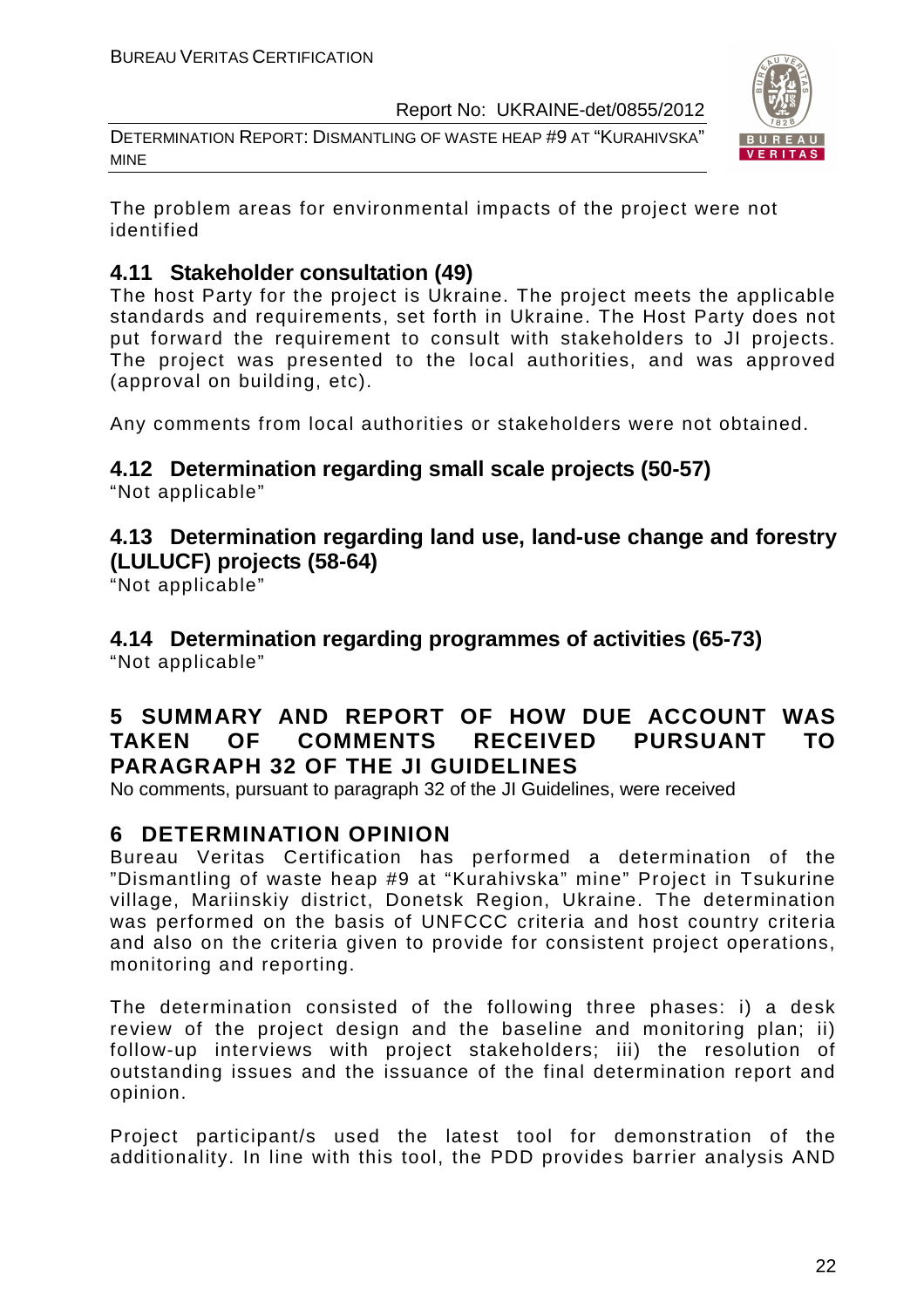The problem areas for environmental impacts of the project were not identified

## 4.11 Stakeholder consultation (49)

The host Party for the project is Ukraine. The project meets the applicable standards and requirements, set forth in Ukraine. The Host Party does not put forward the requirement to consult with stakeholders to JI projects. The project was presented to the local authorities, and was approved (approval on building, etc).

Any comments from local authorities or stakeholders were not obtained.

## 4.12 Determination regarding small scale projects (50-57)

"Not applicable"

## 4.13 Determination regarding land use, land-use change and forestry (LULUCF) projects (58-64)

"Not applicable"

## 4.14 Determination regarding programmes of activities (65-73)

"Not applicable"

# 5 SUMMARY AND REPORT OF HOW DUE ACCOUNT WAS TAKEN OF COMMENTS RECEIVED PURSUANT TO PARAGRAPH 32 OF THE JI GUIDELINES

No comments, pursuant to paragraph 32 of the JI Guidelines, were received

# 6 DETERMINATION OPINION

Bureau Veritas Certification has performed a determination of the "Dismantling of waste heap #9 at "Kurahivska" mine" Project in Tsukurine village, Mariinskiy district, Donetsk Region, Ukraine. The determination was performed on the basis of UNFCCC criteria and host country criteria and also on the criteria given to provide for consistent project operations, monitoring and reporting.

The determination consisted of the following three phases: i) a desk review of the project design and the baseline and monitoring plan; ii) follow-up interviews with project stakeholders; iii) the resolution of outstanding issues and the issuance of the final determination report and opinion.

Project participant/s used the latest tool for demonstration of the additionality. In line with this tool, the PDD provides barrier analysis AND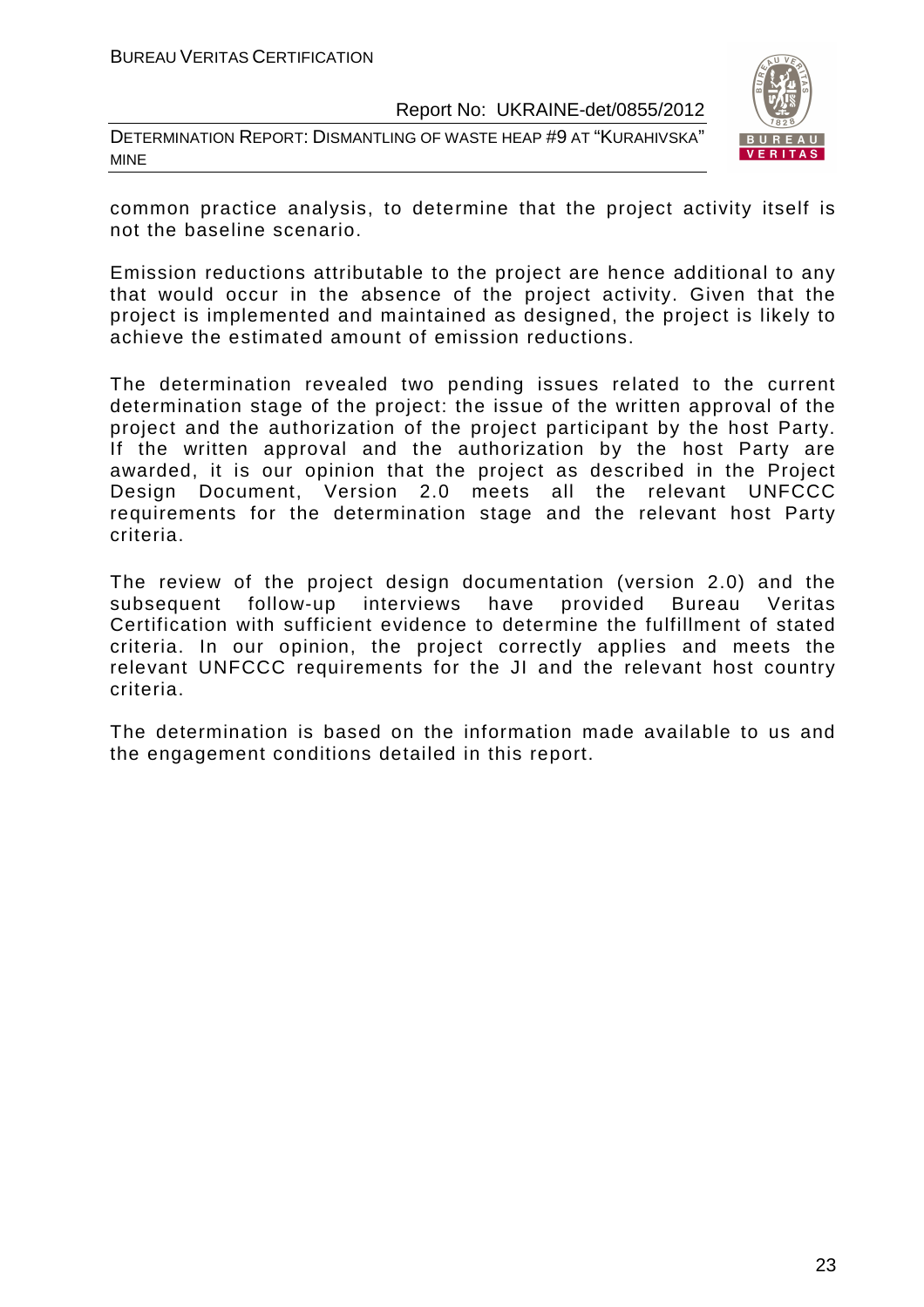common practice analysis, to determine that the project activity itself is not the baseline scenario.

Emission reductions attributable to the project are hence additional to any that would occur in the absence of the project activity. Given that the project is implemented and maintained as designed, the project is likely to achieve the estimated amount of emission reductions.

The determination revealed two pending issues related to the current determination stage of the project: the issue of the written approval of the project and the authorization of the project participant by the host Party. If the written approval and the authorization by the host Party are awarded, it is our opinion that the project as described in the Project Design Document, Version 2.0 meets all the relevant UNFCCC requirements for the determination stage and the relevant host Party criteria.

The review of the project design documentation (version 2.0) and the subsequent follow-up interviews have provided Bureau Veritas Certification with sufficient evidence to determine the fulfillment of stated criteria. In our opinion, the project correctly applies and meets the relevant UNFCCC requirements for the JI and the relevant host country criteria.

The determination is based on the information made available to us and the engagement conditions detailed in this report.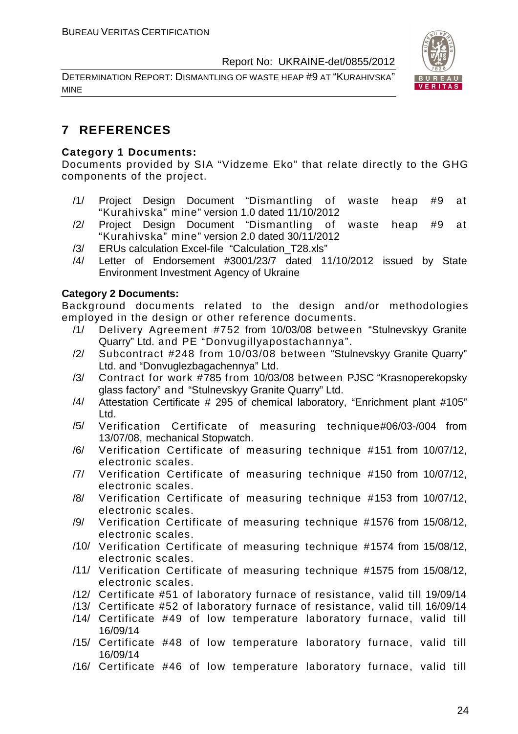# 7 REFERENCES

**Category 1 Documents:**

Documents provided by SIA "Vidzeme Eko" that relate directly to the GHG components of the project.

- /1/ Project Design Document "Dismantling of waste heap #9 at "Kurahivska" mine" version 1.0 dated 11/10/2012
- /2/ Project Design Document "Dismantling of waste heap #9 at "Kurahivska" mine" version 2.0 dated 30/11/2012
- /3/ ERUs calculation Excel-file "Calculation_T28.xls"
- /4/ Letter of Endorsement #3001/23/7 dated 11/10/2012 issued by State Environment Investment Agency of Ukraine

**Category 2 Documents:**

Background documents related to the design and/or methodologies employed in the design or other reference documents.

- /1/ Delivery Agreement #752 from 10/03/08 between "Stulnevskyy Granite Quarry" Ltd. and PE "Donvugillyapostachannya".
- /2/ Subcontract #248 from 10/03/08 between "Stulnevskyy Granite Quarry" Ltd. and "Donvuglezbagachennya" Ltd.
- /3/ Contract for work #785 from 10/03/08 between PJSC "Krasnoperekopsky glass factory" and "Stulnevskyy Granite Quarry" Ltd.
- /4/ Attestation Certificate # 295 of chemical laboratory, "Enrichment plant #105" Ltd.
- /5/ Verification Certificate of measuring technique#06/03-/004 from 13/07/08, mechanical Stopwatch.
- /6/ Verification Certificate of measuring technique #151 from 10/07/12, electronic scales.
- /7/ Verification Certificate of measuring technique #150 from 10/07/12, electronic scales.
- /8/ Verification Certificate of measuring technique #153 from 10/07/12, electronic scales.
- /9/ Verification Certificate of measuring technique #1576 from 15/08/12, electronic scales.
- /10/ Verification Certificate of measuring technique #1574 from 15/08/12, electronic scales.
- /11/ Verification Certificate of measuring technique #1575 from 15/08/12, electronic scales.
- /12/ Certificate #51 of laboratory furnace of resistance, valid till 19/09/14
- /13/ Certificate #52 of laboratory furnace of resistance, valid till 16/09/14
- /14/ Certificate #49 of low temperature laboratory furnace, valid till 16/09/14
- /15/ Certificate #48 of low temperature laboratory furnace, valid till 16/09/14
- /16/ Certificate #46 of low temperature laboratory furnace, valid till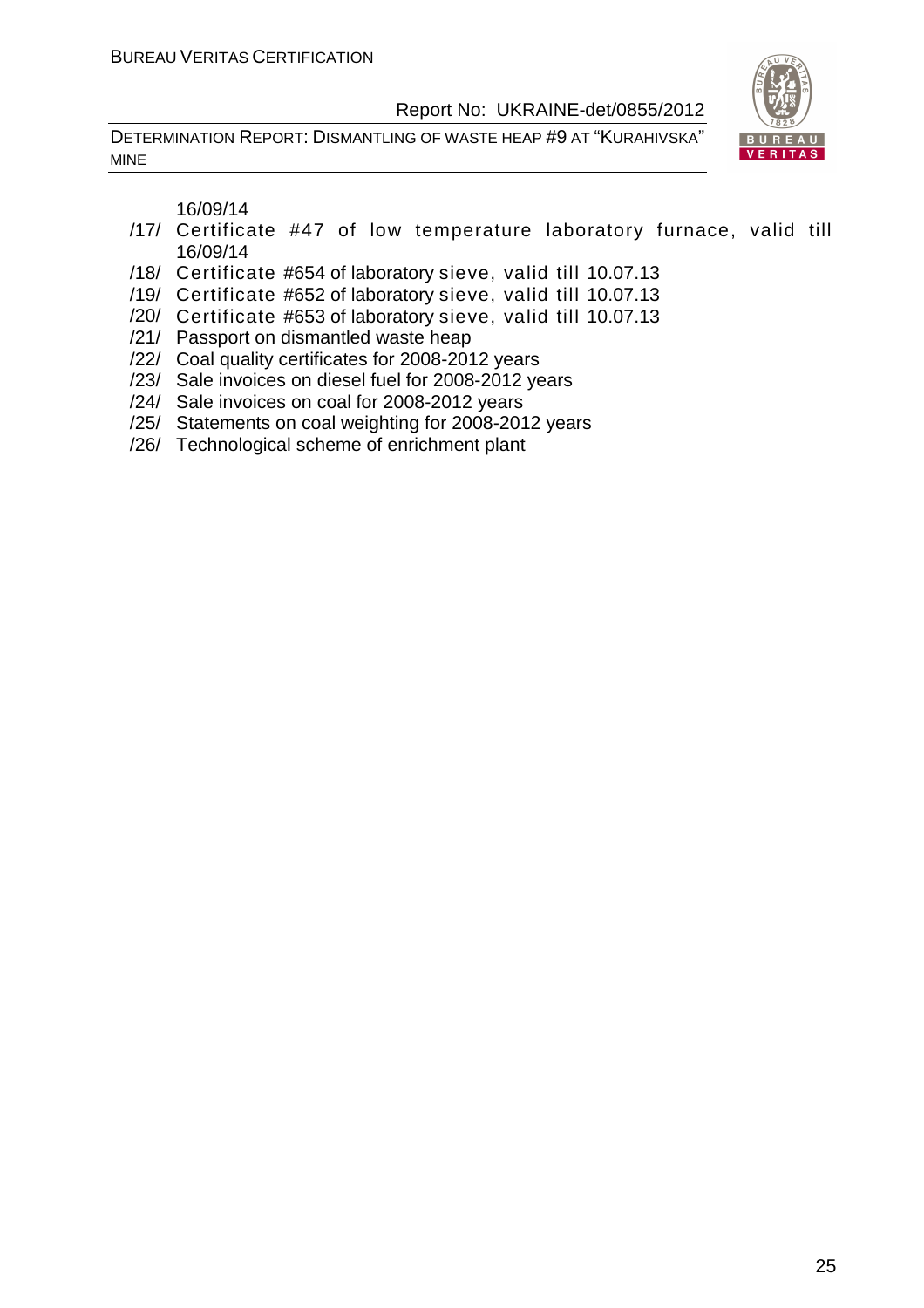16/09/14

/17/ Certificate #47 of low temperature laboratory furnace, valid till 16/09/14

/18/ Certificate #654 of laboratory sieve, valid till 10.07.13

/19/ Certificate #652 of laboratory sieve, valid till 10.07.13

/20/ Certificate #653 of laboratory sieve, valid till 10.07.13

/21/ Passport on dismantled waste heap

/22/ Coal quality certificates for 2008-2012 years

/23/ Sale invoices on diesel fuel for 2008-2012 years

/24/ Sale invoices on coal for 2008-2012 years

/25/ Statements on coal weighting for 2008-2012 years

/26/ Technological scheme of enrichment plant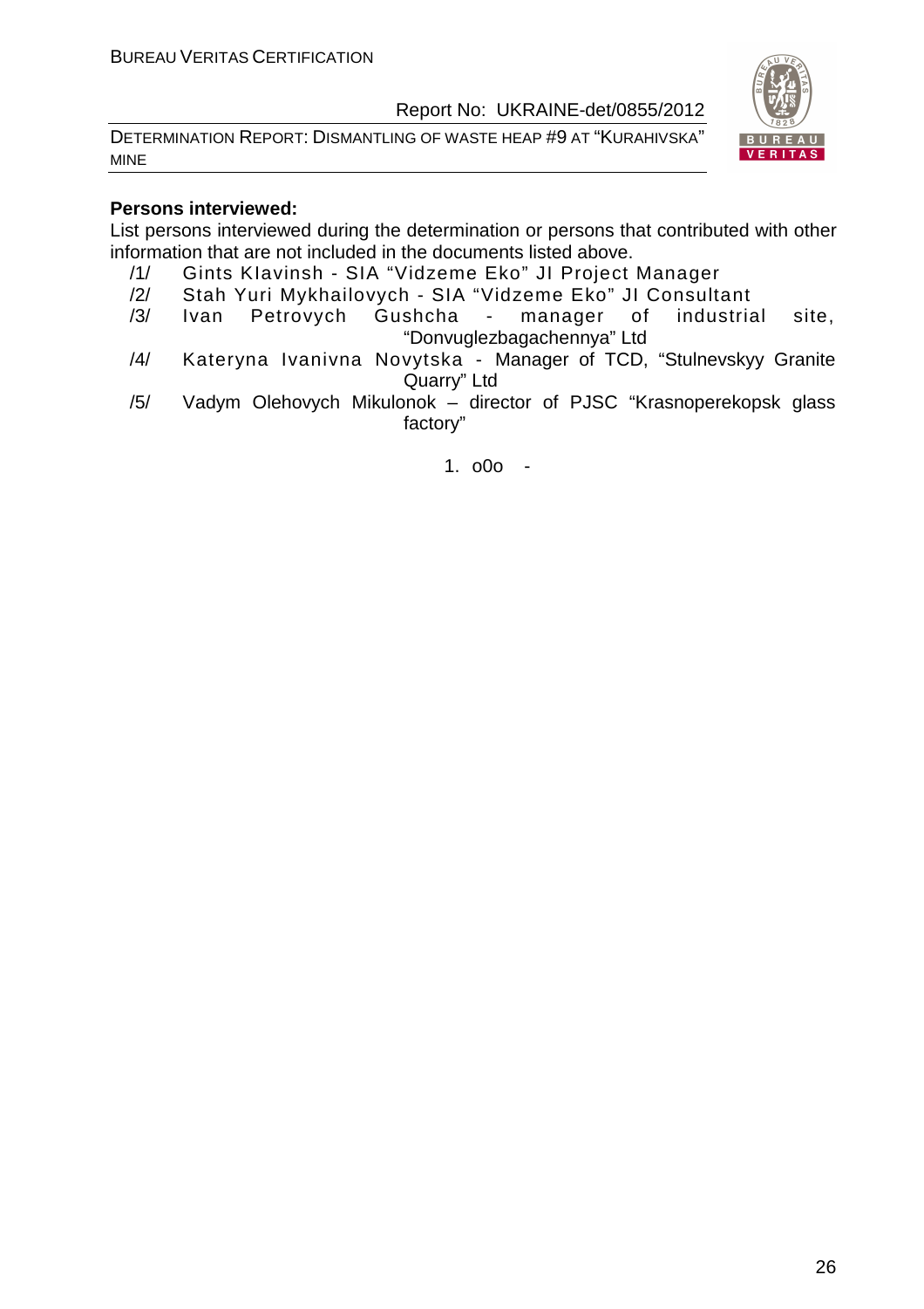**Persons interviewed:**

List persons interviewed during the determination or persons that contributed with other information that are not included in the documents listed above.

/1/ Gints Klavinsh - SIA "Vidzeme Eko" JI Project Manager

/2/ Stah Yuri Mykhailovych - SIA "Vidzeme Eko" JI Consultant

/3/ Ivan Petrovych Gushcha - manager of industrial site, "Donvuglezbagachennya" Ltd

/4/ Kateryna Ivanivna Novytska - Manager of TCD, "Stulnevskyy Granite Quarry" Ltd

/5/ Vadym Olehovych Mikulonok – director of PJSC "Krasnoperekopsk glass factory"

1. o0o -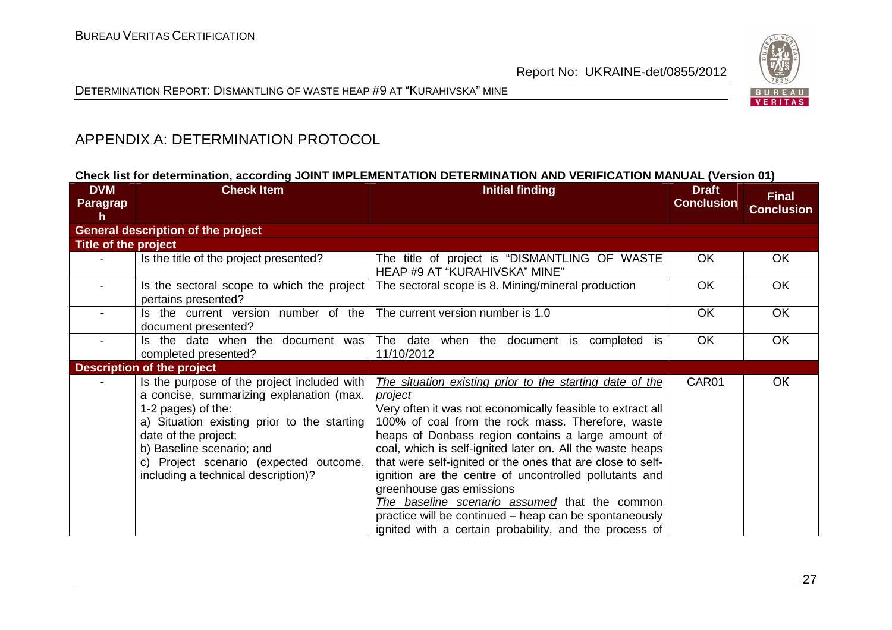## APPENDIX A: DETERMINATION PROTOCOL

**Check list for determination, according JOINT IMPLEMENTATION DETERMINATION AND VERIFICATION MANUAL (Version 01)**

| DVM Paragraph | Check Item | Initial finding | Draft Conclusion | Final Conclusion |
|---|---|---|---|---|
| **General description of the project** | | | | |
| **Title of the project** | | | | |
| - | Is the title of the project presented? | The title of project is "DISMANTLING OF WASTE HEAP #9 AT "KURAHIVSKA" MINE" | OK | OK |
| - | Is the sectoral scope to which the project pertains presented? | The sectoral scope is 8. Mining/mineral production | OK | OK |
| - | Is the current version number of the document presented? | The current version number is 1.0 | OK | OK |
| - | Is the date when the document was completed presented? | The date when the document is completed is 11/10/2012 | OK | OK |
| **Description of the project** | | | | |
| - | Is the purpose of the project included with a concise, summarizing explanation (max. 1-2 pages) of the:<br>a) Situation existing prior to the starting date of the project;<br>b) Baseline scenario; and<br>c) Project scenario (expected outcome, including a technical description)? | *The situation existing prior to the starting date of the project*<br>Very often it was not economically feasible to extract all 100% of coal from the rock mass. Therefore, waste heaps of Donbass region contains a large amount of coal, which is self-ignited later on. All the waste heaps that were self-ignited or the ones that are close to self-ignition are the centre of uncontrolled pollutants and greenhouse gas emissions<br>*The baseline scenario assumed* that the common practice will be continued – heap can be spontaneously ignited with a certain probability, and the process of | CAR01 | OK |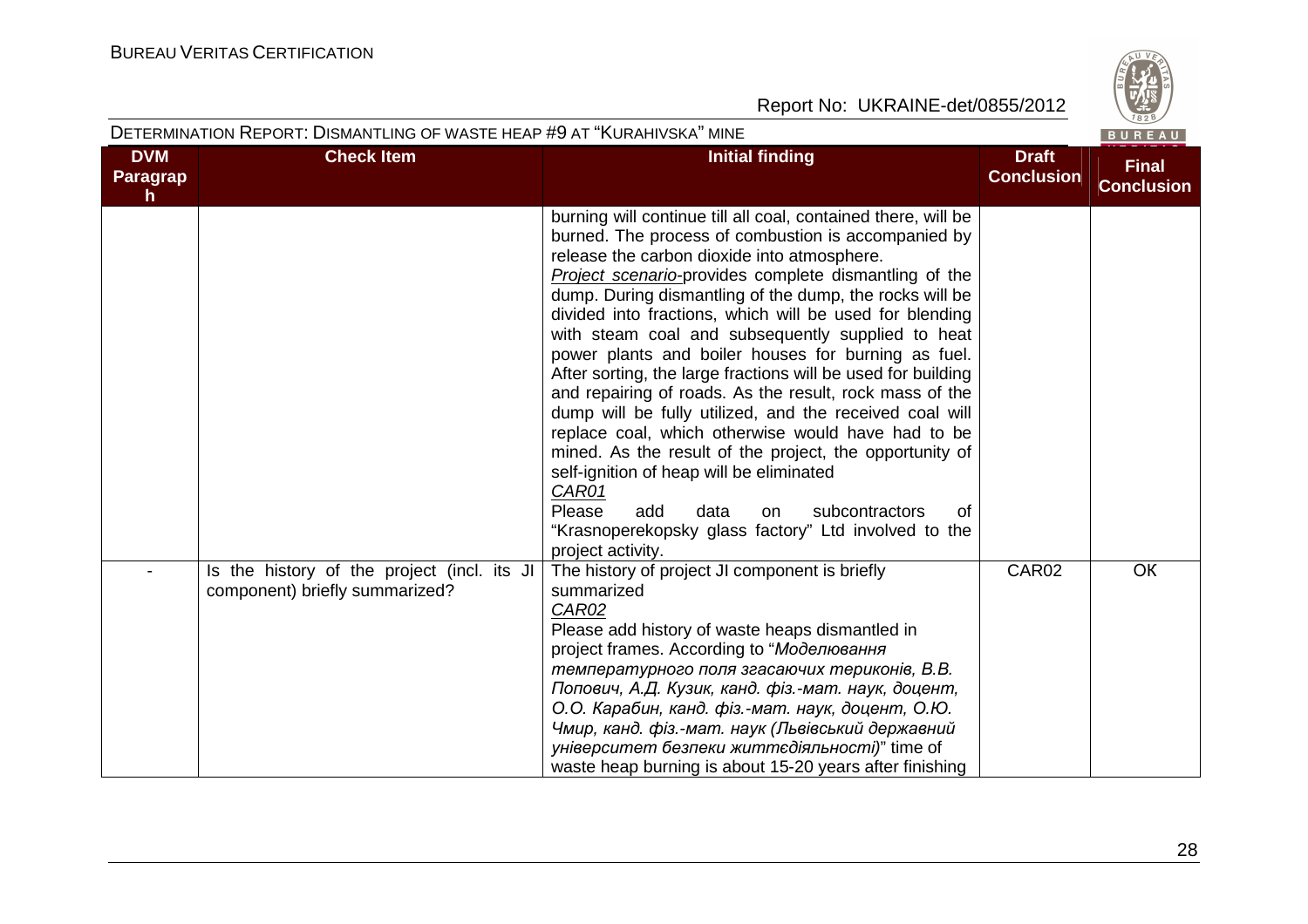| DVM Paragraph | Check Item | Initial finding | Draft Conclusion | Final Conclusion |
|---|---|---|---|---|
| | | burning will continue till all coal, contained there, will be burned. The process of combustion is accompanied by release the carbon dioxide into atmosphere.<br>*Project scenario*-provides complete dismantling of the dump. During dismantling of the dump, the rocks will be divided into fractions, which will be used for blending with steam coal and subsequently supplied to heat power plants and boiler houses for burning as fuel. After sorting, the large fractions will be used for building and repairing of roads. As the result, rock mass of the dump will be fully utilized, and the received coal will replace coal, which otherwise would have had to be mined. As the result of the project, the opportunity of self-ignition of heap will be eliminated<br>*CAR01*<br>Please add data on subcontractors of "Krasnoperekopsky glass factory" Ltd involved to the project activity. | | |
| - | Is the history of the project (incl. its JI component) briefly summarized? | The history of project JI component is briefly summarized<br>*CAR02*<br>Please add history of waste heaps dismantled in project frames. According to "*Моделювання температурного поля згасаючих териконів, В.В. Попович, А.Д. Кузик, канд. фіз.-мат. наук, доцент, О.О. Карабин, канд. фіз.-мат. наук, доцент, О.Ю. Чмир, канд. фіз.-мат. наук (Львівський державний університет безпеки життєдіяльності)*" time of waste heap burning is about 15-20 years after finishing | CAR02 | OK |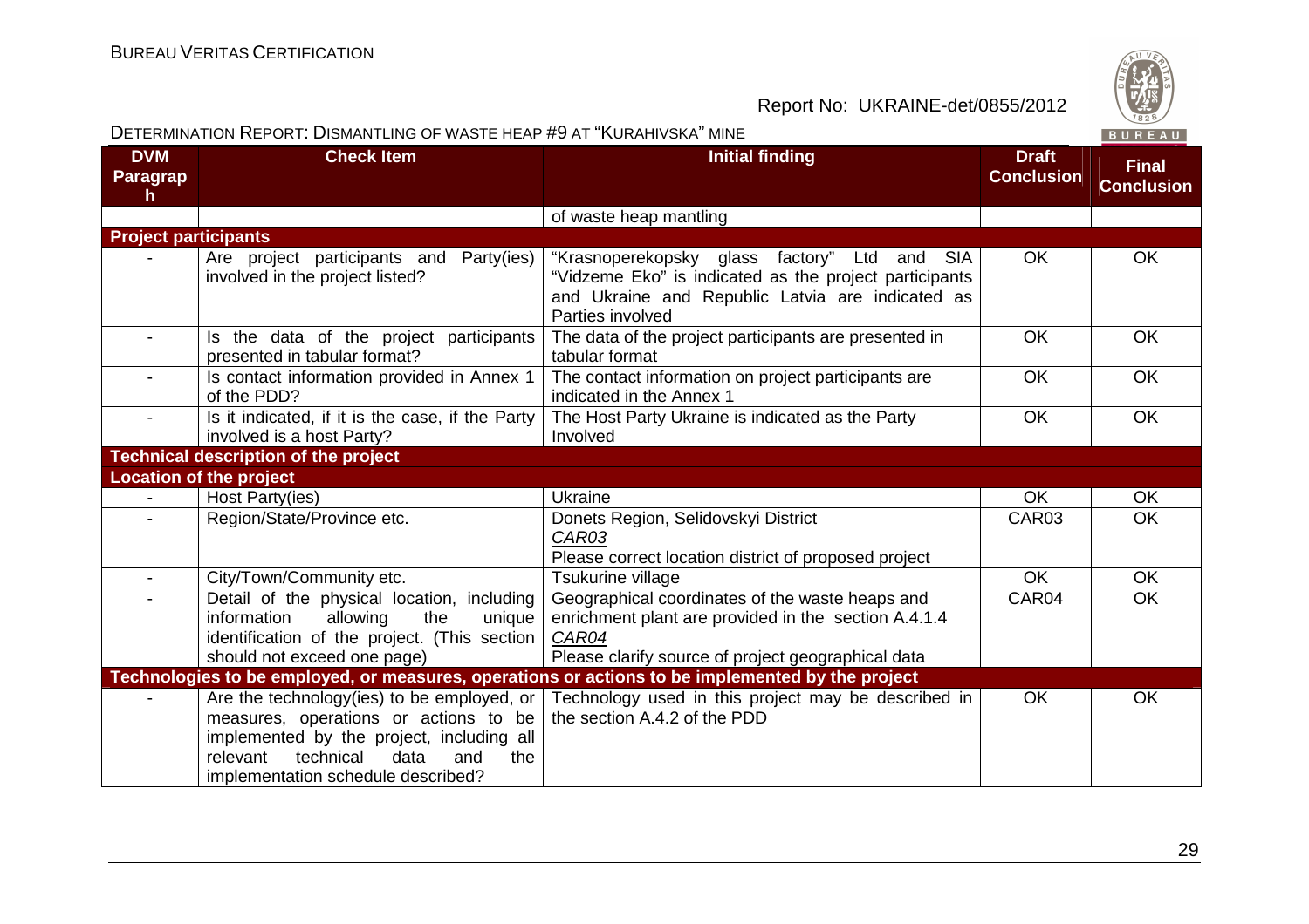| DVM Paragraph | Check Item | Initial finding | Draft Conclusion | Final Conclusion |
|---|---|---|---|---|
| | | of waste heap mantling | | |
| **Project participants** | | | | |
| - | Are project participants and Party(ies) involved in the project listed? | "Krasnoperekopsky glass factory" Ltd and SIA "Vidzeme Eko" is indicated as the project participants and Ukraine and Republic Latvia are indicated as Parties involved | OK | OK |
| - | Is the data of the project participants presented in tabular format? | The data of the project participants are presented in tabular format | OK | OK |
| - | Is contact information provided in Annex 1 of the PDD? | The contact information on project participants are indicated in the Annex 1 | OK | OK |
| - | Is it indicated, if it is the case, if the Party involved is a host Party? | The Host Party Ukraine is indicated as the Party Involved | OK | OK |
| **Technical description of the project** | | | | |
| **Location of the project** | | | | |
| - | Host Party(ies) | Ukraine | OK | OK |
| - | Region/State/Province etc. | Donets Region, Selidovskyi District<br>*CAR03*<br>Please correct location district of proposed project | CAR03 | OK |
| - | City/Town/Community etc. | Tsukurine village | OK | OK |
| - | Detail of the physical location, including information allowing the unique identification of the project. (This section should not exceed one page) | Geographical coordinates of the waste heaps and enrichment plant are provided in the section A.4.1.4<br>*CAR04*<br>Please clarify source of project geographical data | CAR04 | OK |
| **Technologies to be employed, or measures, operations or actions to be implemented by the project** | | | | |
| - | Are the technology(ies) to be employed, or measures, operations or actions to be implemented by the project, including all relevant technical data and the implementation schedule described? | Technology used in this project may be described in the section A.4.2 of the PDD | OK | OK |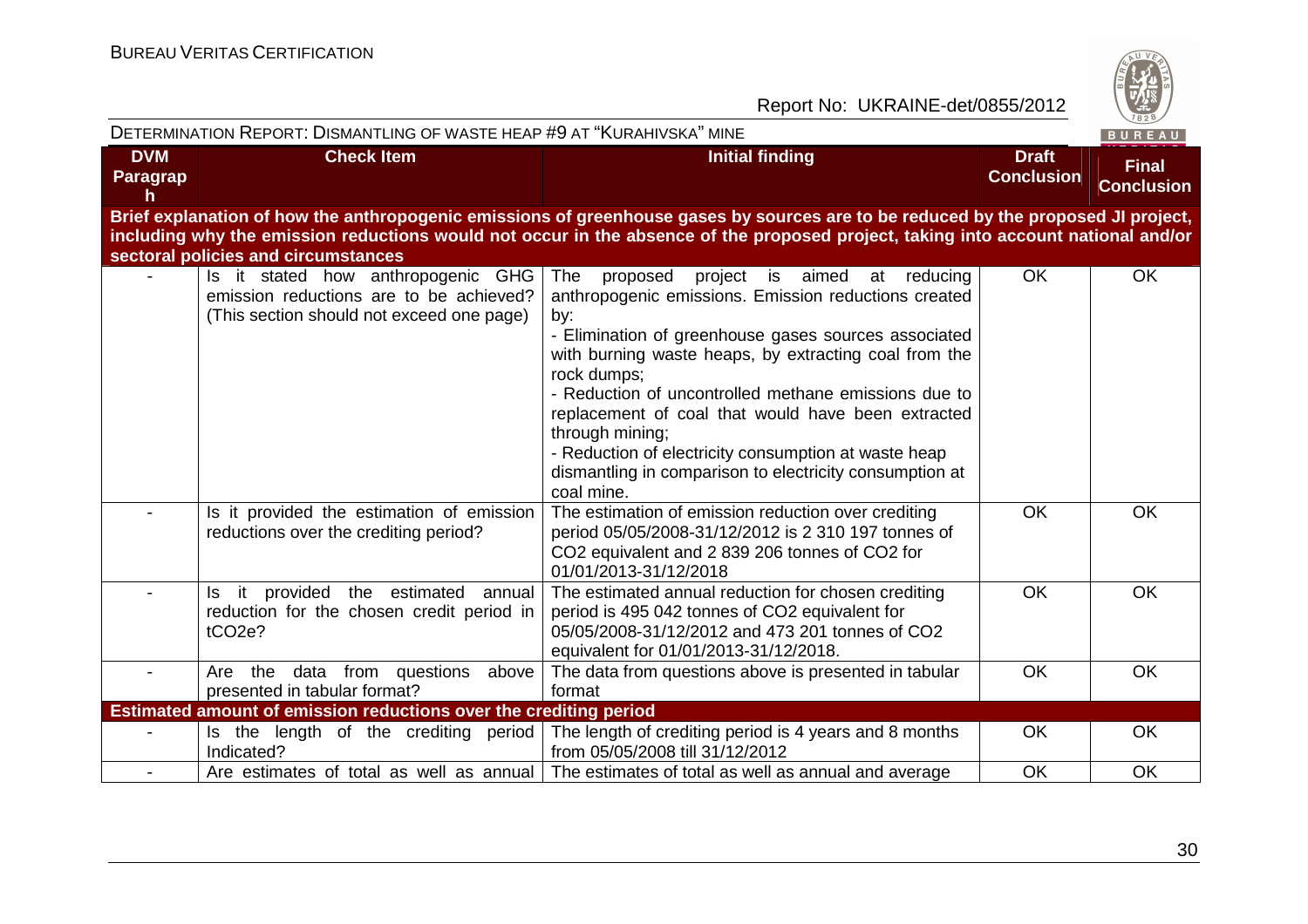| DVM Paragraph | Check Item | Initial finding | Draft Conclusion | Final Conclusion |
|---|---|---|---|---|
| **Brief explanation of how the anthropogenic emissions of greenhouse gases by sources are to be reduced by the proposed JI project, including why the emission reductions would not occur in the absence of the proposed project, taking into account national and/or sectoral policies and circumstances** | | | | |
| - | Is it stated how anthropogenic GHG emission reductions are to be achieved? (This section should not exceed one page) | The proposed project is aimed at reducing anthropogenic emissions. Emission reductions created by:<br>- Elimination of greenhouse gases sources associated with burning waste heaps, by extracting coal from the rock dumps;<br>- Reduction of uncontrolled methane emissions due to replacement of coal that would have been extracted through mining;<br>- Reduction of electricity consumption at waste heap dismantling in comparison to electricity consumption at coal mine. | OK | OK |
| - | Is it provided the estimation of emission reductions over the crediting period? | The estimation of emission reduction over crediting period 05/05/2008-31/12/2012 is 2 310 197 tonnes of $CO_2$ equivalent and 2 839 206 tonnes of $CO_2$ for 01/01/2013-31/12/2018 | OK | OK |
| - | Is it provided the estimated annual reduction for the chosen credit period in $tCO_2e$? | The estimated annual reduction for chosen crediting period is 495 042 tonnes of $CO_2$ equivalent for 05/05/2008-31/12/2012 and 473 201 tonnes of $CO_2$ equivalent for 01/01/2013-31/12/2018. | OK | OK |
| - | Are the data from questions above presented in tabular format? | The data from questions above is presented in tabular format | OK | OK |
| **Estimated amount of emission reductions over the crediting period** | | | | |
| - | Is the length of the crediting period Indicated? | The length of crediting period is 4 years and 8 months from 05/05/2008 till 31/12/2012 | OK | OK |
| - | Are estimates of total as well as annual | The estimates of total as well as annual and average | OK | OK |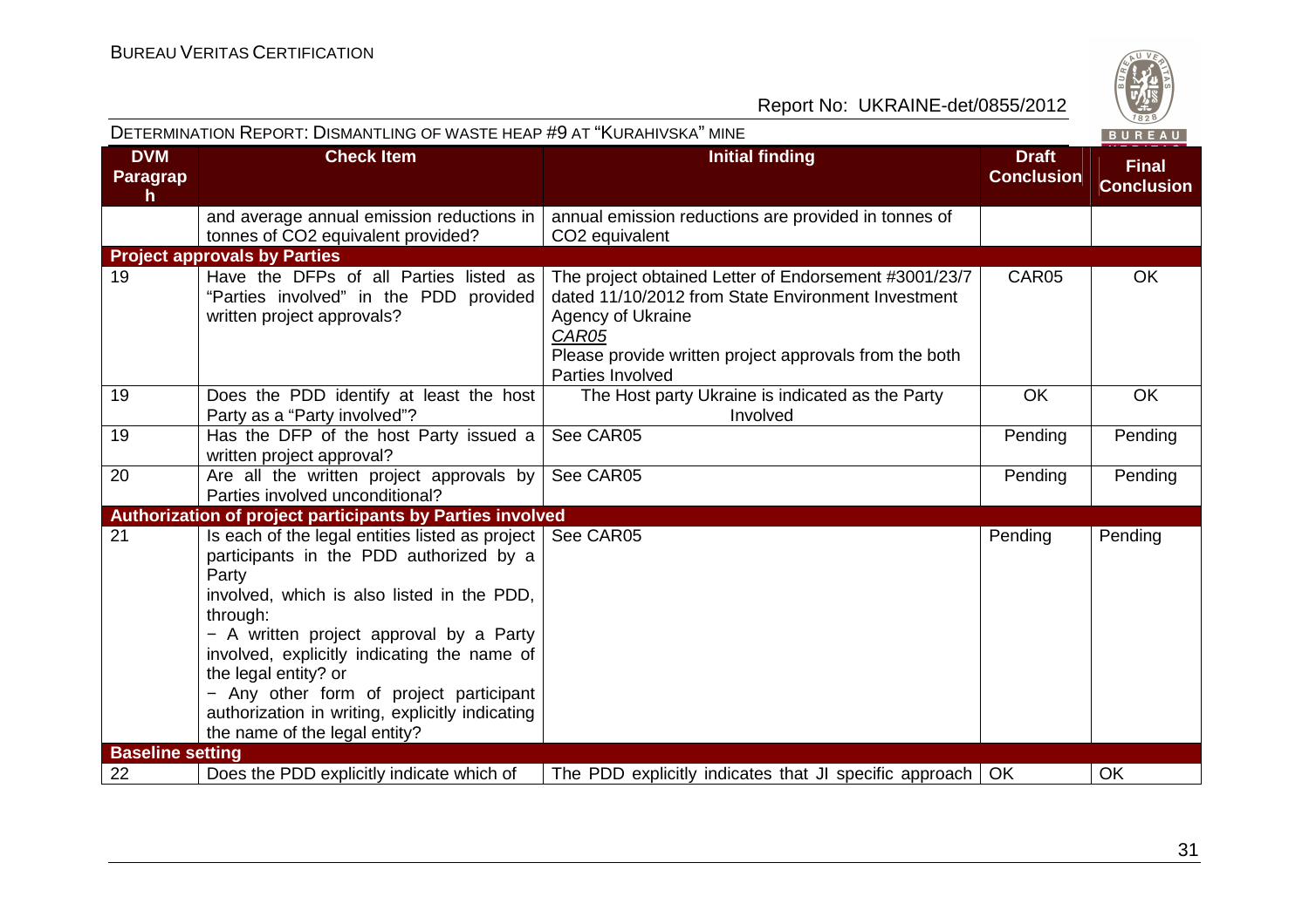| DVM Paragraph | Check Item | Initial finding | Draft Conclusion | Final Conclusion |
|---|---|---|---|---|
| | and average annual emission reductions in tonnes of $CO_2$ equivalent provided? | annual emission reductions are provided in tonnes of $CO_2$ equivalent | | |
| **Project approvals by Parties** | | | | |
| 19 | Have the DFPs of all Parties listed as "Parties involved" in the PDD provided written project approvals? | The project obtained Letter of Endorsement #3001/23/7 dated 11/10/2012 from State Environment Investment Agency of Ukraine<br>*CAR05*<br>Please provide written project approvals from the both Parties Involved | CAR05 | OK |
| 19 | Does the PDD identify at least the host Party as a "Party involved"? | The Host party Ukraine is indicated as the Party Involved | OK | OK |
| 19 | Has the DFP of the host Party issued a written project approval? | See CAR05 | Pending | Pending |
| 20 | Are all the written project approvals by Parties involved unconditional? | See CAR05 | Pending | Pending |
| **Authorization of project participants by Parties involved** | | | | |
| 21 | Is each of the legal entities listed as project participants in the PDD authorized by a Party involved, which is also listed in the PDD, through:<br>− A written project approval by a Party involved, explicitly indicating the name of the legal entity? or<br>− Any other form of project participant authorization in writing, explicitly indicating the name of the legal entity? | See CAR05 | Pending | Pending |
| **Baseline setting** | | | | |
| 22 | Does the PDD explicitly indicate which of | The PDD explicitly indicates that JI specific approach | OK | OK |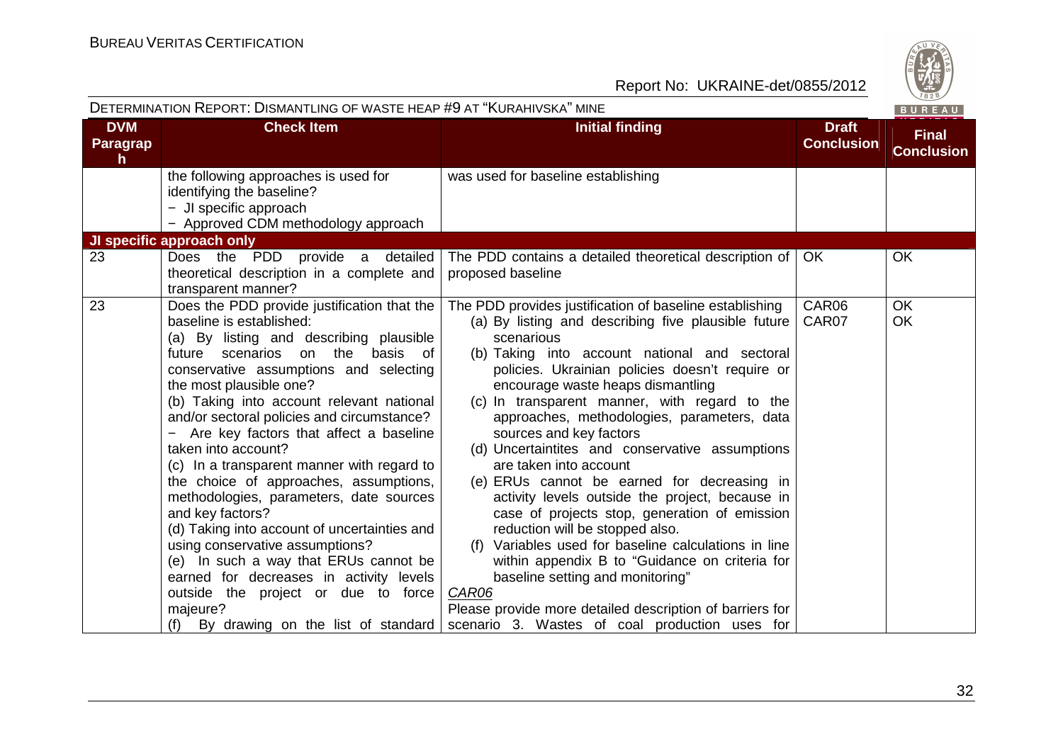| DVM Paragraph | Check Item | Initial finding | Draft Conclusion | Final Conclusion |
|---|---|---|---|---|
| | the following approaches is used for identifying the baseline?<br>− JI specific approach<br>− Approved CDM methodology approach | was used for baseline establishing | | |
| **JI specific approach only** | | | | |
| 23 | Does the PDD provide a detailed theoretical description in a complete and transparent manner? | The PDD contains a detailed theoretical description of proposed baseline | OK | OK |
| 23 | Does the PDD provide justification that the baseline is established:<br>(a) By listing and describing plausible future scenarios on the basis of conservative assumptions and selecting the most plausible one?<br>(b) Taking into account relevant national and/or sectoral policies and circumstance?<br>− Are key factors that affect a baseline taken into account?<br>(c) In a transparent manner with regard to the choice of approaches, assumptions, methodologies, parameters, date sources and key factors?<br>(d) Taking into account of uncertainties and using conservative assumptions?<br>(e) In such a way that ERUs cannot be earned for decreases in activity levels outside the project or due to force majeure?<br>(f) By drawing on the list of standard | The PDD provides justification of baseline establishing<br>(a) By listing and describing five plausible future scenarious<br>(b) Taking into account national and sectoral policies. Ukrainian policies doesn't require or encourage waste heaps dismantling<br>(c) In transparent manner, with regard to the approaches, methodologies, parameters, data sources and key factors<br>(d) Uncertaintites and conservative assumptions are taken into account<br>(e) ERUs cannot be earned for decreasing in activity levels outside the project, because in case of projects stop, generation of emission reduction will be stopped also.<br>(f) Variables used for baseline calculations in line within appendix B to "Guidance on criteria for baseline setting and monitoring"<br>*CAR06*<br>Please provide more detailed description of barriers for scenario 3. Wastes of coal production uses for | CAR06<br>CAR07 | OK<br>OK |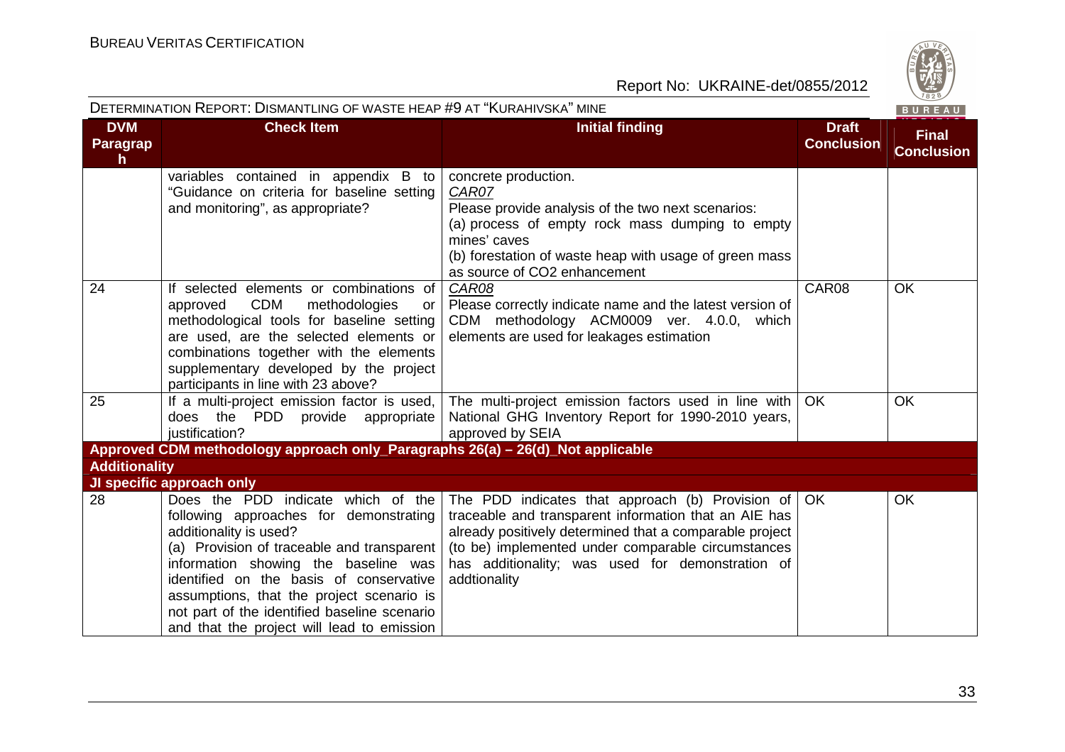| DVM Paragraph | Check Item | Initial finding | Draft Conclusion | Final Conclusion |
|---|---|---|---|---|
| | variables contained in appendix B to "Guidance on criteria for baseline setting and monitoring", as appropriate? | concrete production.<br>*CAR07*<br>Please provide analysis of the two next scenarios:<br>(a) process of empty rock mass dumping to empty mines' caves<br>(b) forestation of waste heap with usage of green mass as source of $CO_2$ enhancement | | |
| 24 | If selected elements or combinations of approved CDM methodologies or methodological tools for baseline setting are used, are the selected elements or combinations together with the elements supplementary developed by the project participants in line with 23 above? | *CAR08*<br>Please correctly indicate name and the latest version of CDM methodology ACM0009 ver. 4.0.0, which elements are used for leakages estimation | CAR08 | OK |
| 25 | If a multi-project emission factor is used, does the PDD provide appropriate justification? | The multi-project emission factors used in line with National GHG Inventory Report for 1990-2010 years, approved by SEIA | OK | OK |
| **Approved CDM methodology approach only_Paragraphs 26(a) – 26(d)_Not applicable** | | | | |
| **Additionality** | | | | |
| **JI specific approach only** | | | | |
| 28 | Does the PDD indicate which of the following approaches for demonstrating additionality is used?<br>(a) Provision of traceable and transparent information showing the baseline was identified on the basis of conservative assumptions, that the project scenario is not part of the identified baseline scenario and that the project will lead to emission | The PDD indicates that approach (b) Provision of traceable and transparent information that an AIE has already positively determined that a comparable project (to be) implemented under comparable circumstances has additionality; was used for demonstration of addtionality | OK | OK |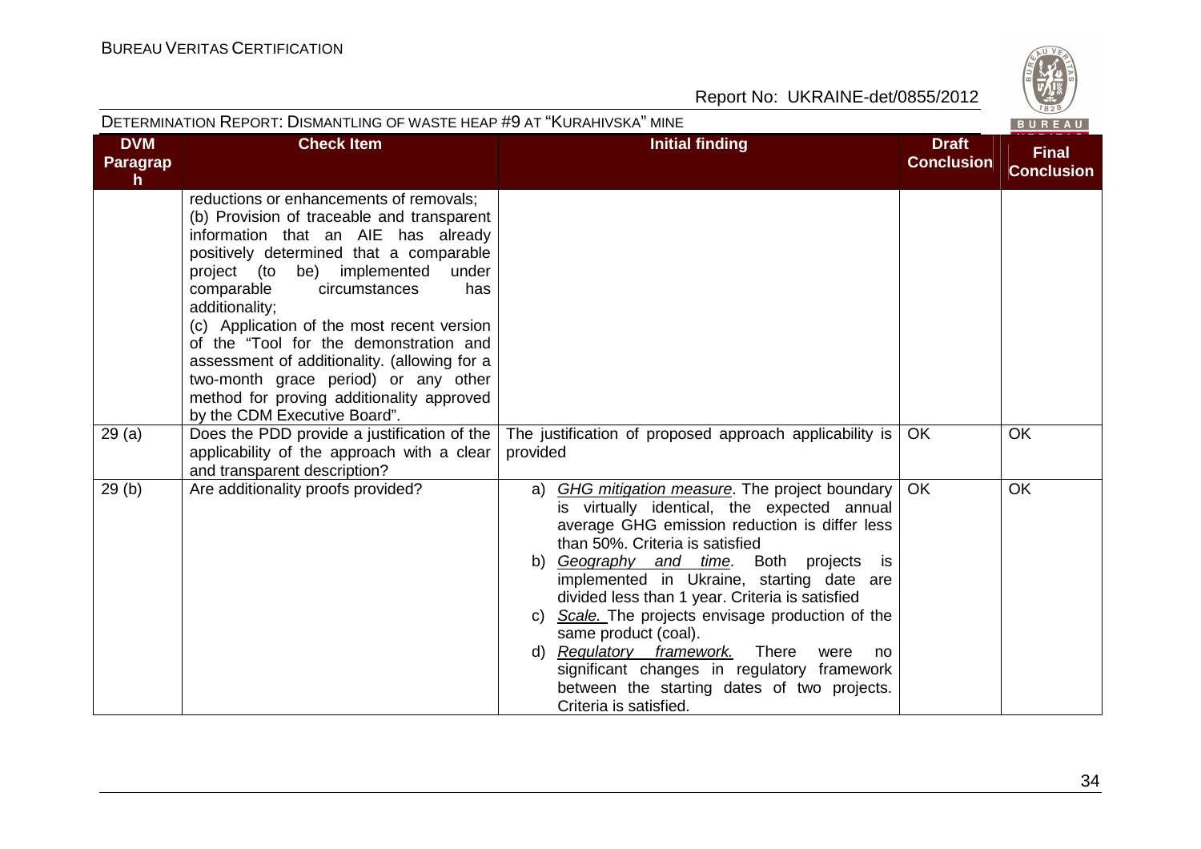| DVM Paragraph | Check Item | Initial finding | Draft Conclusion | Final Conclusion |
|---|---|---|---|---|
| | reductions or enhancements of removals;<br>(b) Provision of traceable and transparent information that an AIE has already positively determined that a comparable project (to be) implemented under comparable circumstances has additionality;<br>(c) Application of the most recent version of the "Tool for the demonstration and assessment of additionality. (allowing for a two-month grace period) or any other method for proving additionality approved by the CDM Executive Board". | | | |
| 29 (a) | Does the PDD provide a justification of the applicability of the approach with a clear and transparent description? | The justification of proposed approach applicability is provided | OK | OK |
| 29 (b) | Are additionality proofs provided? | a) *GHG mitigation measure*. The project boundary is virtually identical, the expected annual average GHG emission reduction is differ less than 50%. Criteria is satisfied<br>b) *Geography and time*. Both projects is implemented in Ukraine, starting date are divided less than 1 year. Criteria is satisfied<br>c) *Scale.* The projects envisage production of the same product (coal).<br>d) *Regulatory framework.* There were no significant changes in regulatory framework between the starting dates of two projects. Criteria is satisfied. | OK | OK |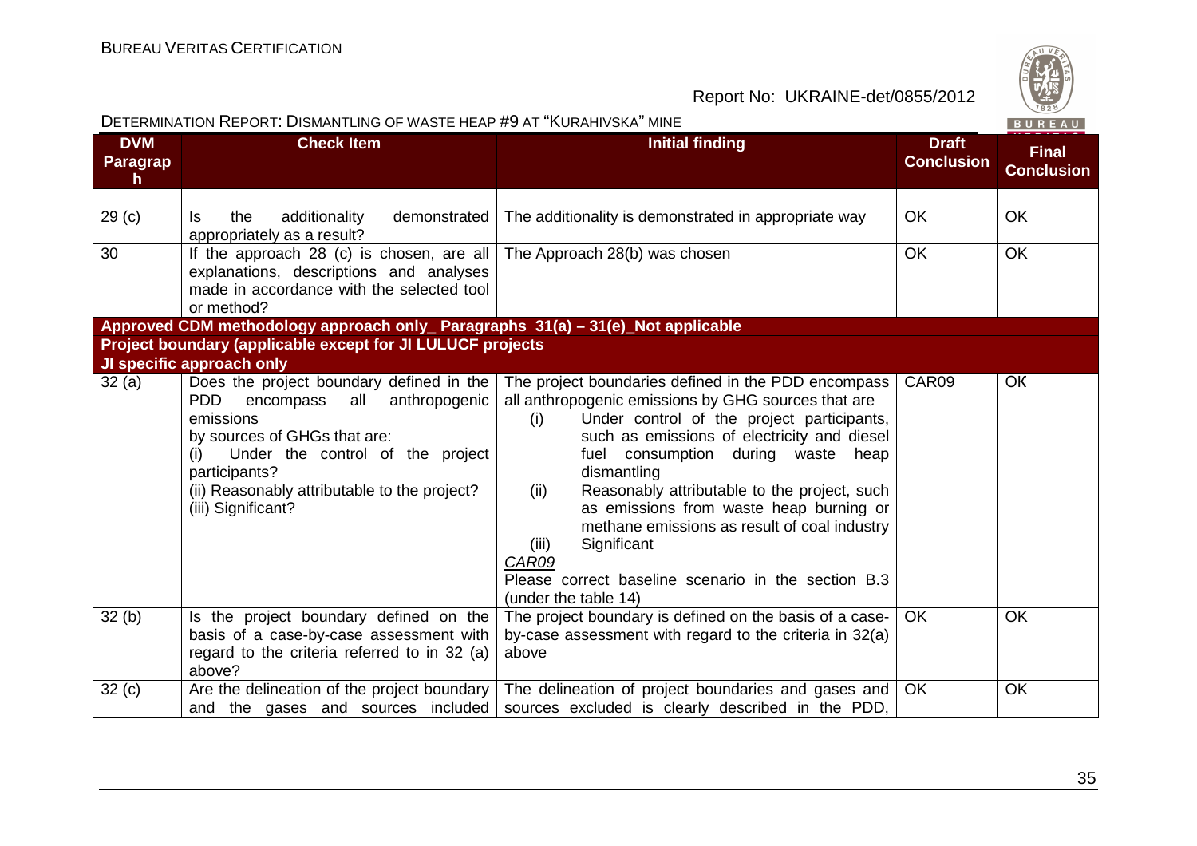| DVM Paragraph | Check Item | Initial finding | Draft Conclusion | Final Conclusion |
|---|---|---|---|---|
| | | | | |
| 29 (c) | Is the additionality demonstrated appropriately as a result? | The additionality is demonstrated in appropriate way | OK | OK |
| 30 | If the approach 28 (c) is chosen, are all explanations, descriptions and analyses made in accordance with the selected tool or method? | The Approach 28(b) was chosen | OK | OK |
| **Approved CDM methodology approach only_ Paragraphs 31(a) – 31(e)_Not applicable** | | | | |
| **Project boundary (applicable except for JI LULUCF projects** | | | | |
| **JI specific approach only** | | | | |
| 32 (a) | Does the project boundary defined in the PDD encompass all anthropogenic emissions by sources of GHGs that are: (i) Under the control of the project participants? (ii) Reasonably attributable to the project? (iii) Significant? | The project boundaries defined in the PDD encompass all anthropogenic emissions by GHG sources that are (i) Under control of the project participants, such as emissions of electricity and diesel fuel consumption during waste heap dismantling (ii) Reasonably attributable to the project, such as emissions from waste heap burning or methane emissions as result of coal industry (iii) Significant <br> *CAR09* <br> Please correct baseline scenario in the section B.3 (under the table 14) | CAR09 | OK |
| 32 (b) | Is the project boundary defined on the basis of a case-by-case assessment with regard to the criteria referred to in 32 (a) above? | The project boundary is defined on the basis of a case-by-case assessment with regard to the criteria in 32(a) above | OK | OK |
| 32 (c) | Are the delineation of the project boundary and the gases and sources included | The delineation of project boundaries and gases and sources excluded is clearly described in the PDD, | OK | OK |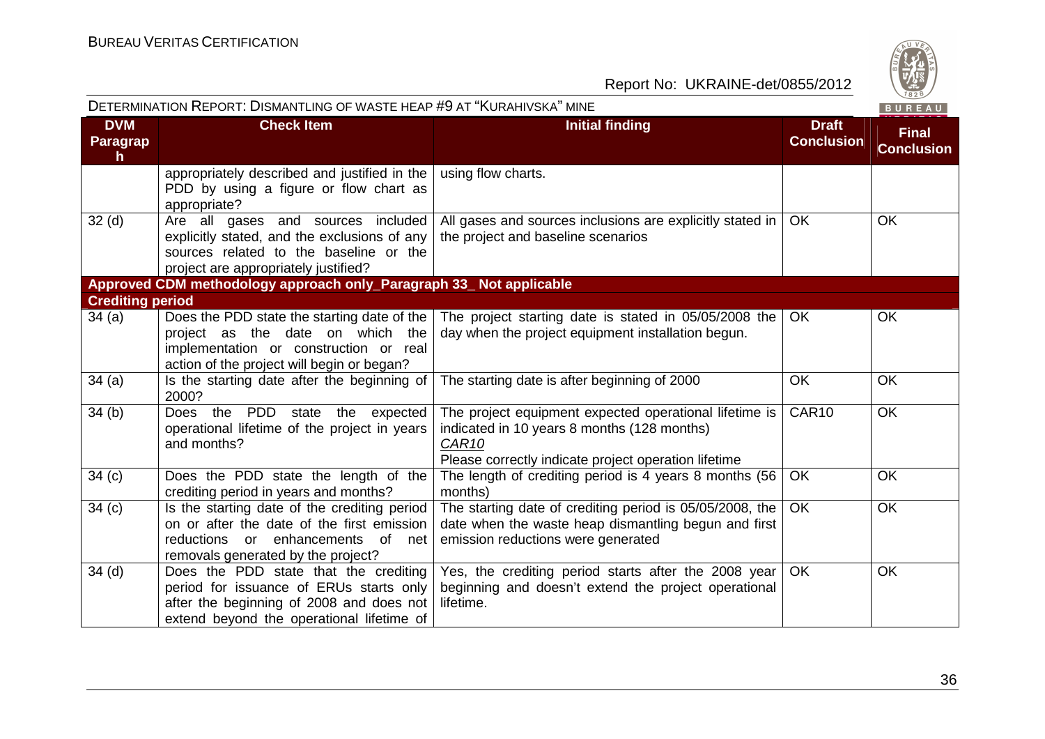| DVM Paragraph | Check Item | Initial finding | Draft Conclusion | Final Conclusion |
|---|---|---|---|---|
| | appropriately described and justified in the PDD by using a figure or flow chart as appropriate? | using flow charts. | | |
| 32 (d) | Are all gases and sources included explicitly stated, and the exclusions of any sources related to the baseline or the project are appropriately justified? | All gases and sources inclusions are explicitly stated in the project and baseline scenarios | OK | OK |
| **Approved CDM methodology approach only_Paragraph 33_ Not applicable** | | | | |
| **Crediting period** | | | | |
| 34 (a) | Does the PDD state the starting date of the project as the date on which the implementation or construction or real action of the project will begin or began? | The project starting date is stated in 05/05/2008 the day when the project equipment installation begun. | OK | OK |
| 34 (a) | Is the starting date after the beginning of 2000? | The starting date is after beginning of 2000 | OK | OK |
| 34 (b) | Does the PDD state the expected operational lifetime of the project in years and months? | The project equipment expected operational lifetime is indicated in 10 years 8 months (128 months)<br>*CAR10*<br>Please correctly indicate project operation lifetime | CAR10 | OK |
| 34 (c) | Does the PDD state the length of the crediting period in years and months? | The length of crediting period is 4 years 8 months (56 months) | OK | OK |
| 34 (c) | Is the starting date of the crediting period on or after the date of the first emission reductions or enhancements of net removals generated by the project? | The starting date of crediting period is 05/05/2008, the date when the waste heap dismantling begun and first emission reductions were generated | OK | OK |
| 34 (d) | Does the PDD state that the crediting period for issuance of ERUs starts only after the beginning of 2008 and does not extend beyond the operational lifetime of | Yes, the crediting period starts after the 2008 year beginning and doesn't extend the project operational lifetime. | OK | OK |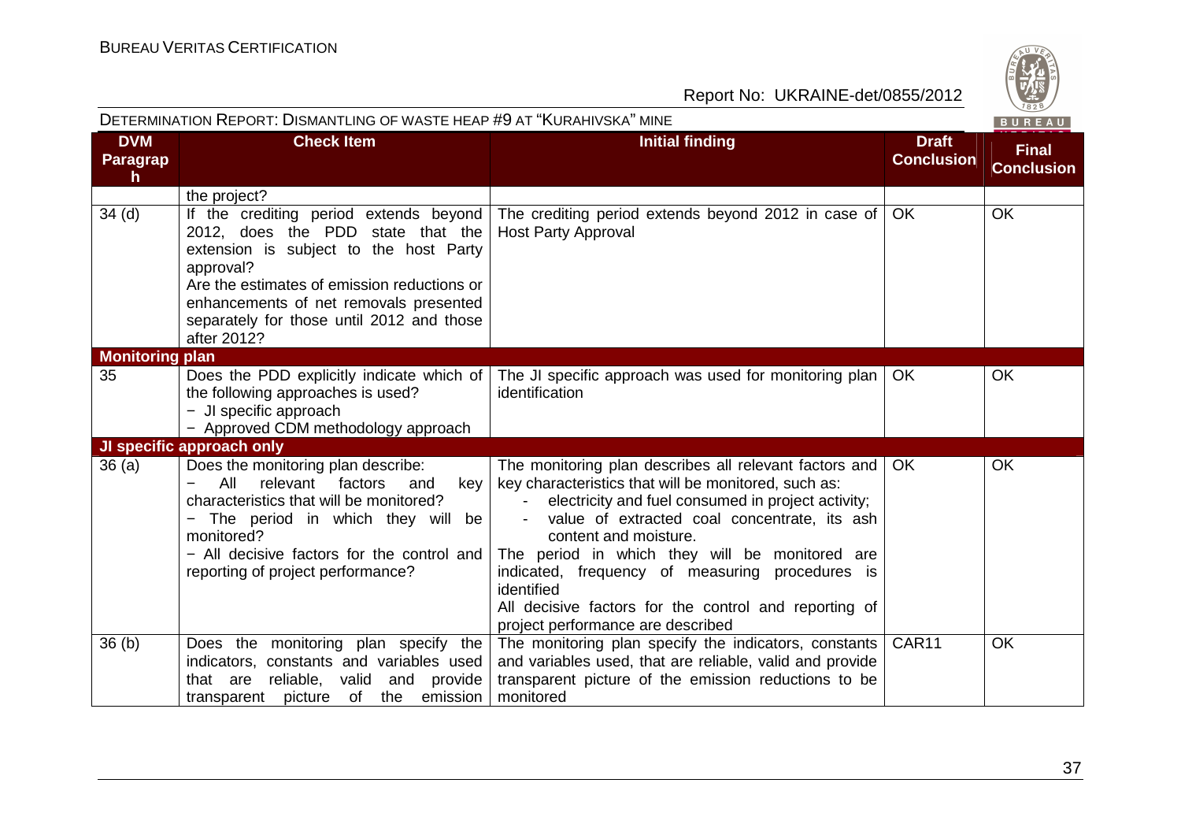DETERMINATION REPORT: DISMANTLING OF WASTE HEAP #9 AT "KURAHIVSKA" MINE

| DVM Paragraph | Check Item | Initial finding | Draft Conclusion | Final Conclusion |
|---|---|---|---|---|
| | the project? | | | |
| 34 (d) | If the crediting period extends beyond 2012, does the PDD state that the extension is subject to the host Party approval?<br>Are the estimates of emission reductions or enhancements of net removals presented separately for those until 2012 and those after 2012? | The crediting period extends beyond 2012 in case of Host Party Approval | OK | OK |
| **Monitoring plan** | | | | |
| 35 | Does the PDD explicitly indicate which of the following approaches is used?<br>− JI specific approach<br>− Approved CDM methodology approach | The JI specific approach was used for monitoring plan identification | OK | OK |
| **JI specific approach only** | | | | |
| 36 (a) | Does the monitoring plan describe:<br>− All relevant factors and key characteristics that will be monitored?<br>− The period in which they will be monitored?<br>− All decisive factors for the control and reporting of project performance? | The monitoring plan describes all relevant factors and key characteristics that will be monitored, such as:<br>- electricity and fuel consumed in project activity;<br>- value of extracted coal concentrate, its ash content and moisture.<br>The period in which they will be monitored are indicated, frequency of measuring procedures is identified<br>All decisive factors for the control and reporting of project performance are described | OK | OK |
| 36 (b) | Does the monitoring plan specify the indicators, constants and variables used that are reliable, valid and provide transparent picture of the emission | The monitoring plan specify the indicators, constants and variables used, that are reliable, valid and provide transparent picture of the emission reductions to be monitored | CAR11 | OK |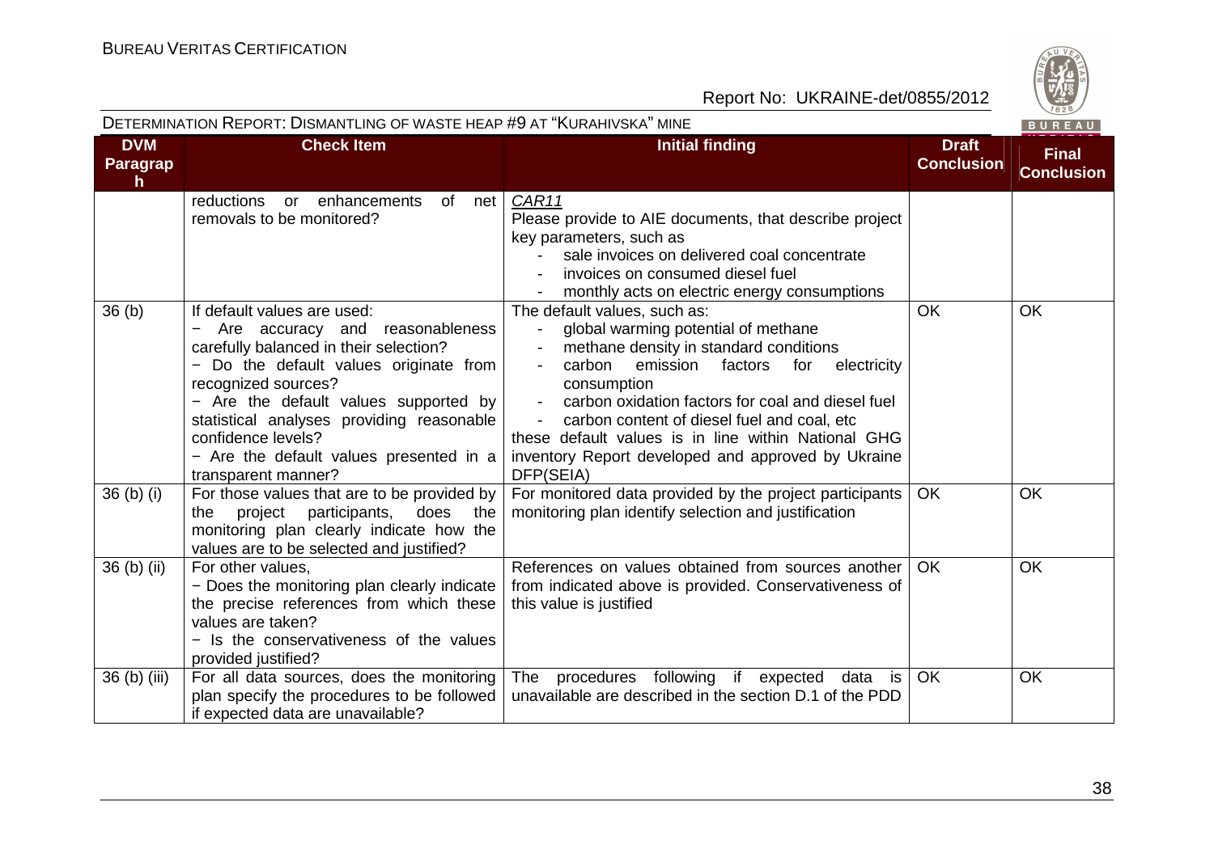| DVM Paragraph | Check Item | Initial finding | Draft Conclusion | Final Conclusion |
|---|---|---|---|---|
| | reductions or enhancements of net removals to be monitored? | *CAR11*<br>Please provide to AIE documents, that describe project key parameters, such as<br>- sale invoices on delivered coal concentrate<br>- invoices on consumed diesel fuel<br>- monthly acts on electric energy consumptions | | |
| 36 (b) | If default values are used:<br>− Are accuracy and reasonableness carefully balanced in their selection?<br>− Do the default values originate from recognized sources?<br>− Are the default values supported by statistical analyses providing reasonable confidence levels?<br>− Are the default values presented in a transparent manner? | The default values, such as:<br>- global warming potential of methane<br>- methane density in standard conditions<br>- carbon emission factors for electricity consumption<br>- carbon oxidation factors for coal and diesel fuel<br>- carbon content of diesel fuel and coal, etc<br>these default values is in line within National GHG inventory Report developed and approved by Ukraine DFP(SEIA) | OK | OK |
| 36 (b) (i) | For those values that are to be provided by the project participants, does the monitoring plan clearly indicate how the values are to be selected and justified? | For monitored data provided by the project participants monitoring plan identify selection and justification | OK | OK |
| 36 (b) (ii) | For other values,<br>− Does the monitoring plan clearly indicate the precise references from which these values are taken?<br>− Is the conservativeness of the values provided justified? | References on values obtained from sources another from indicated above is provided. Conservativeness of this value is justified | OK | OK |
| 36 (b) (iii) | For all data sources, does the monitoring plan specify the procedures to be followed if expected data are unavailable? | The procedures following if expected data is unavailable are described in the section D.1 of the PDD | OK | OK |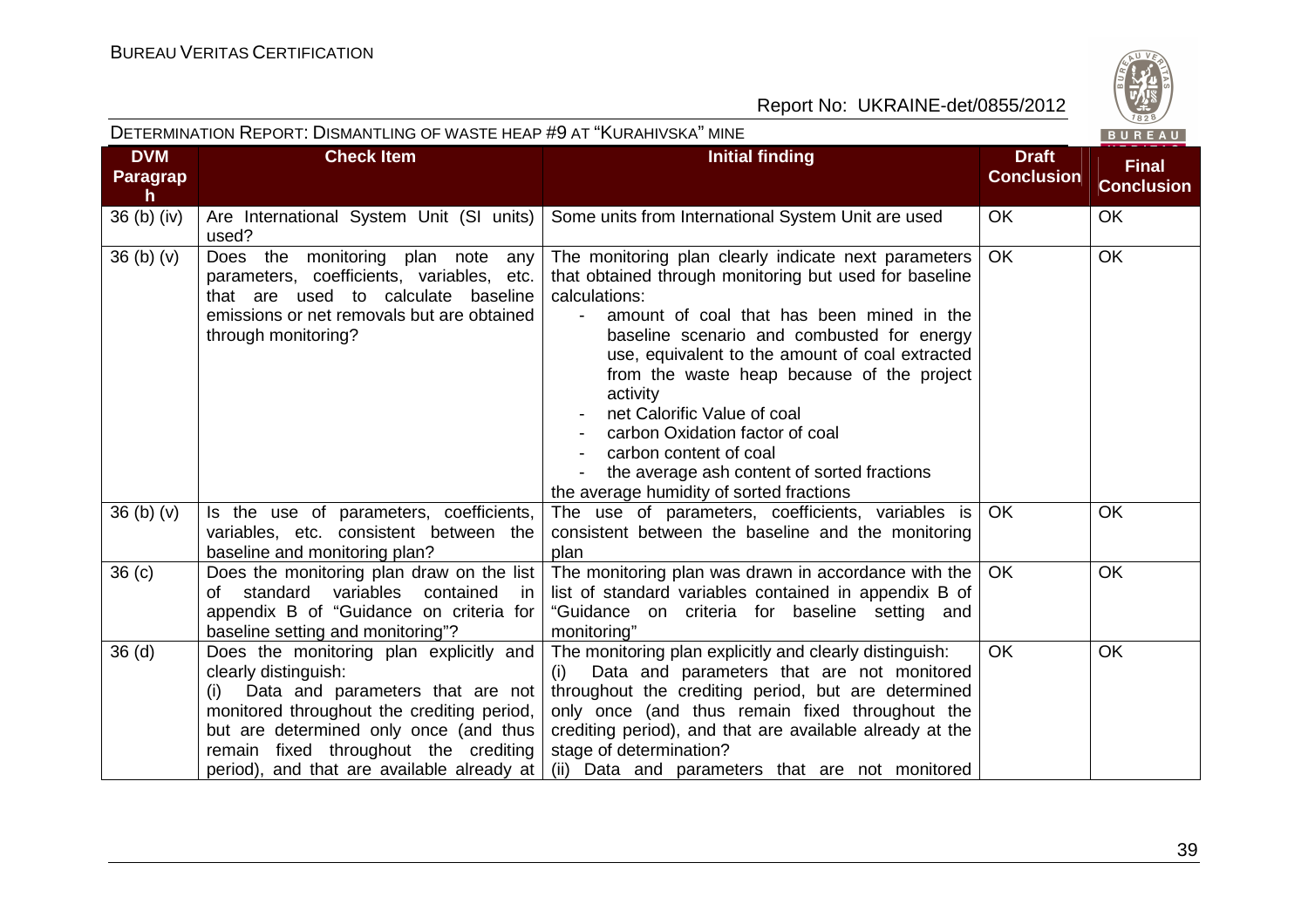| DVM Paragraph | Check Item | Initial finding | Draft Conclusion | Final Conclusion |
|---|---|---|---|---|
| 36 (b) (iv) | Are International System Unit (SI units) used? | Some units from International System Unit are used | OK | OK |
| 36 (b) (v) | Does the monitoring plan note any parameters, coefficients, variables, etc. that are used to calculate baseline emissions or net removals but are obtained through monitoring? | The monitoring plan clearly indicate next parameters that obtained through monitoring but used for baseline calculations:<br>- amount of coal that has been mined in the baseline scenario and combusted for energy use, equivalent to the amount of coal extracted from the waste heap because of the project activity<br>- net Calorific Value of coal<br>- carbon Oxidation factor of coal<br>- carbon content of coal<br>- the average ash content of sorted fractions<br>the average humidity of sorted fractions | OK | OK |
| 36 (b) (v) | Is the use of parameters, coefficients, variables, etc. consistent between the baseline and monitoring plan? | The use of parameters, coefficients, variables is consistent between the baseline and the monitoring plan | OK | OK |
| 36 (c) | Does the monitoring plan draw on the list of standard variables contained in appendix B of "Guidance on criteria for baseline setting and monitoring"? | The monitoring plan was drawn in accordance with the list of standard variables contained in appendix B of "Guidance on criteria for baseline setting and monitoring" | OK | OK |
| 36 (d) | Does the monitoring plan explicitly and clearly distinguish:<br>(i) Data and parameters that are not monitored throughout the crediting period, but are determined only once (and thus remain fixed throughout the crediting period), and that are available already at | The monitoring plan explicitly and clearly distinguish:<br>(i) Data and parameters that are not monitored throughout the crediting period, but are determined only once (and thus remain fixed throughout the crediting period), and that are available already at the stage of determination?<br>(ii) Data and parameters that are not monitored | OK | OK |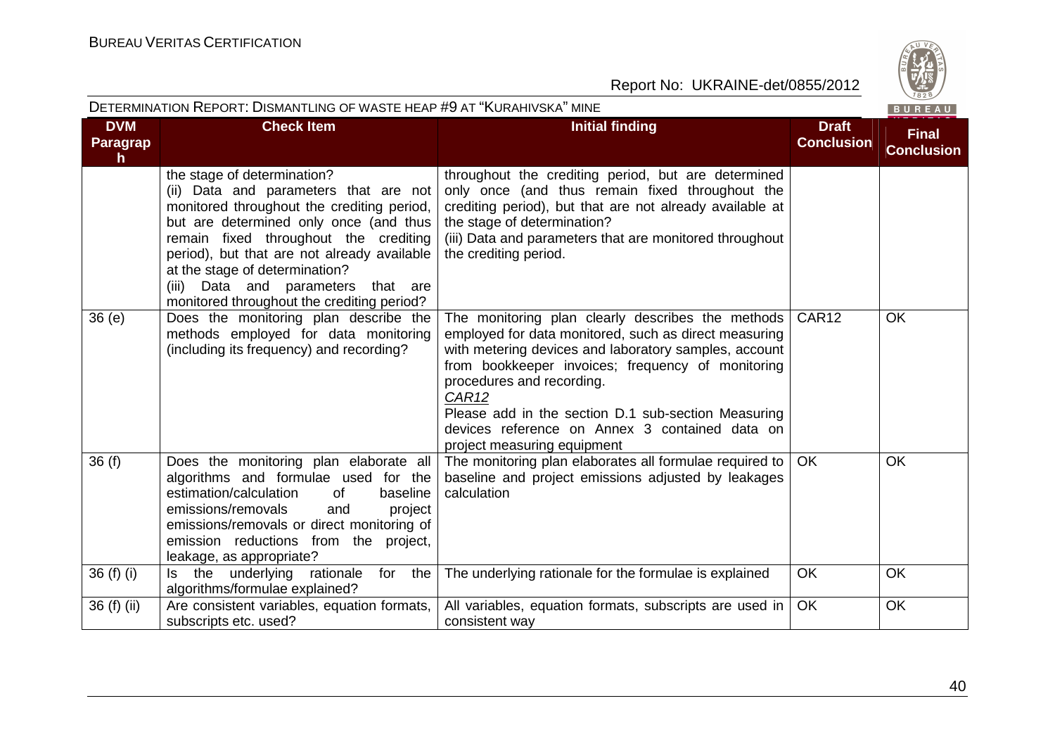| DVM Paragraph | Check Item | Initial finding | Draft Conclusion | Final Conclusion |
|---|---|---|---|---|
| | the stage of determination?<br>(ii) Data and parameters that are not monitored throughout the crediting period, but are determined only once (and thus remain fixed throughout the crediting period), but that are not already available at the stage of determination?<br>(iii) Data and parameters that are monitored throughout the crediting period? | throughout the crediting period, but are determined only once (and thus remain fixed throughout the crediting period), but that are not already available at the stage of determination?<br>(iii) Data and parameters that are monitored throughout the crediting period. | | |
| 36 (e) | Does the monitoring plan describe the methods employed for data monitoring (including its frequency) and recording? | The monitoring plan clearly describes the methods employed for data monitored, such as direct measuring with metering devices and laboratory samples, account from bookkeeper invoices; frequency of monitoring procedures and recording.<br>*CAR12*<br>Please add in the section D.1 sub-section Measuring devices reference on Annex 3 contained data on project measuring equipment | CAR12 | OK |
| 36 (f) | Does the monitoring plan elaborate all algorithms and formulae used for the estimation/calculation of baseline emissions/removals and project emissions/removals or direct monitoring of emission reductions from the project, leakage, as appropriate? | The monitoring plan elaborates all formulae required to baseline and project emissions adjusted by leakages calculation | OK | OK |
| 36 (f) (i) | Is the underlying rationale for the algorithms/formulae explained? | The underlying rationale for the formulae is explained | OK | OK |
| 36 (f) (ii) | Are consistent variables, equation formats, subscripts etc. used? | All variables, equation formats, subscripts are used in consistent way | OK | OK |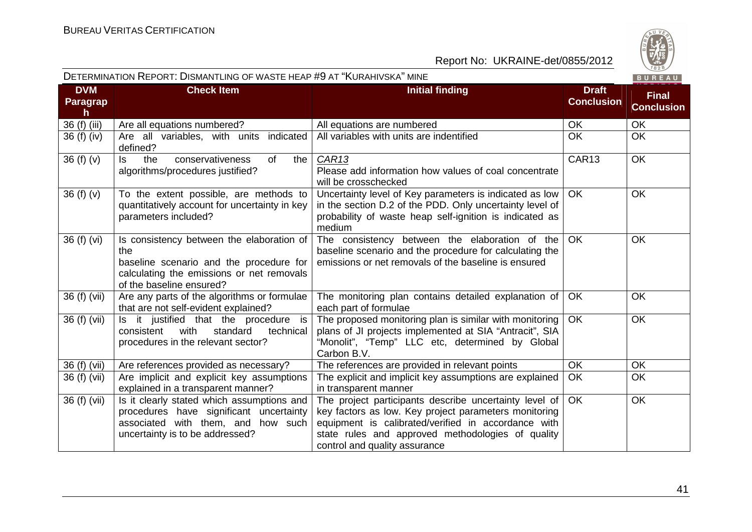DETERMINATION REPORT: DISMANTLING OF WASTE HEAP #9 AT "KURAHIVSKA" MINE

| DVM Paragraph | Check Item | Initial finding | Draft Conclusion | Final Conclusion |
|---|---|---|---|---|
| 36 (f) (iii) | Are all equations numbered? | All equations are numbered | OK | OK |
| 36 (f) (iv) | Are all variables, with units indicated defined? | All variables with units are indentified | OK | OK |
| 36 (f) (v) | Is the conservativeness of the algorithms/procedures justified? | *CAR13* Please add information how values of coal concentrate will be crosschecked | CAR13 | OK |
| 36 (f) (v) | To the extent possible, are methods to quantitatively account for uncertainty in key parameters included? | Uncertainty level of Key parameters is indicated as low in the section D.2 of the PDD. Only uncertainty level of probability of waste heap self-ignition is indicated as medium | OK | OK |
| 36 (f) (vi) | Is consistency between the elaboration of the baseline scenario and the procedure for calculating the emissions or net removals of the baseline ensured? | The consistency between the elaboration of the baseline scenario and the procedure for calculating the emissions or net removals of the baseline is ensured | OK | OK |
| 36 (f) (vii) | Are any parts of the algorithms or formulae that are not self-evident explained? | The monitoring plan contains detailed explanation of each part of formulae | OK | OK |
| 36 (f) (vii) | Is it justified that the procedure is consistent with standard technical procedures in the relevant sector? | The proposed monitoring plan is similar with monitoring plans of JI projects implemented at SIA "Antracit", SIA "Monolit", "Temp" LLC etc, determined by Global Carbon B.V. | OK | OK |
| 36 (f) (vii) | Are references provided as necessary? | The references are provided in relevant points | OK | OK |
| 36 (f) (vii) | Are implicit and explicit key assumptions explained in a transparent manner? | The explicit and implicit key assumptions are explained in transparent manner | OK | OK |
| 36 (f) (vii) | Is it clearly stated which assumptions and procedures have significant uncertainty associated with them, and how such uncertainty is to be addressed? | The project participants describe uncertainty level of key factors as low. Key project parameters monitoring equipment is calibrated/verified in accordance with state rules and approved methodologies of quality control and quality assurance | OK | OK |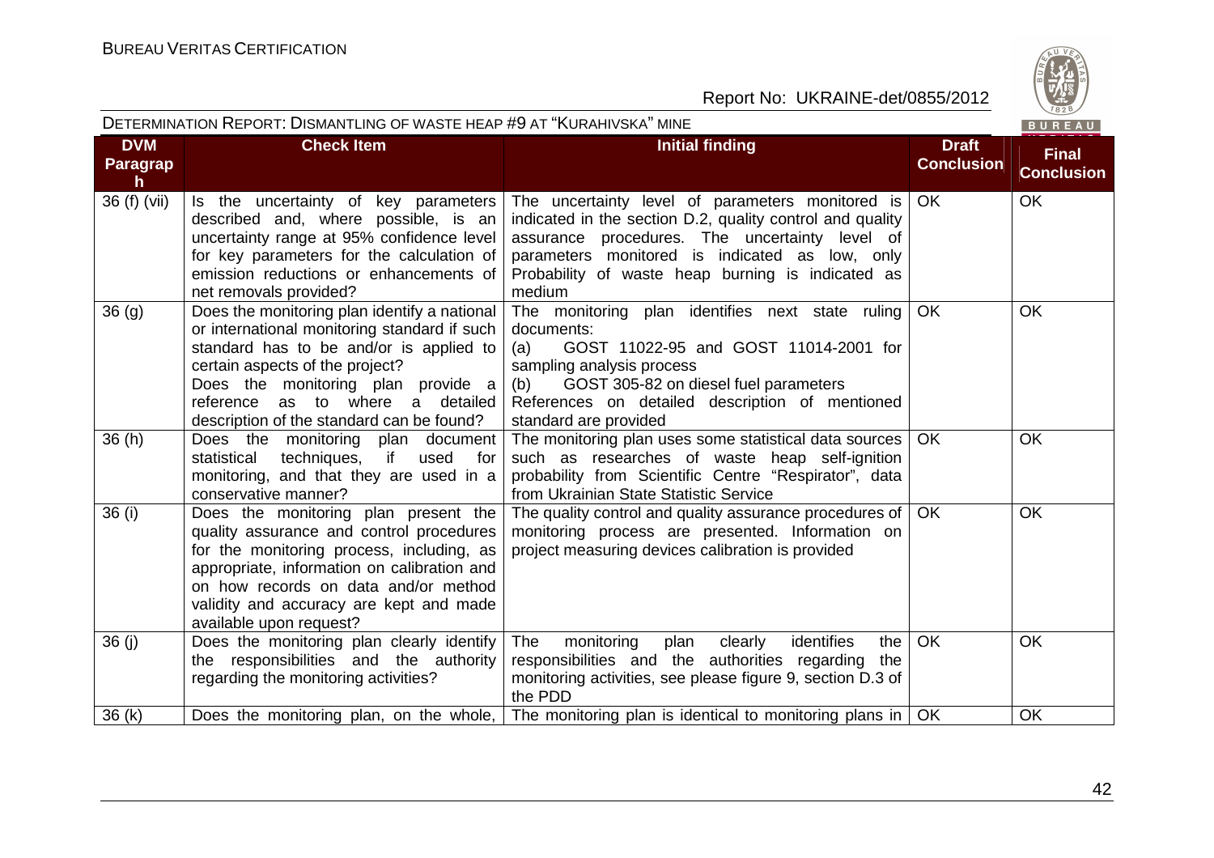DETERMINATION REPORT: DISMANTLING OF WASTE HEAP #9 AT "KURAHIVSKA" MINE

| DVM Paragraph | Check Item | Initial finding | Draft Conclusion | Final Conclusion |
|---|---|---|---|---|
| 36 (f) (vii) | Is the uncertainty of key parameters described and, where possible, is an uncertainty range at 95% confidence level for key parameters for the calculation of emission reductions or enhancements of net removals provided? | The uncertainty level of parameters monitored is indicated in the section D.2, quality control and quality assurance procedures. The uncertainty level of parameters monitored is indicated as low, only Probability of waste heap burning is indicated as medium | OK | OK |
| 36 (g) | Does the monitoring plan identify a national or international monitoring standard if such standard has to be and/or is applied to certain aspects of the project? Does the monitoring plan provide a reference as to where a detailed description of the standard can be found? | The monitoring plan identifies next state ruling documents: (a) GOST 11022-95 and GOST 11014-2001 for sampling analysis process (b) GOST 305-82 on diesel fuel parameters References on detailed description of mentioned standard are provided | OK | OK |
| 36 (h) | Does the monitoring plan document statistical techniques, if used for monitoring, and that they are used in a conservative manner? | The monitoring plan uses some statistical data sources such as researches of waste heap self-ignition probability from Scientific Centre "Respirator", data from Ukrainian State Statistic Service | OK | OK |
| 36 (i) | Does the monitoring plan present the quality assurance and control procedures for the monitoring process, including, as appropriate, information on calibration and on how records on data and/or method validity and accuracy are kept and made available upon request? | The quality control and quality assurance procedures of monitoring process are presented. Information on project measuring devices calibration is provided | OK | OK |
| 36 (j) | Does the monitoring plan clearly identify the responsibilities and the authority regarding the monitoring activities? | The monitoring plan clearly identifies the responsibilities and the authorities regarding the monitoring activities, see please figure 9, section D.3 of the PDD | OK | OK |
| 36 (k) | Does the monitoring plan, on the whole, | The monitoring plan is identical to monitoring plans in | OK | OK |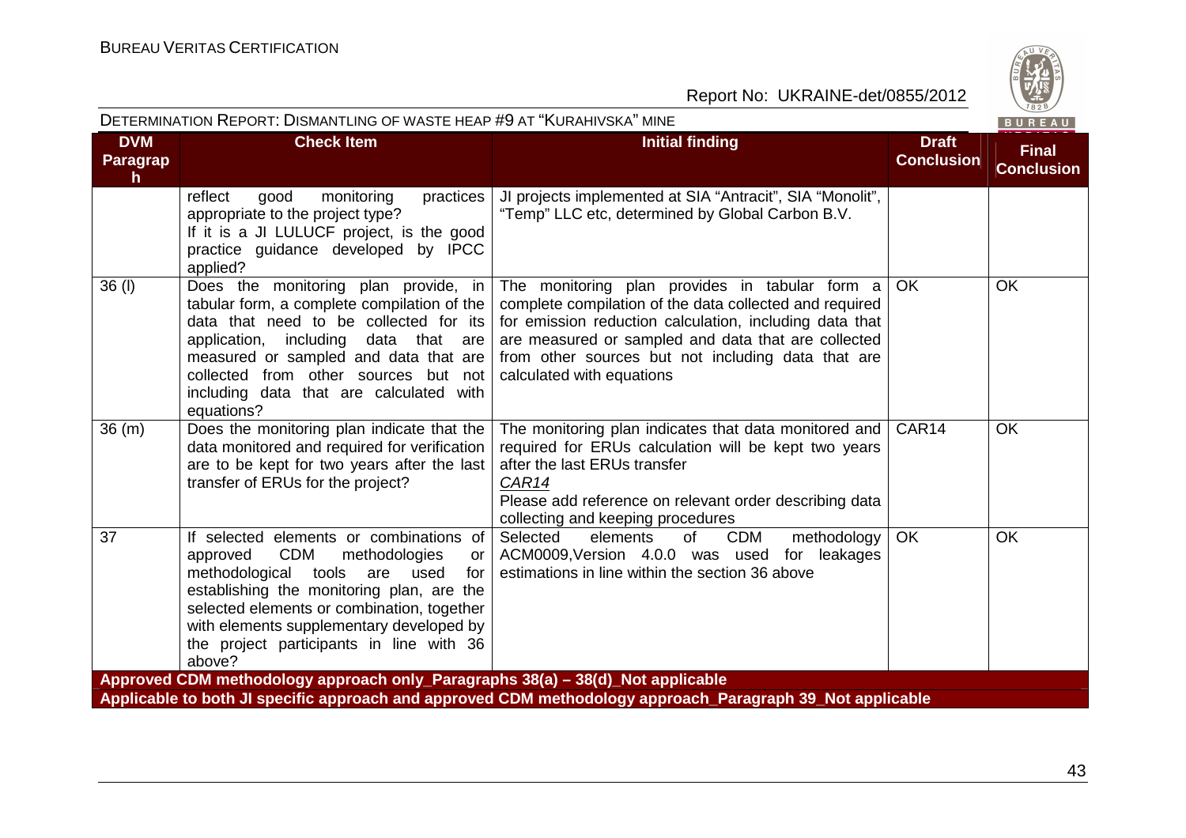| DVM Paragraph | Check Item | Initial finding | Draft Conclusion | Final Conclusion |
|---|---|---|---|---|
| | reflect good monitoring practices appropriate to the project type? If it is a JI LULUCF project, is the good practice guidance developed by IPCC applied? | JI projects implemented at SIA "Antracit", SIA "Monolit", "Temp" LLC etc, determined by Global Carbon B.V. | | |
| 36 (l) | Does the monitoring plan provide, in tabular form, a complete compilation of the data that need to be collected for its application, including data that are measured or sampled and data that are collected from other sources but not including data that are calculated with equations? | The monitoring plan provides in tabular form a complete compilation of the data collected and required for emission reduction calculation, including data that are measured or sampled and data that are collected from other sources but not including data that are calculated with equations | OK | OK |
| 36 (m) | Does the monitoring plan indicate that the data monitored and required for verification are to be kept for two years after the last transfer of ERUs for the project? | The monitoring plan indicates that data monitored and required for ERUs calculation will be kept two years after the last ERUs transfer<br>*CAR14*<br>Please add reference on relevant order describing data collecting and keeping procedures | CAR14 | OK |
| 37 | If selected elements or combinations of approved CDM methodologies or methodological tools are used for establishing the monitoring plan, are the selected elements or combination, together with elements supplementary developed by the project participants in line with 36 above? | Selected elements of CDM methodology ACM0009,Version 4.0.0 was used for leakages estimations in line within the section 36 above | OK | OK |
| **Approved CDM methodology approach only_Paragraphs 38(a) – 38(d)_Not applicable** | | | | |
| **Applicable to both JI specific approach and approved CDM methodology approach_Paragraph 39_Not applicable** | | | | |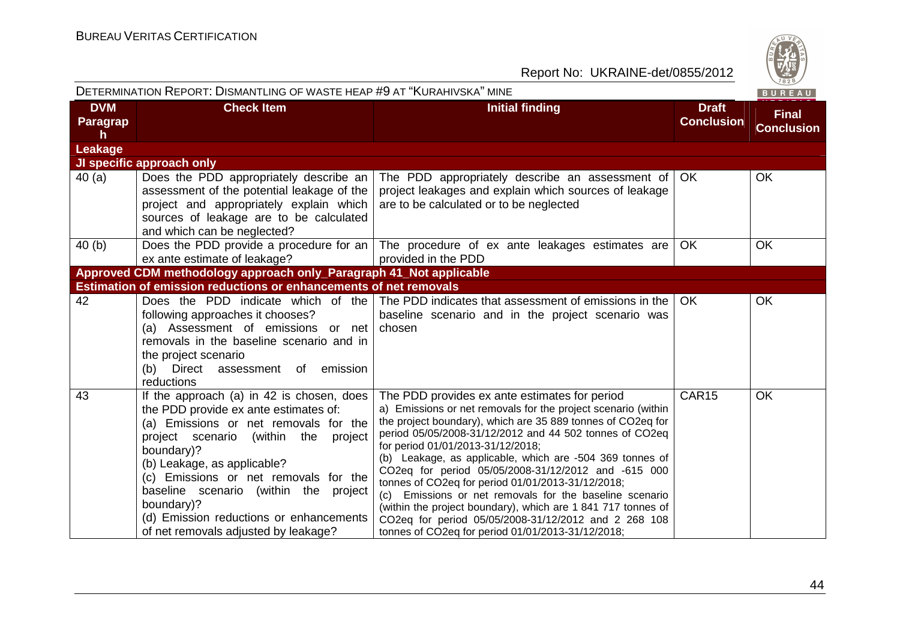| DVM Paragraph | Check Item | Initial finding | Draft Conclusion | Final Conclusion |
|---|---|---|---|---|
| **Leakage** | | | | |
| **JI specific approach only** | | | | |
| 40 (a) | Does the PDD appropriately describe an assessment of the potential leakage of the project and appropriately explain which sources of leakage are to be calculated and which can be neglected? | The PDD appropriately describe an assessment of project leakages and explain which sources of leakage are to be calculated or to be neglected | OK | OK |
| 40 (b) | Does the PDD provide a procedure for an ex ante estimate of leakage? | The procedure of ex ante leakages estimates are provided in the PDD | OK | OK |
| **Approved CDM methodology approach only_Paragraph 41_Not applicable** | | | | |
| **Estimation of emission reductions or enhancements of net removals** | | | | |
| 42 | Does the PDD indicate which of the following approaches it chooses?<br>(a) Assessment of emissions or net removals in the baseline scenario and in the project scenario<br>(b) Direct assessment of emission reductions | The PDD indicates that assessment of emissions in the baseline scenario and in the project scenario was chosen | OK | OK |
| 43 | If the approach (a) in 42 is chosen, does the PDD provide ex ante estimates of:<br>(a) Emissions or net removals for the project scenario (within the project boundary)?<br>(b) Leakage, as applicable?<br>(c) Emissions or net removals for the baseline scenario (within the project boundary)?<br>(d) Emission reductions or enhancements of net removals adjusted by leakage? | The PDD provides ex ante estimates for period<br>a) Emissions or net removals for the project scenario (within the project boundary), which are 35 889 tonnes of CO2eq for period 05/05/2008-31/12/2012 and 44 502 tonnes of CO2eq for period 01/01/2013-31/12/2018;<br>(b) Leakage, as applicable, which are -504 369 tonnes of CO2eq for period 05/05/2008-31/12/2012 and -615 000 tonnes of CO2eq for period 01/01/2013-31/12/2018;<br>(c) Emissions or net removals for the baseline scenario (within the project boundary), which are 1 841 717 tonnes of CO2eq for period 05/05/2008-31/12/2012 and 2 268 108 tonnes of CO2eq for period 01/01/2013-31/12/2018; | CAR15 | OK |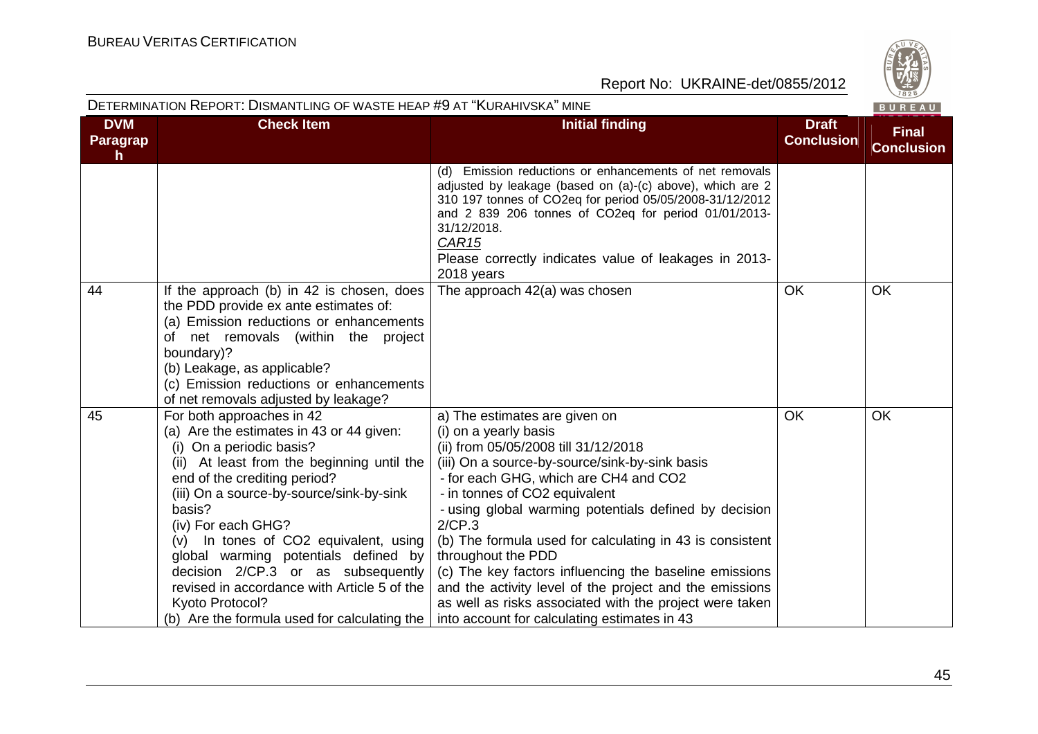| DVM Paragraph | Check Item | Initial finding | Draft Conclusion | Final Conclusion |
|---|---|---|---|---|
| | | (d) Emission reductions or enhancements of net removals adjusted by leakage (based on (a)-(c) above), which are 2 310 197 tonnes of CO2eq for period 05/05/2008-31/12/2012 and 2 839 206 tonnes of CO2eq for period 01/01/2013-31/12/2018.<br>*CAR15*<br>Please correctly indicates value of leakages in 2013-2018 years | | |
| 44 | If the approach (b) in 42 is chosen, does the PDD provide ex ante estimates of:<br>(a) Emission reductions or enhancements of net removals (within the project boundary)?<br>(b) Leakage, as applicable?<br>(c) Emission reductions or enhancements of net removals adjusted by leakage? | The approach 42(a) was chosen | OK | OK |
| 45 | For both approaches in 42<br>(a) Are the estimates in 43 or 44 given:<br>(i) On a periodic basis?<br>(ii) At least from the beginning until the end of the crediting period?<br>(iii) On a source-by-source/sink-by-sink basis?<br>(iv) For each GHG?<br>(v) In tones of CO2 equivalent, using global warming potentials defined by decision 2/CP.3 or as subsequently revised in accordance with Article 5 of the Kyoto Protocol?<br>(b) Are the formula used for calculating the | a) The estimates are given on<br>(i) on a yearly basis<br>(ii) from 05/05/2008 till 31/12/2018<br>(iii) On a source-by-source/sink-by-sink basis<br>- for each GHG, which are CH4 and CO2<br>- in tonnes of CO2 equivalent<br>- using global warming potentials defined by decision 2/CP.3<br>(b) The formula used for calculating in 43 is consistent throughout the PDD<br>(c) The key factors influencing the baseline emissions and the activity level of the project and the emissions as well as risks associated with the project were taken into account for calculating estimates in 43 | OK | OK |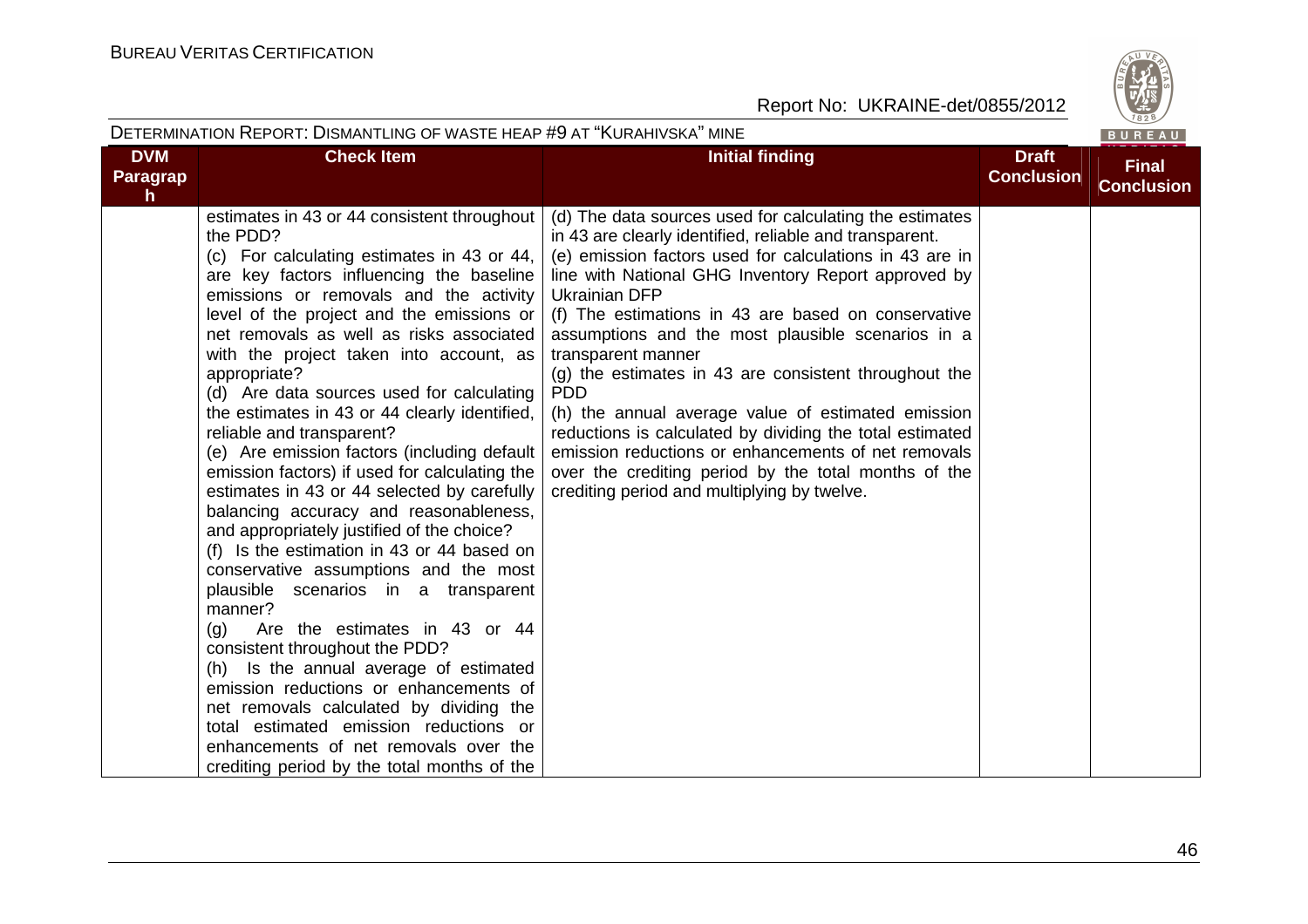| DVM Paragraph | Check Item | Initial finding | Draft Conclusion | Final Conclusion |
|---|---|---|---|---|
| | estimates in 43 or 44 consistent throughout the PDD?<br>(c) For calculating estimates in 43 or 44, are key factors influencing the baseline emissions or removals and the activity level of the project and the emissions or net removals as well as risks associated with the project taken into account, as appropriate?<br>(d) Are data sources used for calculating the estimates in 43 or 44 clearly identified, reliable and transparent?<br>(e) Are emission factors (including default emission factors) if used for calculating the estimates in 43 or 44 selected by carefully balancing accuracy and reasonableness, and appropriately justified of the choice?<br>(f) Is the estimation in 43 or 44 based on conservative assumptions and the most plausible scenarios in a transparent manner?<br>(g) Are the estimates in 43 or 44 consistent throughout the PDD?<br>(h) Is the annual average of estimated emission reductions or enhancements of net removals calculated by dividing the total estimated emission reductions or enhancements of net removals over the crediting period by the total months of the | (d) The data sources used for calculating the estimates in 43 are clearly identified, reliable and transparent.<br>(e) emission factors used for calculations in 43 are in line with National GHG Inventory Report approved by Ukrainian DFP<br>(f) The estimations in 43 are based on conservative assumptions and the most plausible scenarios in a transparent manner<br>(g) the estimates in 43 are consistent throughout the PDD<br>(h) the annual average value of estimated emission reductions is calculated by dividing the total estimated emission reductions or enhancements of net removals over the crediting period by the total months of the crediting period and multiplying by twelve. | | |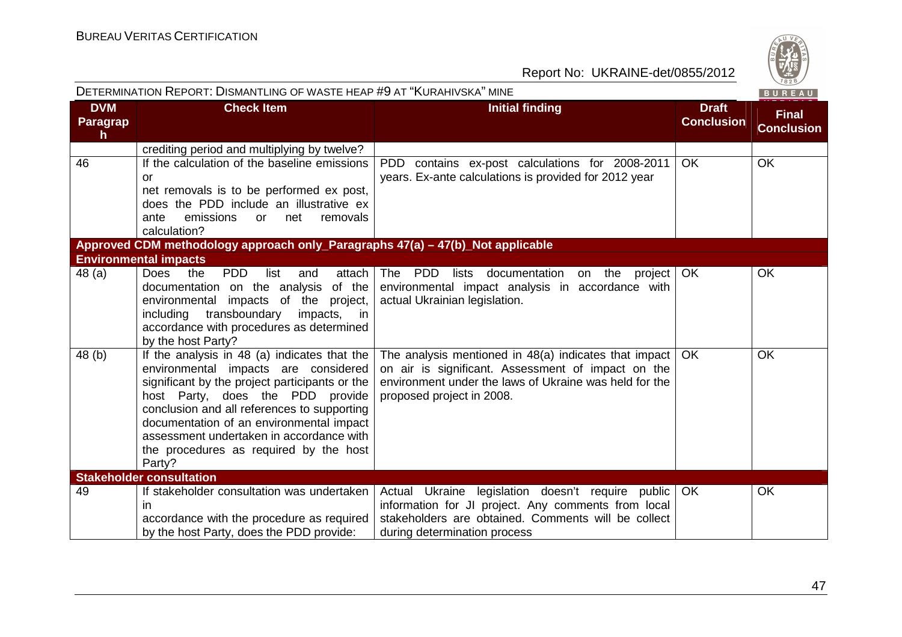| DVM Paragraph | Check Item | Initial finding | Draft Conclusion | Final Conclusion |
|---|---|---|---|---|
| | crediting period and multiplying by twelve? | | | |
| 46 | If the calculation of the baseline emissions or net removals is to be performed ex post, does the PDD include an illustrative ex ante emissions or net removals calculation? | PDD contains ex-post calculations for 2008-2011 years. Ex-ante calculations is provided for 2012 year | OK | OK |
| **Approved CDM methodology approach only_Paragraphs 47(a) – 47(b)_Not applicable** | | | | |
| **Environmental impacts** | | | | |
| 48 (a) | Does the PDD list and attach documentation on the analysis of the environmental impacts of the project, including transboundary impacts, in accordance with procedures as determined by the host Party? | The PDD lists documentation on the project environmental impact analysis in accordance with actual Ukrainian legislation. | OK | OK |
| 48 (b) | If the analysis in 48 (a) indicates that the environmental impacts are considered significant by the project participants or the host Party, does the PDD provide conclusion and all references to supporting documentation of an environmental impact assessment undertaken in accordance with the procedures as required by the host Party? | The analysis mentioned in 48(a) indicates that impact on air is significant. Assessment of impact on the environment under the laws of Ukraine was held for the proposed project in 2008. | OK | OK |
| **Stakeholder consultation** | | | | |
| 49 | If stakeholder consultation was undertaken in accordance with the procedure as required by the host Party, does the PDD provide: | Actual Ukraine legislation doesn't require public information for JI project. Any comments from local stakeholders are obtained. Comments will be collect during determination process | OK | OK |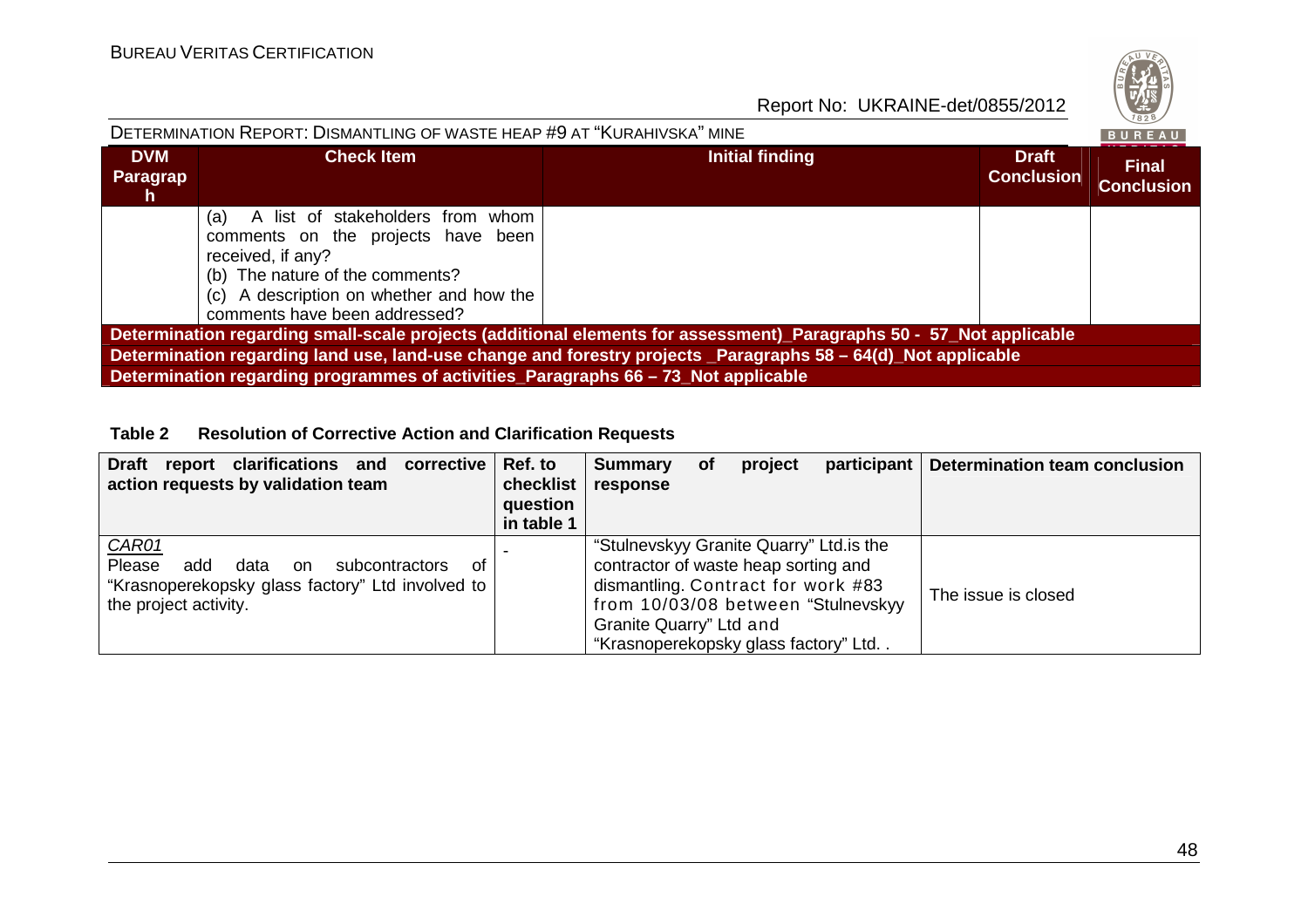| DVM Paragraph | Check Item | Initial finding | Draft Conclusion | Final Conclusion |
|---|---|---|---|---|
| | (a) A list of stakeholders from whom comments on the projects have been received, if any?<br>(b) The nature of the comments?<br>(c) A description on whether and how the comments have been addressed? | | | |
| **Determination regarding small-scale projects (additional elements for assessment)_Paragraphs 50 - 57_Not applicable** | | | | |
| **Determination regarding land use, land-use change and forestry projects _Paragraphs 58 – 64(d)_Not applicable** | | | | |
| **Determination regarding programmes of activities_Paragraphs 66 – 73_Not applicable** | | | | |

**Table 2 Resolution of Corrective Action and Clarification Requests**

| Draft report clarifications and corrective action requests by validation team | Ref. to checklist question in table 1 | Summary of project participant response | Determination team conclusion |
|---|---|---|---|
| *CAR01*<br>Please add data on subcontractors of "Krasnoperekopsky glass factory" Ltd involved to the project activity. | - | "Stulnevskyy Granite Quarry" Ltd.is the contractor of waste heap sorting and dismantling. Contract for work #83 from 10/03/08 between "Stulnevskyy Granite Quarry" Ltd and "Krasnoperekopsky glass factory" Ltd. . | The issue is closed |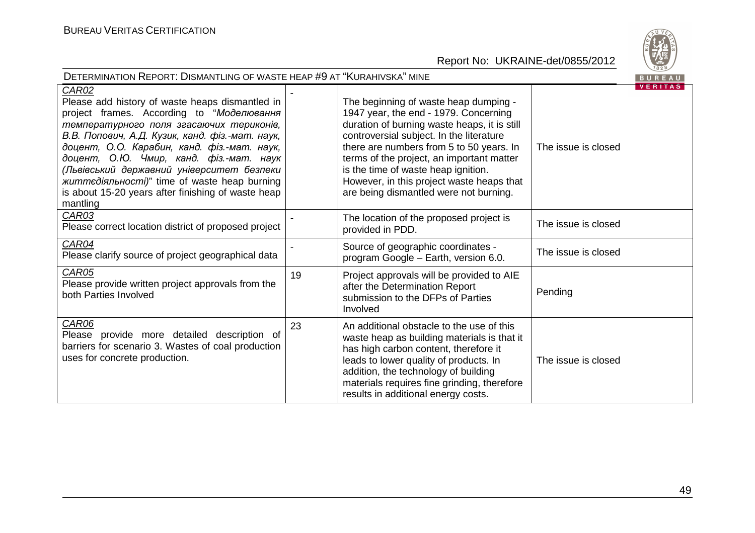| | | | |
|---|---|---|---|
| CAR02<br>Please add history of waste heaps dismantled in project frames. According to "*Моделювання температурного поля згасаючих териконів, В.В. Попович, А.Д. Кузик, канд. фіз.-мат. наук, доцент, О.О. Карабин, канд. фіз.-мат. наук, доцент, О.Ю. Чмир, канд. фіз.-мат. наук (Львівський державний університет безпеки життєдіяльності)*" time of waste heap burning is about 15-20 years after finishing of waste heap mantling | - | The beginning of waste heap dumping - 1947 year, the end - 1979. Concerning duration of burning waste heaps, it is still controversial subject. In the literature there are numbers from 5 to 50 years. In terms of the project, an important matter is the time of waste heap ignition. However, in this project waste heaps that are being dismantled were not burning. | The issue is closed |
| CAR03<br>Please correct location district of proposed project | - | The location of the proposed project is provided in PDD. | The issue is closed |
| CAR04<br>Please clarify source of project geographical data | - | Source of geographic coordinates - program Google – Earth, version 6.0. | The issue is closed |
| CAR05<br>Please provide written project approvals from the both Parties Involved | 19 | Project approvals will be provided to AIE after the Determination Report submission to the DFPs of Parties Involved | Pending |
| CAR06<br>Please provide more detailed description of barriers for scenario 3. Wastes of coal production uses for concrete production. | 23 | An additional obstacle to the use of this waste heap as building materials is that it has high carbon content, therefore it leads to lower quality of products. In addition, the technology of building materials requires fine grinding, therefore results in additional energy costs. | The issue is closed |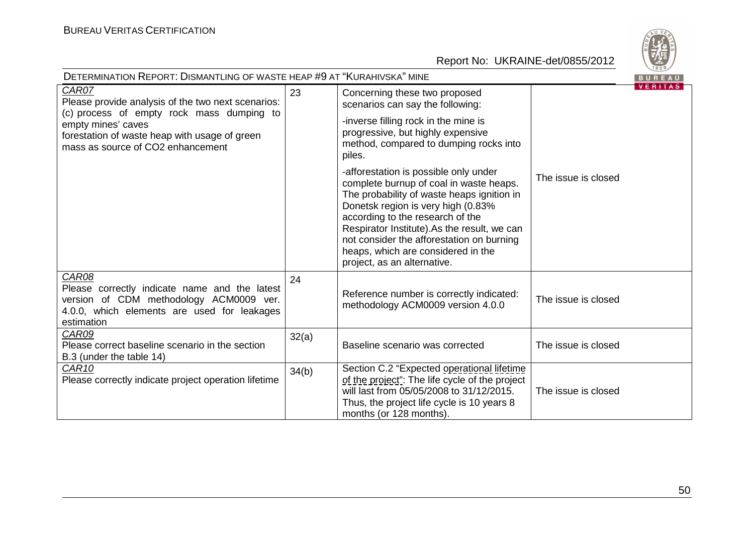| | | | |
|---|---|---|---|
| CAR07<br>Please provide analysis of the two next scenarios:<br>(c) process of empty rock mass dumping to empty mines' caves<br>forestation of waste heap with usage of green mass as source of CO2 enhancement | 23 | Concerning these two proposed scenarios can say the following:<br>-inverse filling rock in the mine is progressive, but highly expensive method, compared to dumping rocks into piles.<br>-afforestation is possible only under complete burnup of coal in waste heaps. The probability of waste heaps ignition in Donetsk region is very high (0.83% according to the research of the Respirator Institute).As the result, we can not consider the afforestation on burning heaps, which are considered in the project, as an alternative. | The issue is closed |
| CAR08<br>Please correctly indicate name and the latest version of CDM methodology ACM0009 ver. 4.0.0, which elements are used for leakages estimation | 24 | Reference number is correctly indicated: methodology ACM0009 version 4.0.0 | The issue is closed |
| CAR09<br>Please correct baseline scenario in the section B.3 (under the table 14) | 32(a) | Baseline scenario was corrected | The issue is closed |
| CAR10<br>Please correctly indicate project operation lifetime | 34(b) | Section C.2 "Expected operational lifetime of the project": The life cycle of the project will last from 05/05/2008 to 31/12/2015. Thus, the project life cycle is 10 years 8 months (or 128 months). | The issue is closed |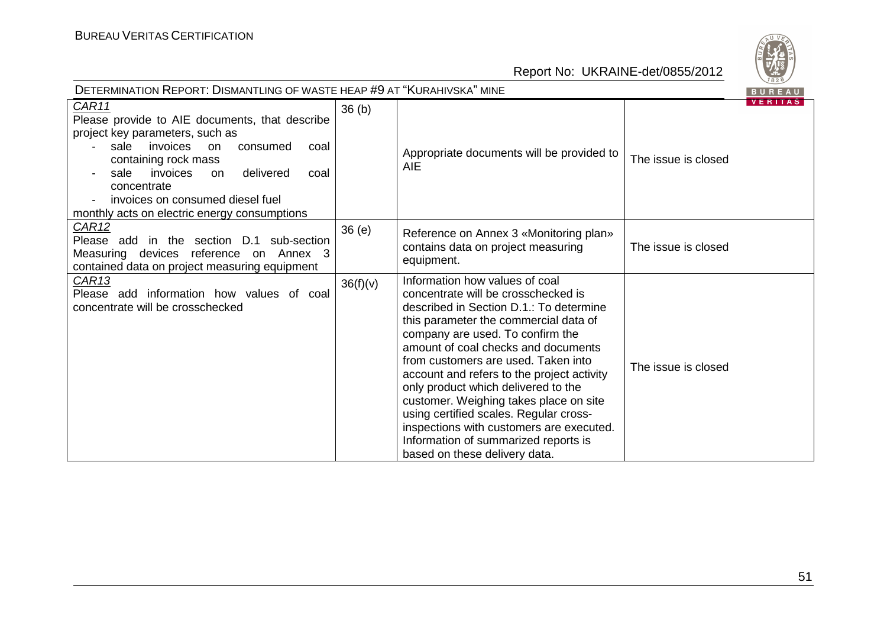| | | | |
|---|---|---|---|
| *CAR11*<br>Please provide to AIE documents, that describe project key parameters, such as<br>- sale invoices on consumed coal containing rock mass<br>- sale invoices on delivered coal concentrate<br>- invoices on consumed diesel fuel<br>monthly acts on electric energy consumptions | 36 (b) | Appropriate documents will be provided to AIE | The issue is closed |
| *CAR12*<br>Please add in the section D.1 sub-section Measuring devices reference on Annex 3 contained data on project measuring equipment | 36 (e) | Reference on Annex 3 «Monitoring plan» contains data on project measuring equipment. | The issue is closed |
| *CAR13*<br>Please add information how values of coal concentrate will be crosschecked | 36(f)(v) | Information how values of coal concentrate will be crosschecked is described in Section D.1.: To determine this parameter the commercial data of company are used. To confirm the amount of coal checks and documents from customers are used. Taken into account and refers to the project activity only product which delivered to the customer. Weighing takes place on site using certified scales. Regular cross-inspections with customers are executed. Information of summarized reports is based on these delivery data. | The issue is closed |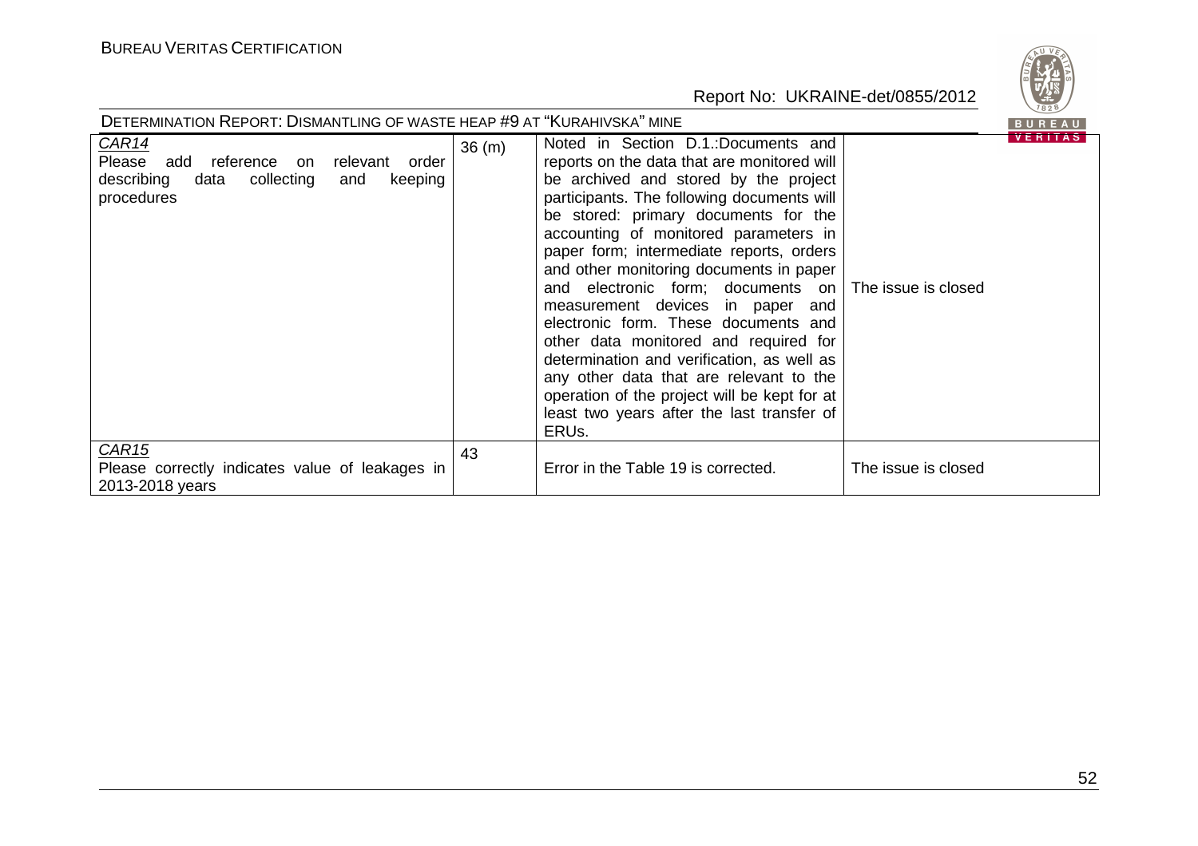| | | | |
|---|---|---|---|
| *CAR14*<br>Please add reference on relevant order describing data collecting and keeping procedures | 36 (m) | Noted in Section D.1.:Documents and reports on the data that are monitored will be archived and stored by the project participants. The following documents will be stored: primary documents for the accounting of monitored parameters in paper form; intermediate reports, orders and other monitoring documents in paper and electronic form; documents on measurement devices in paper and electronic form. These documents and other data monitored and required for determination and verification, as well as any other data that are relevant to the operation of the project will be kept for at least two years after the last transfer of ERUs. | The issue is closed |
| *CAR15*<br>Please correctly indicates value of leakages in 2013-2018 years | 43 | Error in the Table 19 is corrected. | The issue is closed |